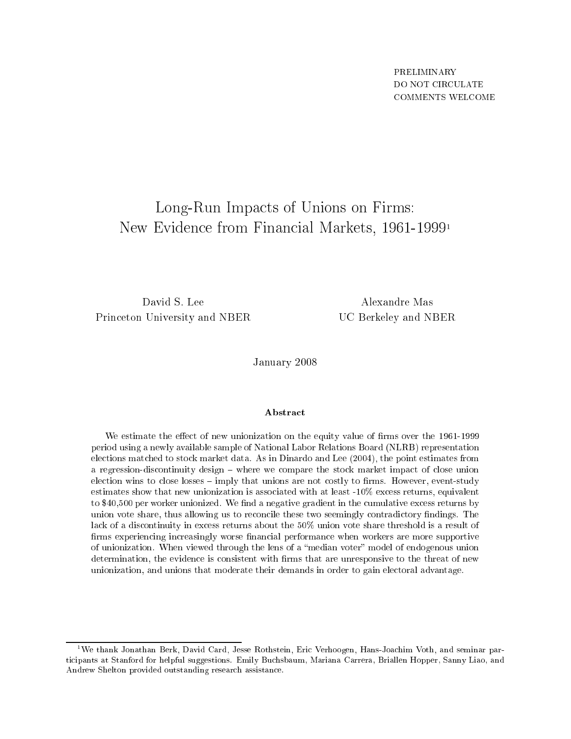PRELIMINARY
DO NOT CIRCULATE
COMMENTS WELCOME

# Long-Run Impacts of Unions on Firms: New Evidence from Financial Markets, 1961-1999[1]

David S. Lee
Princeton University and NBER

Alexandre Mas
UC Berkeley and NBER

January 2008

### Abstract

We estimate the effect of new unionization on the equity value of firms over the 1961-1999 period using a newly available sample of National Labor Relations Board (NLRB) representation elections matched to stock market data. As in Dinardo and Lee (2004), the point estimates from a regression-discontinuity design – where we compare the stock market impact of close union election wins to close losses – imply that unions are not costly to firms. However, event-study estimates show that new unionization is associated with at least -10% excess returns, equivalent to $40,500 per worker unionized. We find a negative gradient in the cumulative excess returns by union vote share, thus allowing us to reconcile these two seemingly contradictory findings. The lack of a discontinuity in excess returns about the 50% union vote share threshold is a result of firms experiencing increasingly worse financial performance when workers are more supportive of unionization. When viewed through the lens of a "median voter" model of endogenous union determination, the evidence is consistent with firms that are unresponsive to the threat of new unionization, and unions that moderate their demands in order to gain electoral advantage.

[1] We thank Jonathan Berk, David Card, Jesse Rothstein, Eric Verhoogen, Hans-Joachim Voth, and seminar participants at Stanford for helpful suggestions. Emily Buchsbaum, Mariana Carrera, Briallen Hopper, Sanny Liao, and Andrew Shelton provided outstanding research assistance.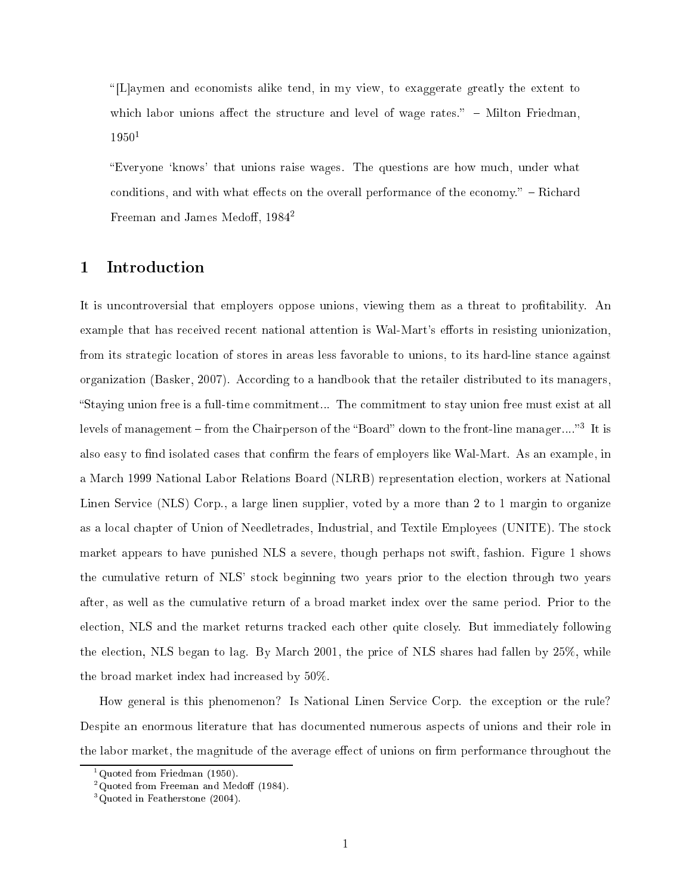> "[L]aymen and economists alike tend, in my view, to exaggerate greatly the extent to which labor unions affect the structure and level of wage rates." – Milton Friedman, 1950[1]

> "Everyone 'knows' that unions raise wages. The questions are how much, under what conditions, and with what effects on the overall performance of the economy." – Richard Freeman and James Medoff, 1984[2]

# 1 Introduction

It is uncontroversial that employers oppose unions, viewing them as a threat to profitability. An example that has received recent national attention is Wal-Mart's efforts in resisting unionization, from its strategic location of stores in areas less favorable to unions, to its hard-line stance against organization (Basker, 2007). According to a handbook that the retailer distributed to its managers, "Staying union free is a full-time commitment... The commitment to stay union free must exist at all levels of management – from the Chairperson of the "Board" down to the front-line manager...."[3] It is also easy to find isolated cases that confirm the fears of employers like Wal-Mart. As an example, in a March 1999 National Labor Relations Board (NLRB) representation election, workers at National Linen Service (NLS) Corp., a large linen supplier, voted by a more than 2 to 1 margin to organize as a local chapter of Union of Needletrades, Industrial, and Textile Employees (UNITE). The stock market appears to have punished NLS a severe, though perhaps not swift, fashion. Figure 1 shows the cumulative return of NLS' stock beginning two years prior to the election through two years after, as well as the cumulative return of a broad market index over the same period. Prior to the election, NLS and the market returns tracked each other quite closely. But immediately following the election, NLS began to lag. By March 2001, the price of NLS shares had fallen by 25%, while the broad market index had increased by 50%.

How general is this phenomenon? Is National Linen Service Corp. the exception or the rule? Despite an enormous literature that has documented numerous aspects of unions and their role in the labor market, the magnitude of the average effect of unions on firm performance throughout the

[1] Quoted from Friedman (1950).

[2] Quoted from Freeman and Medoff (1984).

[3] Quoted in Featherstone (2004).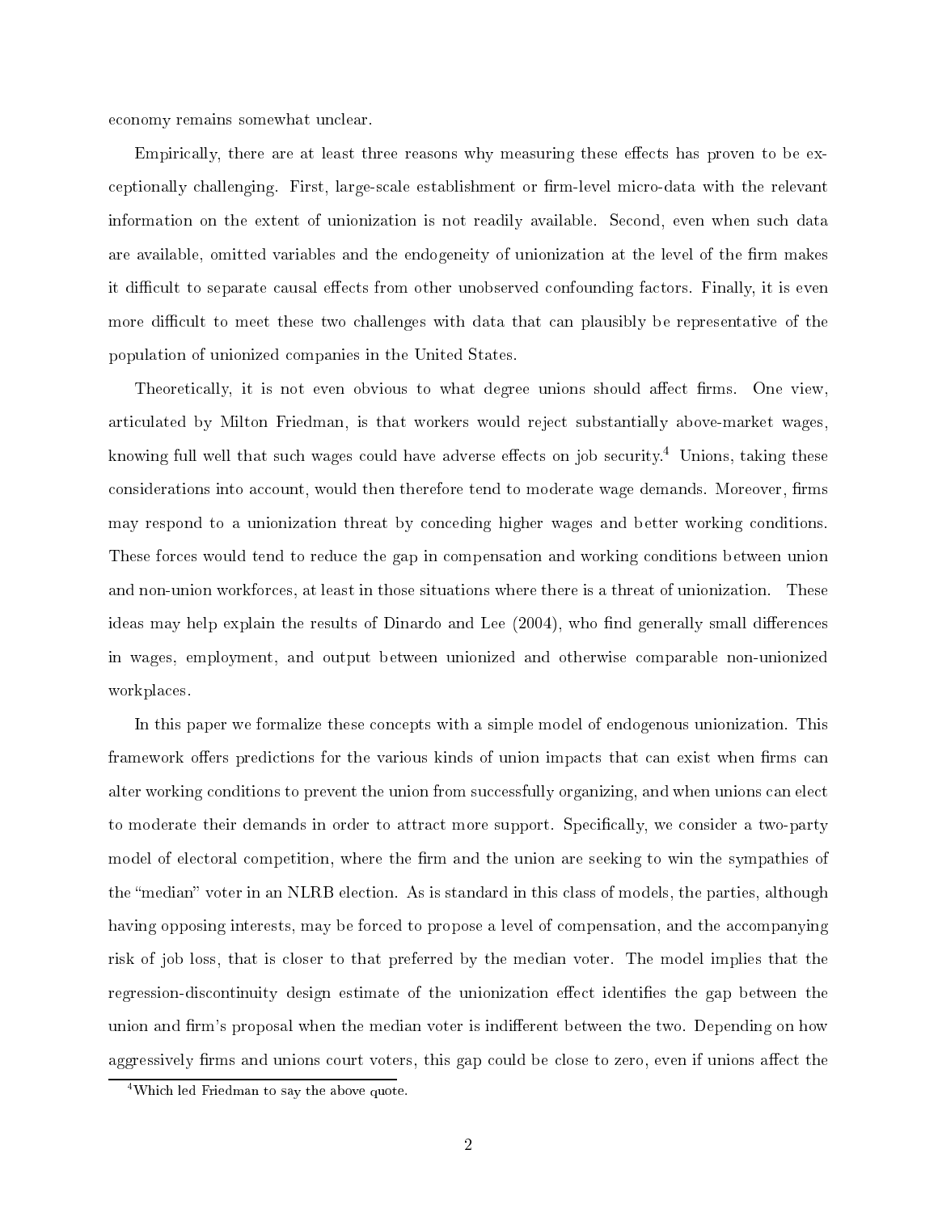economy remains somewhat unclear.

Empirically, there are at least three reasons why measuring these effects has proven to be exceptionally challenging. First, large-scale establishment or firm-level micro-data with the relevant information on the extent of unionization is not readily available. Second, even when such data are available, omitted variables and the endogeneity of unionization at the level of the firm makes it difficult to separate causal effects from other unobserved confounding factors. Finally, it is even more difficult to meet these two challenges with data that can plausibly be representative of the population of unionized companies in the United States.

Theoretically, it is not even obvious to what degree unions should affect firms. One view, articulated by Milton Friedman, is that workers would reject substantially above-market wages, knowing full well that such wages could have adverse effects on job security.[4] Unions, taking these considerations into account, would then therefore tend to moderate wage demands. Moreover, firms may respond to a unionization threat by conceding higher wages and better working conditions. These forces would tend to reduce the gap in compensation and working conditions between union and non-union workforces, at least in those situations where there is a threat of unionization. These ideas may help explain the results of Dinardo and Lee (2004), who find generally small differences in wages, employment, and output between unionized and otherwise comparable non-unionized workplaces.

In this paper we formalize these concepts with a simple model of endogenous unionization. This framework offers predictions for the various kinds of union impacts that can exist when firms can alter working conditions to prevent the union from successfully organizing, and when unions can elect to moderate their demands in order to attract more support. Specifically, we consider a two-party model of electoral competition, where the firm and the union are seeking to win the sympathies of the "median" voter in an NLRB election. As is standard in this class of models, the parties, although having opposing interests, may be forced to propose a level of compensation, and the accompanying risk of job loss, that is closer to that preferred by the median voter. The model implies that the regression-discontinuity design estimate of the unionization effect identifies the gap between the union and firm's proposal when the median voter is indifferent between the two. Depending on how aggressively firms and unions court voters, this gap could be close to zero, even if unions affect the

[4] Which led Friedman to say the above quote.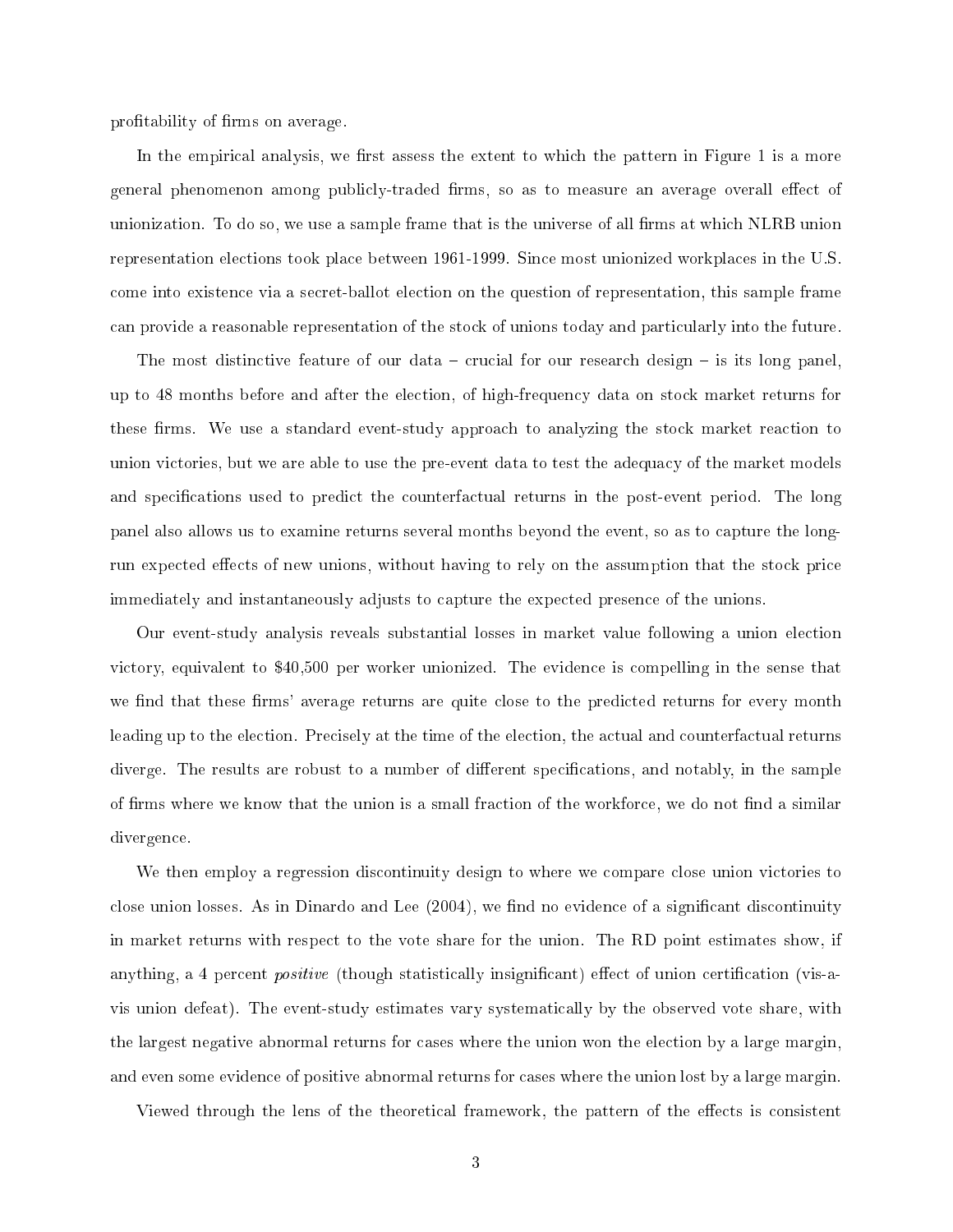profitability of firms on average.

In the empirical analysis, we first assess the extent to which the pattern in Figure 1 is a more general phenomenon among publicly-traded firms, so as to measure an average overall effect of unionization. To do so, we use a sample frame that is the universe of all firms at which NLRB union representation elections took place between 1961-1999. Since most unionized workplaces in the U.S. come into existence via a secret-ballot election on the question of representation, this sample frame can provide a reasonable representation of the stock of unions today and particularly into the future.

The most distinctive feature of our data – crucial for our research design – is its long panel, up to 48 months before and after the election, of high-frequency data on stock market returns for these firms. We use a standard event-study approach to analyzing the stock market reaction to union victories, but we are able to use the pre-event data to test the adequacy of the market models and specifications used to predict the counterfactual returns in the post-event period. The long panel also allows us to examine returns several months beyond the event, so as to capture the long-run expected effects of new unions, without having to rely on the assumption that the stock price immediately and instantaneously adjusts to capture the expected presence of the unions.

Our event-study analysis reveals substantial losses in market value following a union election victory, equivalent to $40,500 per worker unionized. The evidence is compelling in the sense that we find that these firms' average returns are quite close to the predicted returns for every month leading up to the election. Precisely at the time of the election, the actual and counterfactual returns diverge. The results are robust to a number of different specifications, and notably, in the sample of firms where we know that the union is a small fraction of the workforce, we do not find a similar divergence.

We then employ a regression discontinuity design to where we compare close union victories to close union losses. As in Dinardo and Lee (2004), we find no evidence of a significant discontinuity in market returns with respect to the vote share for the union. The RD point estimates show, if anything, a 4 percent *positive* (though statistically insignificant) effect of union certification (vis-a-vis union defeat). The event-study estimates vary systematically by the observed vote share, with the largest negative abnormal returns for cases where the union won the election by a large margin, and even some evidence of positive abnormal returns for cases where the union lost by a large margin.

Viewed through the lens of the theoretical framework, the pattern of the effects is consistent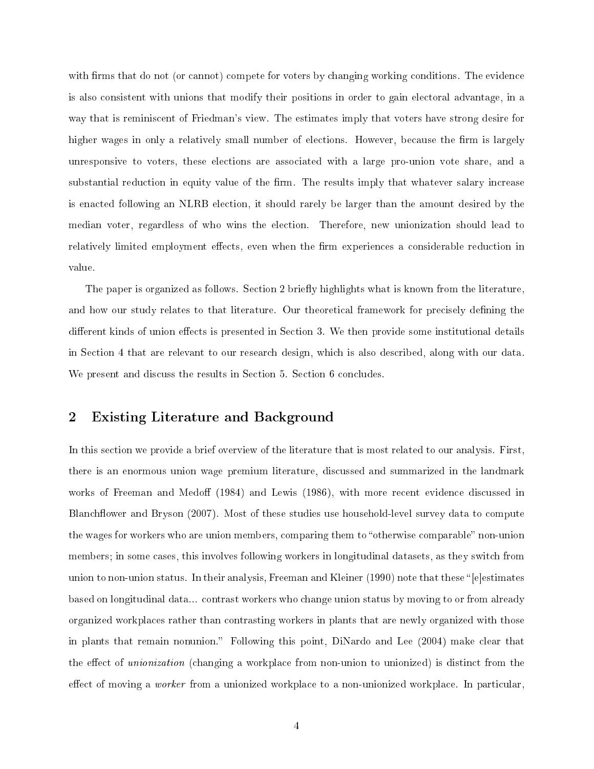with firms that do not (or cannot) compete for voters by changing working conditions. The evidence is also consistent with unions that modify their positions in order to gain electoral advantage, in a way that is reminiscent of Friedman's view. The estimates imply that voters have strong desire for higher wages in only a relatively small number of elections. However, because the firm is largely unresponsive to voters, these elections are associated with a large pro-union vote share, and a substantial reduction in equity value of the firm. The results imply that whatever salary increase is enacted following an NLRB election, it should rarely be larger than the amount desired by the median voter, regardless of who wins the election. Therefore, new unionization should lead to relatively limited employment effects, even when the firm experiences a considerable reduction in value.

The paper is organized as follows. Section 2 briefly highlights what is known from the literature, and how our study relates to that literature. Our theoretical framework for precisely defining the different kinds of union effects is presented in Section 3. We then provide some institutional details in Section 4 that are relevant to our research design, which is also described, along with our data. We present and discuss the results in Section 5. Section 6 concludes.

## 2 Existing Literature and Background

In this section we provide a brief overview of the literature that is most related to our analysis. First, there is an enormous union wage premium literature, discussed and summarized in the landmark works of Freeman and Medoff (1984) and Lewis (1986), with more recent evidence discussed in Blanchflower and Bryson (2007). Most of these studies use household-level survey data to compute the wages for workers who are union members, comparing them to "otherwise comparable" non-union members; in some cases, this involves following workers in longitudinal datasets, as they switch from union to non-union status. In their analysis, Freeman and Kleiner (1990) note that these "[e]estimates based on longitudinal data... contrast workers who change union status by moving to or from already organized workplaces rather than contrasting workers in plants that are newly organized with those in plants that remain nonunion." Following this point, DiNardo and Lee (2004) make clear that the effect of *unionization* (changing a workplace from non-union to unionized) is distinct from the effect of moving a *worker* from a unionized workplace to a non-unionized workplace. In particular,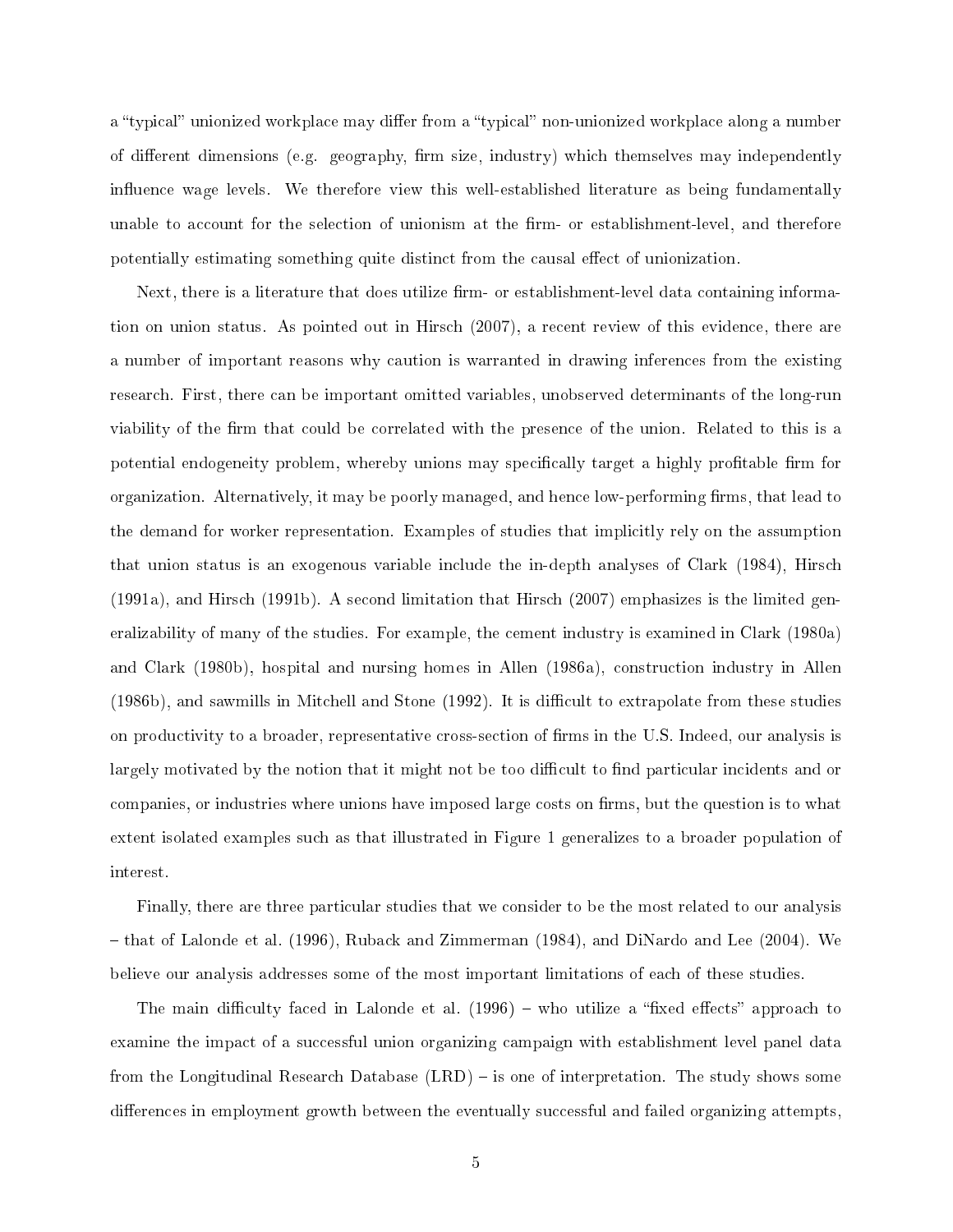a "typical" unionized workplace may differ from a "typical" non-unionized workplace along a number of different dimensions (e.g. geography, firm size, industry) which themselves may independently influence wage levels. We therefore view this well-established literature as being fundamentally unable to account for the selection of unionism at the firm- or establishment-level, and therefore potentially estimating something quite distinct from the causal effect of unionization.

Next, there is a literature that does utilize firm- or establishment-level data containing information on union status. As pointed out in Hirsch (2007), a recent review of this evidence, there are a number of important reasons why caution is warranted in drawing inferences from the existing research. First, there can be important omitted variables, unobserved determinants of the long-run viability of the firm that could be correlated with the presence of the union. Related to this is a potential endogeneity problem, whereby unions may specifically target a highly profitable firm for organization. Alternatively, it may be poorly managed, and hence low-performing firms, that lead to the demand for worker representation. Examples of studies that implicitly rely on the assumption that union status is an exogenous variable include the in-depth analyses of Clark (1984), Hirsch (1991a), and Hirsch (1991b). A second limitation that Hirsch (2007) emphasizes is the limited generalizability of many of the studies. For example, the cement industry is examined in Clark (1980a) and Clark (1980b), hospital and nursing homes in Allen (1986a), construction industry in Allen (1986b), and sawmills in Mitchell and Stone (1992). It is difficult to extrapolate from these studies on productivity to a broader, representative cross-section of firms in the U.S. Indeed, our analysis is largely motivated by the notion that it might not be too difficult to find particular incidents and or companies, or industries where unions have imposed large costs on firms, but the question is to what extent isolated examples such as that illustrated in Figure 1 generalizes to a broader population of interest.

Finally, there are three particular studies that we consider to be the most related to our analysis – that of Lalonde et al. (1996), Ruback and Zimmerman (1984), and DiNardo and Lee (2004). We believe our analysis addresses some of the most important limitations of each of these studies.

The main difficulty faced in Lalonde et al. (1996) – who utilize a "fixed effects" approach to examine the impact of a successful union organizing campaign with establishment level panel data from the Longitudinal Research Database (LRD) – is one of interpretation. The study shows some differences in employment growth between the eventually successful and failed organizing attempts,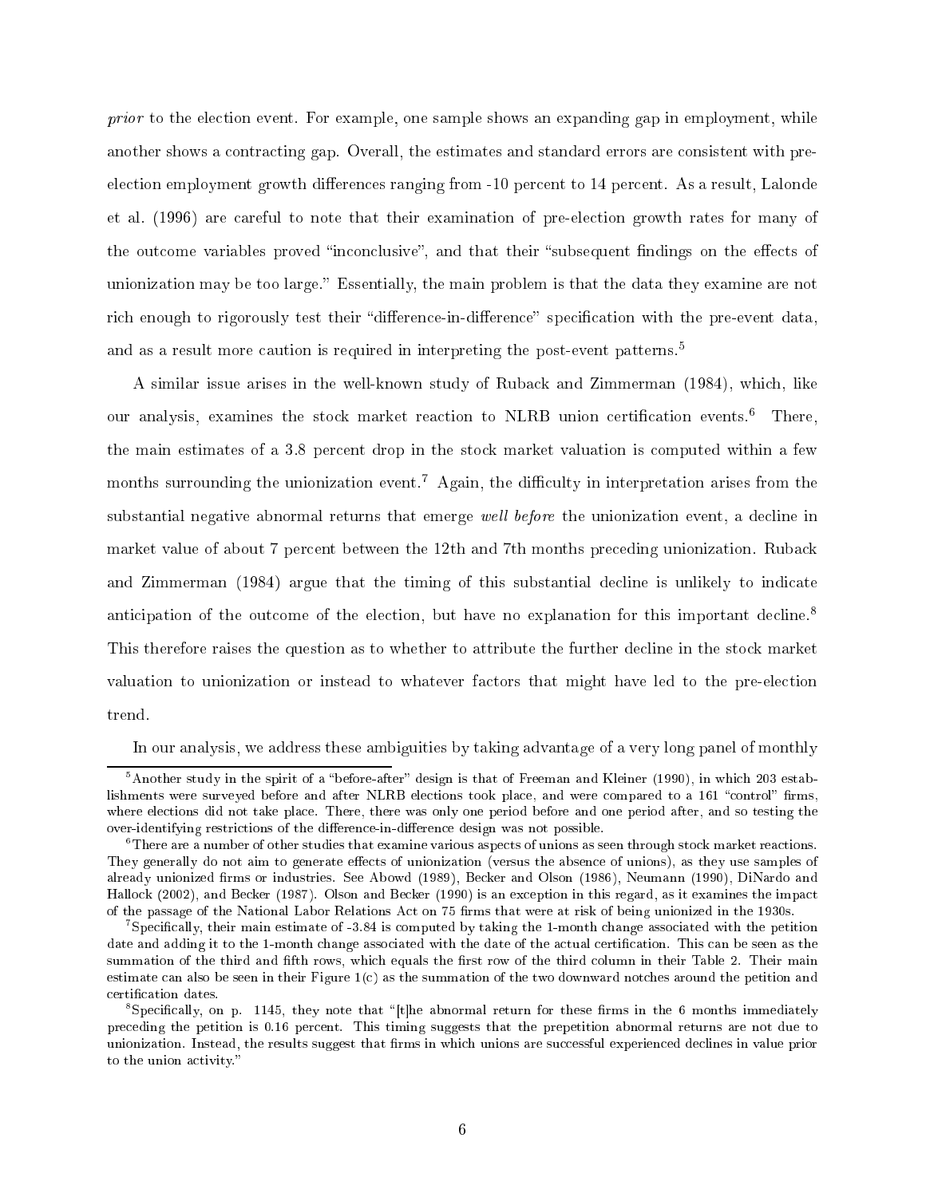*prior* to the election event. For example, one sample shows an expanding gap in employment, while another shows a contracting gap. Overall, the estimates and standard errors are consistent with pre-election employment growth differences ranging from -10 percent to 14 percent. As a result, Lalonde et al. (1996) are careful to note that their examination of pre-election growth rates for many of the outcome variables proved "inconclusive", and that their "subsequent findings on the effects of unionization may be too large." Essentially, the main problem is that the data they examine are not rich enough to rigorously test their "difference-in-difference" specification with the pre-event data, and as a result more caution is required in interpreting the post-event patterns.[5]

A similar issue arises in the well-known study of Ruback and Zimmerman (1984), which, like our analysis, examines the stock market reaction to NLRB union certification events.[6] There, the main estimates of a 3.8 percent drop in the stock market valuation is computed within a few months surrounding the unionization event.[7] Again, the difficulty in interpretation arises from the substantial negative abnormal returns that emerge *well before* the unionization event, a decline in market value of about 7 percent between the 12th and 7th months preceding unionization. Ruback and Zimmerman (1984) argue that the timing of this substantial decline is unlikely to indicate anticipation of the outcome of the election, but have no explanation for this important decline.[8] This therefore raises the question as to whether to attribute the further decline in the stock market valuation to unionization or instead to whatever factors that might have led to the pre-election trend.

In our analysis, we address these ambiguities by taking advantage of a very long panel of monthly

---

[5] Another study in the spirit of a "before-after" design is that of Freeman and Kleiner (1990), in which 203 establishments were surveyed before and after NLRB elections took place, and were compared to a 161 "control" firms, where elections did not take place. There, there was only one period before and one period after, and so testing the over-identifying restrictions of the difference-in-difference design was not possible.

[6] There are a number of other studies that examine various aspects of unions as seen through stock market reactions. They generally do not aim to generate effects of unionization (versus the absence of unions), as they use samples of already unionized firms or industries. See Abowd (1989), Becker and Olson (1986), Neumann (1990), DiNardo and Hallock (2002), and Becker (1987). Olson and Becker (1990) is an exception in this regard, as it examines the impact of the passage of the National Labor Relations Act on 75 firms that were at risk of being unionized in the 1930s.

[7] Specifically, their main estimate of -3.84 is computed by taking the 1-month change associated with the petition date and adding it to the 1-month change associated with the date of the actual certification. This can be seen as the summation of the third and fifth rows, which equals the first row of the third column in their Table 2. Their main estimate can also be seen in their Figure 1(c) as the summation of the two downward notches around the petition and certification dates.

[8] Specifically, on p. 1145, they note that "[t]he abnormal return for these firms in the 6 months immediately preceding the petition is 0.16 percent. This timing suggests that the prepetition abnormal returns are not due to unionization. Instead, the results suggest that firms in which unions are successful experienced declines in value prior to the union activity."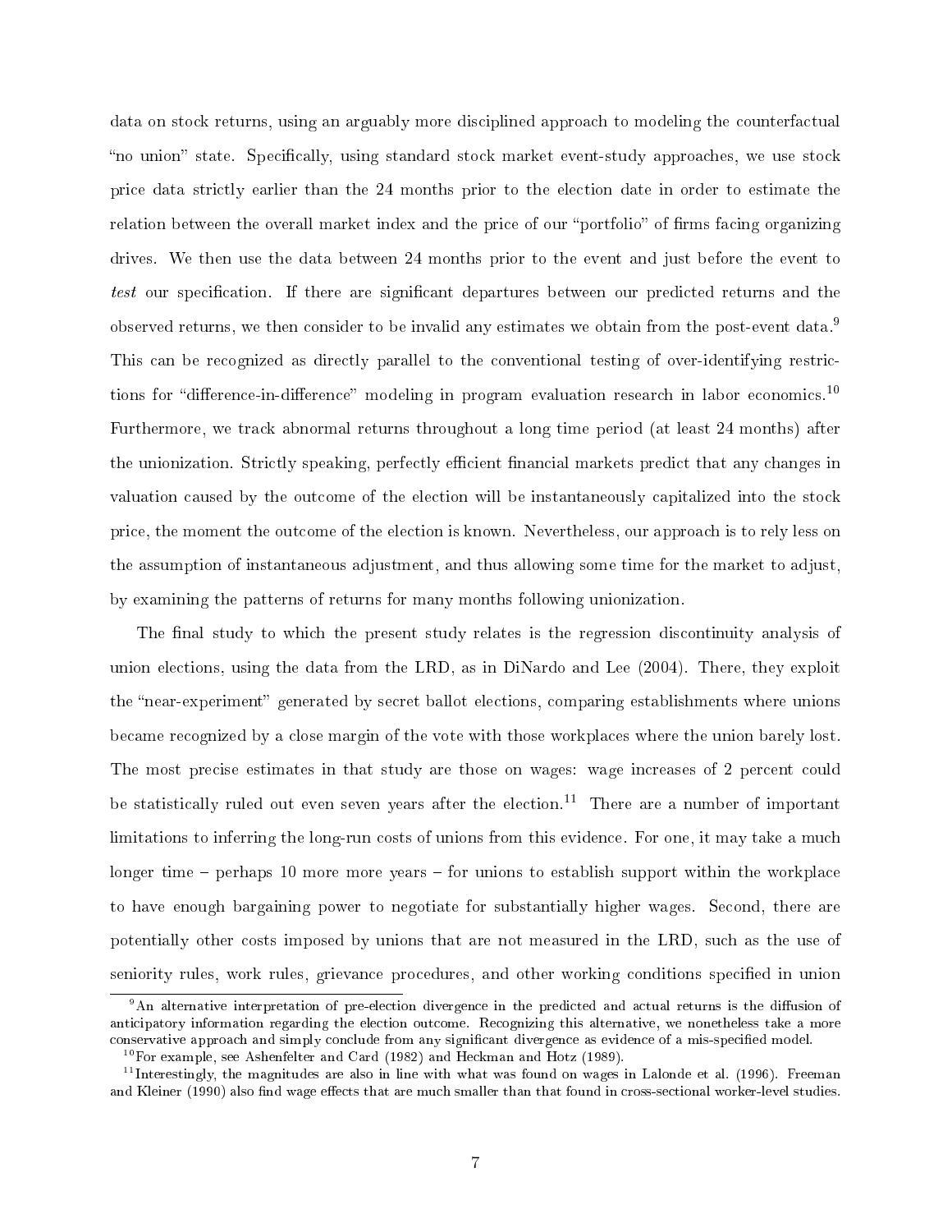data on stock returns, using an arguably more disciplined approach to modeling the counterfactual "no union" state. Specifically, using standard stock market event-study approaches, we use stock price data strictly earlier than the 24 months prior to the election date in order to estimate the relation between the overall market index and the price of our "portfolio" of firms facing organizing drives. We then use the data between 24 months prior to the event and just before the event to *test* our specification. If there are significant departures between our predicted returns and the observed returns, we then consider to be invalid any estimates we obtain from the post-event data.[9] This can be recognized as directly parallel to the conventional testing of over-identifying restrictions for "difference-in-difference" modeling in program evaluation research in labor economics.[10] Furthermore, we track abnormal returns throughout a long time period (at least 24 months) after the unionization. Strictly speaking, perfectly efficient financial markets predict that any changes in valuation caused by the outcome of the election will be instantaneously capitalized into the stock price, the moment the outcome of the election is known. Nevertheless, our approach is to rely less on the assumption of instantaneous adjustment, and thus allowing some time for the market to adjust, by examining the patterns of returns for many months following unionization.

The final study to which the present study relates is the regression discontinuity analysis of union elections, using the data from the LRD, as in DiNardo and Lee (2004). There, they exploit the "near-experiment" generated by secret ballot elections, comparing establishments where unions became recognized by a close margin of the vote with those workplaces where the union barely lost. The most precise estimates in that study are those on wages: wage increases of 2 percent could be statistically ruled out even seven years after the election.[11] There are a number of important limitations to inferring the long-run costs of unions from this evidence. For one, it may take a much longer time – perhaps 10 more more years – for unions to establish support within the workplace to have enough bargaining power to negotiate for substantially higher wages. Second, there are potentially other costs imposed by unions that are not measured in the LRD, such as the use of seniority rules, work rules, grievance procedures, and other working conditions specified in union

[9] An alternative interpretation of pre-election divergence in the predicted and actual returns is the diffusion of anticipatory information regarding the election outcome. Recognizing this alternative, we nonetheless take a more conservative approach and simply conclude from any significant divergence as evidence of a mis-specified model.

[10] For example, see Ashenfelter and Card (1982) and Heckman and Hotz (1989).

[11] Interestingly, the magnitudes are also in line with what was found on wages in Lalonde et al. (1996). Freeman and Kleiner (1990) also find wage effects that are much smaller than that found in cross-sectional worker-level studies.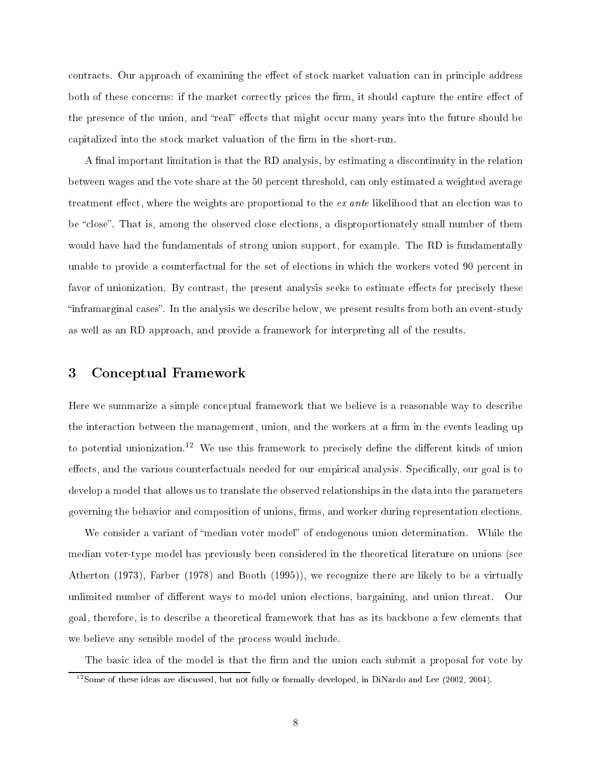contracts. Our approach of examining the effect of stock market valuation can in principle address both of these concerns: if the market correctly prices the firm, it should capture the entire effect of the presence of the union, and "real" effects that might occur many years into the future should be capitalized into the stock market valuation of the firm in the short-run.

A final important limitation is that the RD analysis, by estimating a discontinuity in the relation between wages and the vote share at the 50 percent threshold, can only estimated a weighted average treatment effect, where the weights are proportional to the *ex ante* likelihood that an election was to be "close". That is, among the observed close elections, a disproportionately small number of them would have had the fundamentals of strong union support, for example. The RD is fundamentally unable to provide a counterfactual for the set of elections in which the workers voted 90 percent in favor of unionization. By contrast, the present analysis seeks to estimate effects for precisely these "inframarginal cases". In the analysis we describe below, we present results from both an event-study as well as an RD approach, and provide a framework for interpreting all of the results.

## 3 Conceptual Framework

Here we summarize a simple conceptual framework that we believe is a reasonable way to describe the interaction between the management, union, and the workers at a firm in the events leading up to potential unionization.[12] We use this framework to precisely define the different kinds of union effects, and the various counterfactuals needed for our empirical analysis. Specifically, our goal is to develop a model that allows us to translate the observed relationships in the data into the parameters governing the behavior and composition of unions, firms, and worker during representation elections.

We consider a variant of "median voter model" of endogenous union determination. While the median voter-type model has previously been considered in the theoretical literature on unions (see Atherton (1973), Farber (1978) and Booth (1995)), we recognize there are likely to be a virtually unlimited number of different ways to model union elections, bargaining, and union threat. Our goal, therefore, is to describe a theoretical framework that has as its backbone a few elements that we believe any sensible model of the process would include.

The basic idea of the model is that the firm and the union each submit a proposal for vote by

[12] Some of these ideas are discussed, but not fully or formally developed, in DiNardo and Lee (2002, 2004).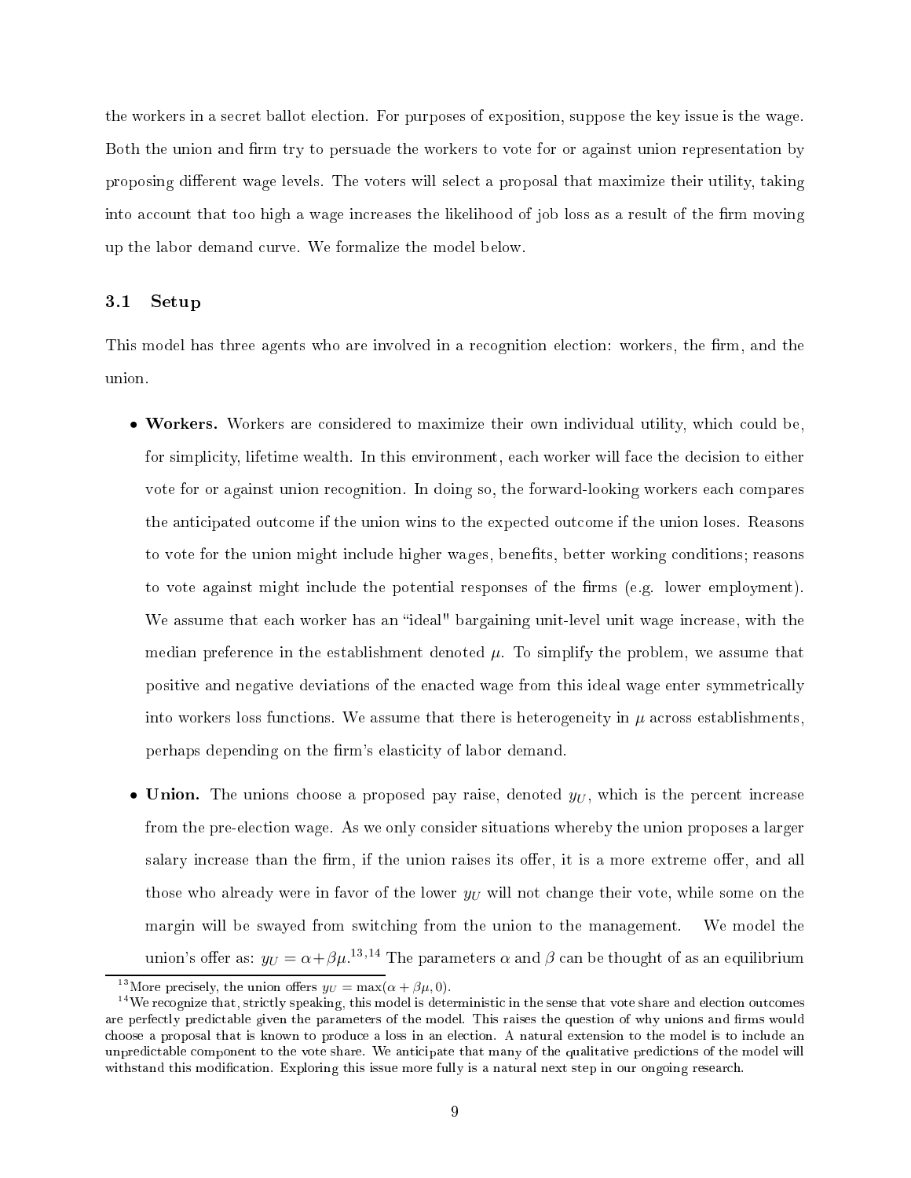the workers in a secret ballot election. For purposes of exposition, suppose the key issue is the wage. Both the union and firm try to persuade the workers to vote for or against union representation by proposing different wage levels. The voters will select a proposal that maximize their utility, taking into account that too high a wage increases the likelihood of job loss as a result of the firm moving up the labor demand curve. We formalize the model below.

### 3.1 Setup

This model has three agents who are involved in a recognition election: workers, the firm, and the union.

- **Workers.** Workers are considered to maximize their own individual utility, which could be, for simplicity, lifetime wealth. In this environment, each worker will face the decision to either vote for or against union recognition. In doing so, the forward-looking workers each compares the anticipated outcome if the union wins to the expected outcome if the union loses. Reasons to vote for the union might include higher wages, benefits, better working conditions; reasons to vote against might include the potential responses of the firms (e.g. lower employment). We assume that each worker has an "ideal" bargaining unit-level unit wage increase, with the median preference in the establishment denoted $\mu$. To simplify the problem, we assume that positive and negative deviations of the enacted wage from this ideal wage enter symmetrically into workers loss functions. We assume that there is heterogeneity in $\mu$ across establishments, perhaps depending on the firm's elasticity of labor demand.

- **Union.** The unions choose a proposed pay raise, denoted $y_U$, which is the percent increase from the pre-election wage. As we only consider situations whereby the union proposes a larger salary increase than the firm, if the union raises its offer, it is a more extreme offer, and all those who already were in favor of the lower $y_U$ will not change their vote, while some on the margin will be swayed from switching from the union to the management. We model the union's offer as: $y_U = \alpha + \beta\mu$.[13,14] The parameters $\alpha$ and $\beta$ can be thought of as an equilibrium

[13] More precisely, the union offers $y_U = \max(\alpha + \beta\mu, 0)$.

[14] We recognize that, strictly speaking, this model is deterministic in the sense that vote share and election outcomes are perfectly predictable given the parameters of the model. This raises the question of why unions and firms would choose a proposal that is known to produce a loss in an election. A natural extension to the model is to include an unpredictable component to the vote share. We anticipate that many of the qualitative predictions of the model will withstand this modification. Exploring this issue more fully is a natural next step in our ongoing research.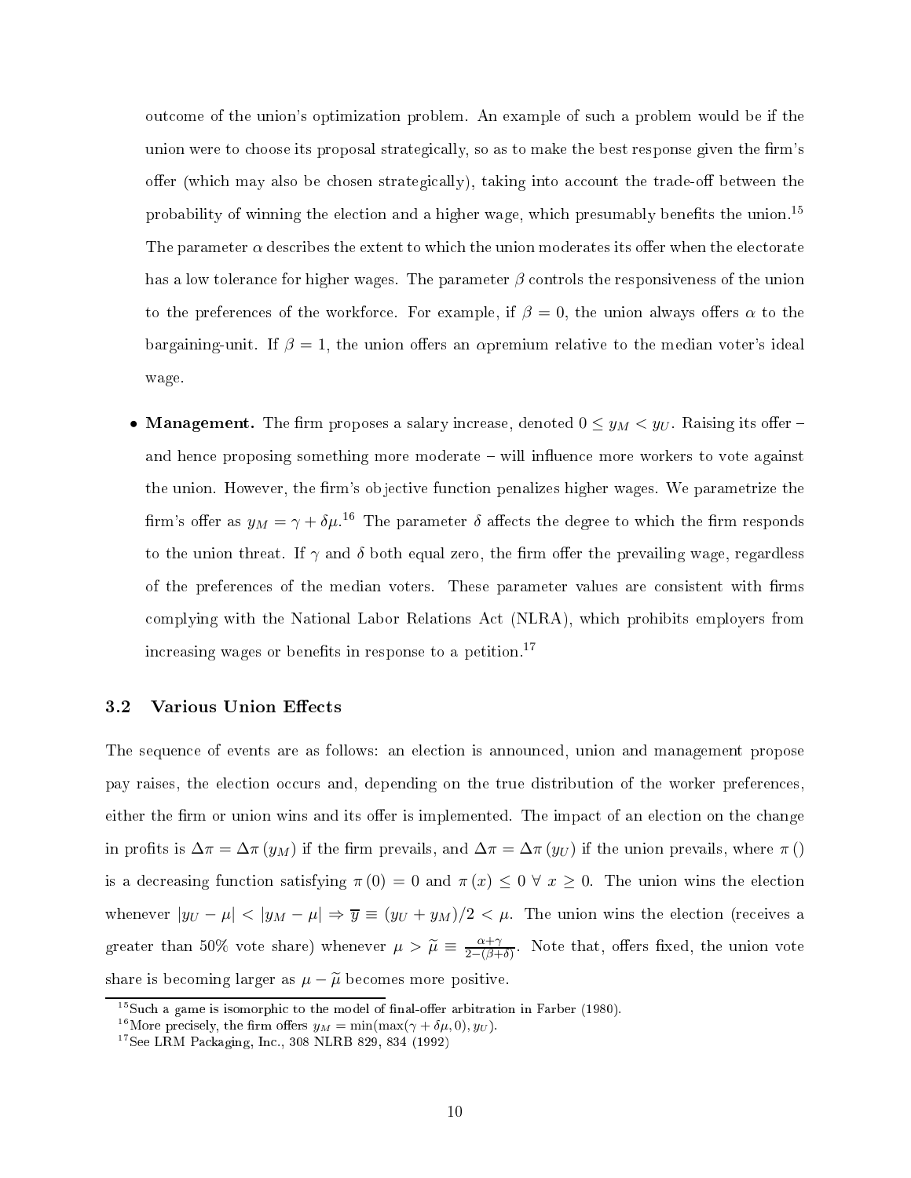outcome of the union's optimization problem. An example of such a problem would be if the union were to choose its proposal strategically, so as to make the best response given the firm's offer (which may also be chosen strategically), taking into account the trade-off between the probability of winning the election and a higher wage, which presumably benefits the union.[15] The parameter $\alpha$ describes the extent to which the union moderates its offer when the electorate has a low tolerance for higher wages. The parameter $\beta$ controls the responsiveness of the union to the preferences of the workforce. For example, if $\beta = 0$, the union always offers $\alpha$ to the bargaining-unit. If $\beta = 1$, the union offers an $\alpha$premium relative to the median voter's ideal wage.

- **Management.** The firm proposes a salary increase, denoted $0 \leq y_M < y_U$. Raising its offer – and hence proposing something more moderate – will influence more workers to vote against the union. However, the firm's objective function penalizes higher wages. We parametrize the firm's offer as $y_M = \gamma + \delta\mu$.[16] The parameter $\delta$ affects the degree to which the firm responds to the union threat. If $\gamma$ and $\delta$ both equal zero, the firm offer the prevailing wage, regardless of the preferences of the median voters. These parameter values are consistent with firms complying with the National Labor Relations Act (NLRA), which prohibits employers from increasing wages or benefits in response to a petition.[17]

### 3.2 Various Union Effects

The sequence of events are as follows: an election is announced, union and management propose pay raises, the election occurs and, depending on the true distribution of the worker preferences, either the firm or union wins and its offer is implemented. The impact of an election on the change in profits is $\Delta\pi = \Delta\pi(y_M)$ if the firm prevails, and $\Delta\pi = \Delta\pi(y_U)$ if the union prevails, where $\pi()$ is a decreasing function satisfying $\pi(0) = 0$ and $\pi(x) \leq 0 \; \forall \; x \geq 0$. The union wins the election whenever $|y_U - \mu| < |y_M - \mu| \Rightarrow \overline{y} \equiv (y_U + y_M)/2 < \mu$. The union wins the election (receives a greater than 50% vote share) whenever $\mu > \widetilde{\mu} \equiv \frac{\alpha+\gamma}{2-(\beta+\delta)}$. Note that, offers fixed, the union vote share is becoming larger as $\mu - \widetilde{\mu}$ becomes more positive.

[15] Such a game is isomorphic to the model of final-offer arbitration in Farber (1980).

[16] More precisely, the firm offers $y_M = \min(\max(\gamma + \delta\mu, 0), y_U)$.

[17] See LRM Packaging, Inc., 308 NLRB 829, 834 (1992)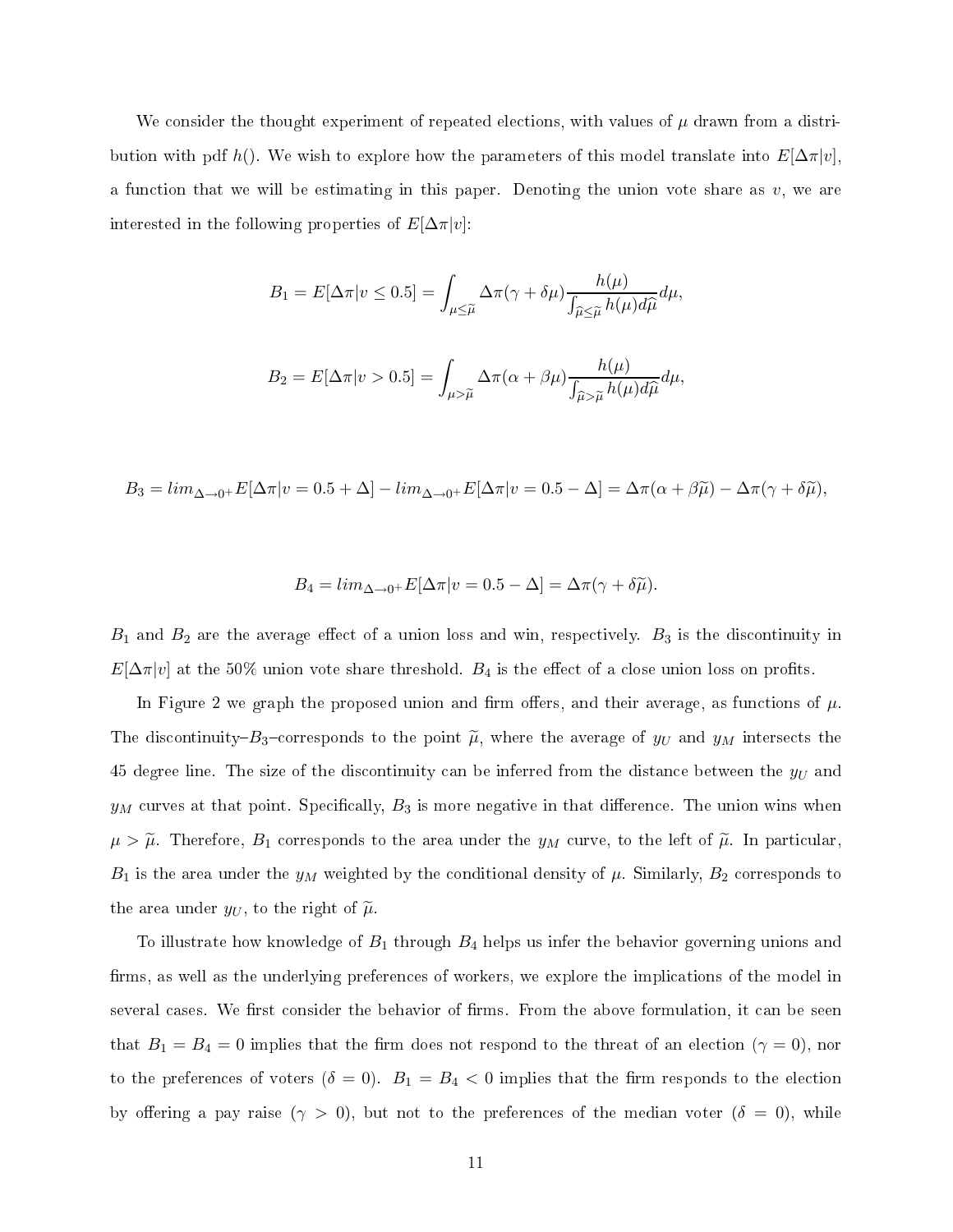We consider the thought experiment of repeated elections, with values of $\mu$ drawn from a distribution with pdf $h()$. We wish to explore how the parameters of this model translate into $E[\Delta\pi|v]$, a function that we will be estimating in this paper. Denoting the union vote share as $v$, we are interested in the following properties of $E[\Delta\pi|v]$:

$$B_1 = E[\Delta\pi|v \leq 0.5] = \int_{\mu \leq \widetilde{\mu}} \Delta\pi(\gamma + \delta\mu) \frac{h(\mu)}{\int_{\widehat{\mu} \leq \widetilde{\mu}} h(\mu) d\widehat{\mu}} d\mu,$$

$$B_2 = E[\Delta\pi|v > 0.5] = \int_{\mu > \widetilde{\mu}} \Delta\pi(\alpha + \beta\mu) \frac{h(\mu)}{\int_{\widehat{\mu} > \widetilde{\mu}} h(\mu) d\widehat{\mu}} d\mu,$$

$$B_3 = lim_{\Delta \to 0^+} E[\Delta\pi|v = 0.5 + \Delta] - lim_{\Delta \to 0^+} E[\Delta\pi|v = 0.5 - \Delta] = \Delta\pi(\alpha + \beta\widetilde{\mu}) - \Delta\pi(\gamma + \delta\widetilde{\mu}),$$

$$B_4 = lim_{\Delta \to 0^+} E[\Delta\pi|v = 0.5 - \Delta] = \Delta\pi(\gamma + \delta\widetilde{\mu}).$$

$B_1$ and $B_2$ are the average effect of a union loss and win, respectively. $B_3$ is the discontinuity in $E[\Delta\pi|v]$ at the 50% union vote share threshold. $B_4$ is the effect of a close union loss on profits.

In Figure 2 we graph the proposed union and firm offers, and their average, as functions of $\mu$. The discontinuity–$B_3$–corresponds to the point $\widetilde{\mu}$, where the average of $y_U$ and $y_M$ intersects the 45 degree line. The size of the discontinuity can be inferred from the distance between the $y_U$ and $y_M$ curves at that point. Specifically, $B_3$ is more negative in that difference. The union wins when $\mu > \widetilde{\mu}$. Therefore, $B_1$ corresponds to the area under the $y_M$ curve, to the left of $\widetilde{\mu}$. In particular, $B_1$ is the area under the $y_M$ weighted by the conditional density of $\mu$. Similarly, $B_2$ corresponds to the area under $y_U$, to the right of $\widetilde{\mu}$.

To illustrate how knowledge of $B_1$ through $B_4$ helps us infer the behavior governing unions and firms, as well as the underlying preferences of workers, we explore the implications of the model in several cases. We first consider the behavior of firms. From the above formulation, it can be seen that $B_1 = B_4 = 0$ implies that the firm does not respond to the threat of an election ($\gamma = 0$), nor to the preferences of voters ($\delta = 0$). $B_1 = B_4 < 0$ implies that the firm responds to the election by offering a pay raise ($\gamma > 0$), but not to the preferences of the median voter ($\delta = 0$), while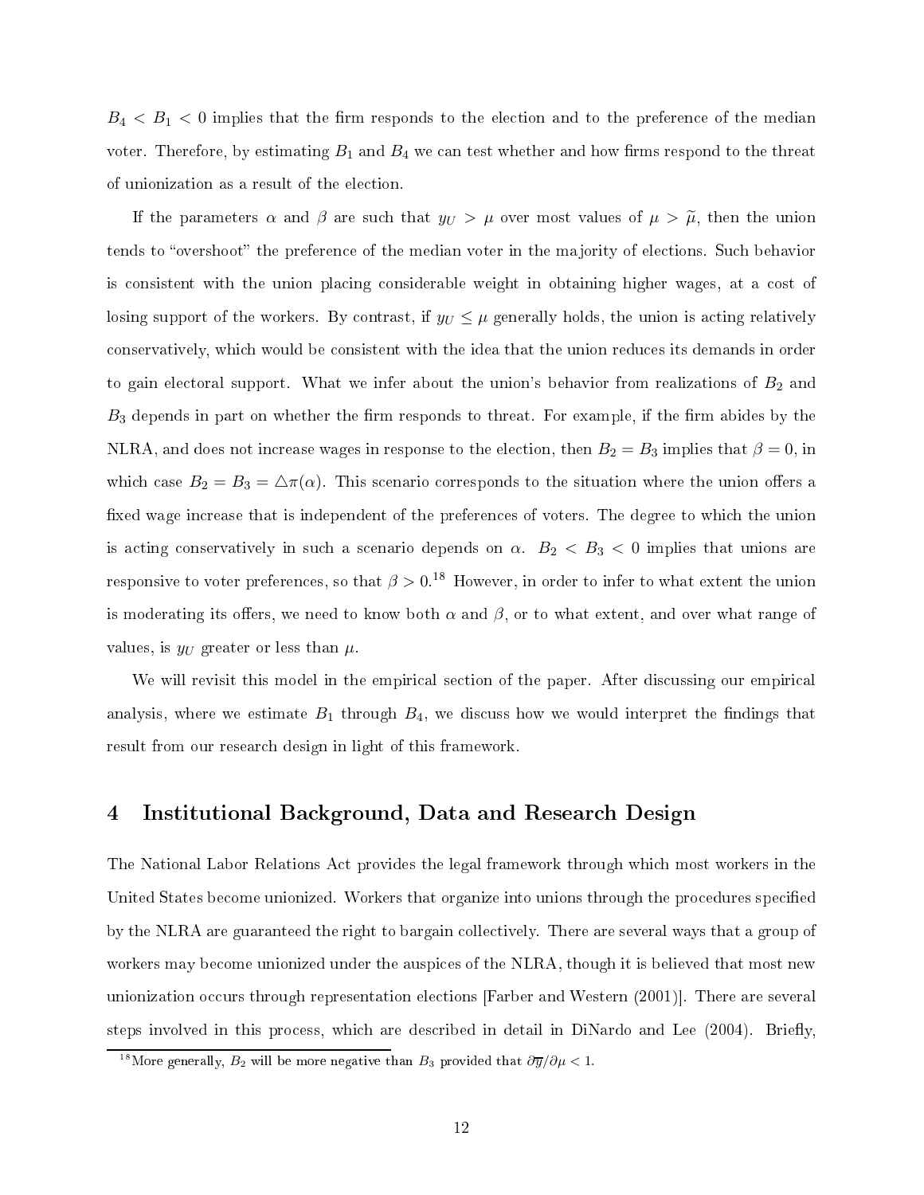$B_4 < B_1 < 0$ implies that the firm responds to the election and to the preference of the median voter. Therefore, by estimating $B_1$ and $B_4$ we can test whether and how firms respond to the threat of unionization as a result of the election.

If the parameters $\alpha$ and $\beta$ are such that $y_U > \mu$ over most values of $\mu > \widetilde{\mu}$, then the union tends to "overshoot" the preference of the median voter in the majority of elections. Such behavior is consistent with the union placing considerable weight in obtaining higher wages, at a cost of losing support of the workers. By contrast, if $y_U \leq \mu$ generally holds, the union is acting relatively conservatively, which would be consistent with the idea that the union reduces its demands in order to gain electoral support. What we infer about the union's behavior from realizations of $B_2$ and $B_3$ depends in part on whether the firm responds to threat. For example, if the firm abides by the NLRA, and does not increase wages in response to the election, then $B_2 = B_3$ implies that $\beta = 0$, in which case $B_2 = B_3 = \triangle\pi(\alpha)$. This scenario corresponds to the situation where the union offers a fixed wage increase that is independent of the preferences of voters. The degree to which the union is acting conservatively in such a scenario depends on $\alpha$. $B_2 < B_3 < 0$ implies that unions are responsive to voter preferences, so that $\beta > 0$.[18] However, in order to infer to what extent the union is moderating its offers, we need to know both $\alpha$ and $\beta$, or to what extent, and over what range of values, is $y_U$ greater or less than $\mu$.

We will revisit this model in the empirical section of the paper. After discussing our empirical analysis, where we estimate $B_1$ through $B_4$, we discuss how we would interpret the findings that result from our research design in light of this framework.

## 4 Institutional Background, Data and Research Design

The National Labor Relations Act provides the legal framework through which most workers in the United States become unionized. Workers that organize into unions through the procedures specified by the NLRA are guaranteed the right to bargain collectively. There are several ways that a group of workers may become unionized under the auspices of the NLRA, though it is believed that most new unionization occurs through representation elections [Farber and Western (2001)]. There are several steps involved in this process, which are described in detail in DiNardo and Lee (2004). Briefly,

[18] More generally, $B_2$ will be more negative than $B_3$ provided that $\partial\overline{y}/\partial\mu < 1$.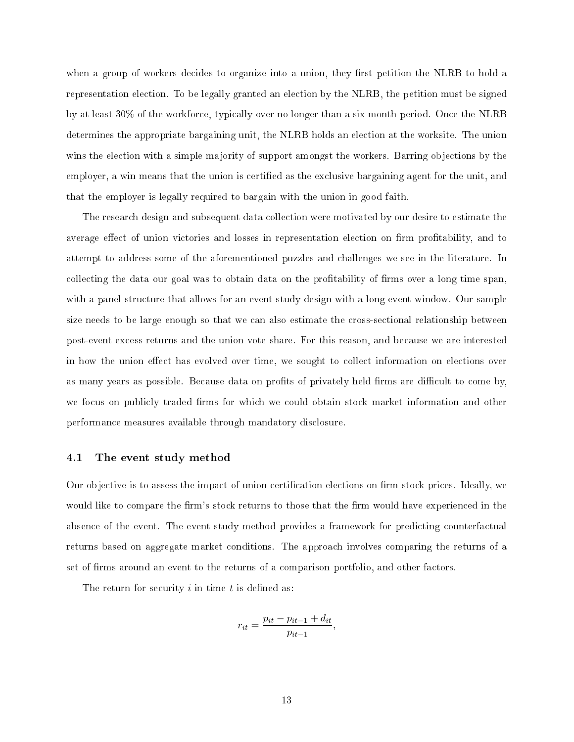when a group of workers decides to organize into a union, they first petition the NLRB to hold a representation election. To be legally granted an election by the NLRB, the petition must be signed by at least 30% of the workforce, typically over no longer than a six month period. Once the NLRB determines the appropriate bargaining unit, the NLRB holds an election at the worksite. The union wins the election with a simple majority of support amongst the workers. Barring objections by the employer, a win means that the union is certified as the exclusive bargaining agent for the unit, and that the employer is legally required to bargain with the union in good faith.

The research design and subsequent data collection were motivated by our desire to estimate the average effect of union victories and losses in representation election on firm profitability, and to attempt to address some of the aforementioned puzzles and challenges we see in the literature. In collecting the data our goal was to obtain data on the profitability of firms over a long time span, with a panel structure that allows for an event-study design with a long event window. Our sample size needs to be large enough so that we can also estimate the cross-sectional relationship between post-event excess returns and the union vote share. For this reason, and because we are interested in how the union effect has evolved over time, we sought to collect information on elections over as many years as possible. Because data on profits of privately held firms are difficult to come by, we focus on publicly traded firms for which we could obtain stock market information and other performance measures available through mandatory disclosure.

### 4.1 The event study method

Our objective is to assess the impact of union certification elections on firm stock prices. Ideally, we would like to compare the firm's stock returns to those that the firm would have experienced in the absence of the event. The event study method provides a framework for predicting counterfactual returns based on aggregate market conditions. The approach involves comparing the returns of a set of firms around an event to the returns of a comparison portfolio, and other factors.

The return for security $i$ in time $t$ is defined as:

$$r_{it} = \frac{p_{it} - p_{it-1} + d_{it}}{p_{it-1}},$$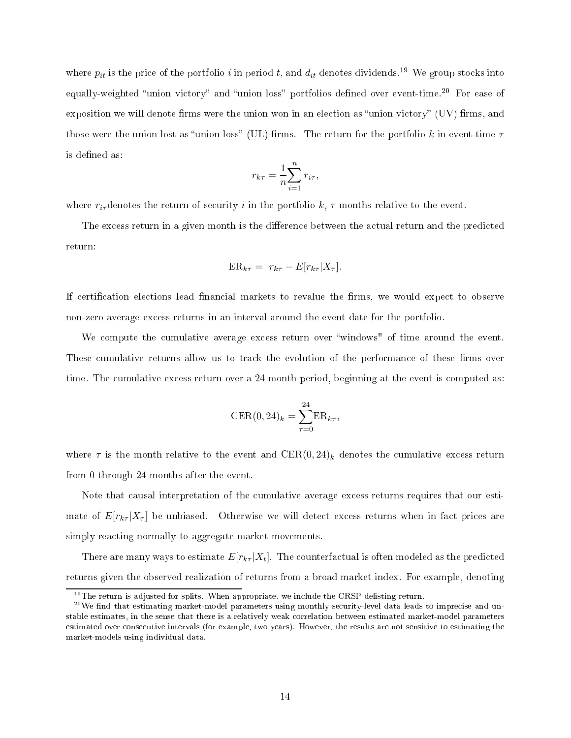where $p_{it}$ is the price of the portfolio $i$ in period $t$, and $d_{it}$ denotes dividends.[19] We group stocks into equally-weighted "union victory" and "union loss" portfolios defined over event-time.[20] For ease of exposition we will denote firms were the union won in an election as "union victory" (UV) firms, and those were the union lost as "union loss" (UL) firms. The return for the portfolio $k$ in event-time $\tau$ is defined as:

$$r_{k\tau} = \frac{1}{n}\sum_{i=1}^{n} r_{i\tau},$$

where $r_{i\tau}$denotes the return of security $i$ in the portfolio $k$, $\tau$ months relative to the event.

The excess return in a given month is the difference between the actual return and the predicted return:

$$\text{ER}_{k\tau} = \; r_{k\tau} - E[r_{k\tau}|X_\tau].$$

If certification elections lead financial markets to revalue the firms, we would expect to observe non-zero average excess returns in an interval around the event date for the portfolio.

We compute the cumulative average excess return over "windows" of time around the event. These cumulative returns allow us to track the evolution of the performance of these firms over time. The cumulative excess return over a 24 month period, beginning at the event is computed as:

$$\text{CER}(0, 24)_k = \sum_{\tau=0}^{24} \text{ER}_{k\tau},$$

where $\tau$ is the month relative to the event and $\text{CER}(0, 24)_k$ denotes the cumulative excess return from 0 through 24 months after the event.

Note that causal interpretation of the cumulative average excess returns requires that our estimate of $E[r_{k\tau}|X_\tau]$ be unbiased. Otherwise we will detect excess returns when in fact prices are simply reacting normally to aggregate market movements.

There are many ways to estimate $E[r_{k\tau}|X_t]$. The counterfactual is often modeled as the predicted returns given the observed realization of returns from a broad market index. For example, denoting

[19] The return is adjusted for splits. When appropriate, we include the CRSP delisting return.

[20] We find that estimating market-model parameters using monthly security-level data leads to imprecise and unstable estimates, in the sense that there is a relatively weak correlation between estimated market-model parameters estimated over consecutive intervals (for example, two years). However, the results are not sensitive to estimating the market-models using individual data.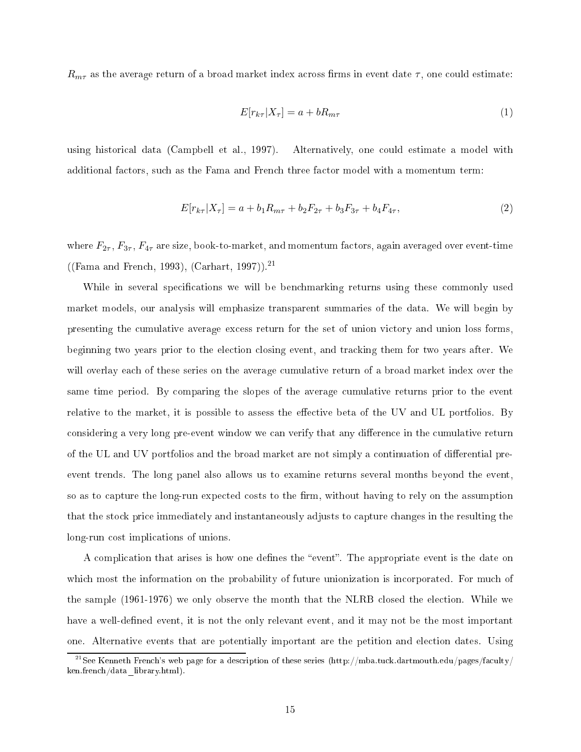$R_{m\tau}$ as the average return of a broad market index across firms in event date $\tau$, one could estimate:

$$E[r_{k\tau}|X_\tau] = a + bR_{m\tau} \tag{1}$$

using historical data (Campbell et al., 1997). Alternatively, one could estimate a model with additional factors, such as the Fama and French three factor model with a momentum term:

$$E[r_{k\tau}|X_\tau] = a + b_1 R_{m\tau} + b_2 F_{2\tau} + b_3 F_{3\tau} + b_4 F_{4\tau}, \tag{2}$$

where $F_{2\tau}$, $F_{3\tau}$, $F_{4\tau}$ are size, book-to-market, and momentum factors, again averaged over event-time ((Fama and French, 1993), (Carhart, 1997)).[21]

While in several specifications we will be benchmarking returns using these commonly used market models, our analysis will emphasize transparent summaries of the data. We will begin by presenting the cumulative average excess return for the set of union victory and union loss forms, beginning two years prior to the election closing event, and tracking them for two years after. We will overlay each of these series on the average cumulative return of a broad market index over the same time period. By comparing the slopes of the average cumulative returns prior to the event relative to the market, it is possible to assess the effective beta of the UV and UL portfolios. By considering a very long pre-event window we can verify that any difference in the cumulative return of the UL and UV portfolios and the broad market are not simply a continuation of differential pre-event trends. The long panel also allows us to examine returns several months beyond the event, so as to capture the long-run expected costs to the firm, without having to rely on the assumption that the stock price immediately and instantaneously adjusts to capture changes in the resulting the long-run cost implications of unions.

A complication that arises is how one defines the "event". The appropriate event is the date on which most the information on the probability of future unionization is incorporated. For much of the sample (1961-1976) we only observe the month that the NLRB closed the election. While we have a well-defined event, it is not the only relevant event, and it may not be the most important one. Alternative events that are potentially important are the petition and election dates. Using

[21] See Kenneth French's web page for a description of these series (http://mba.tuck.dartmouth.edu/pages/faculty/ken.french/data_library.html).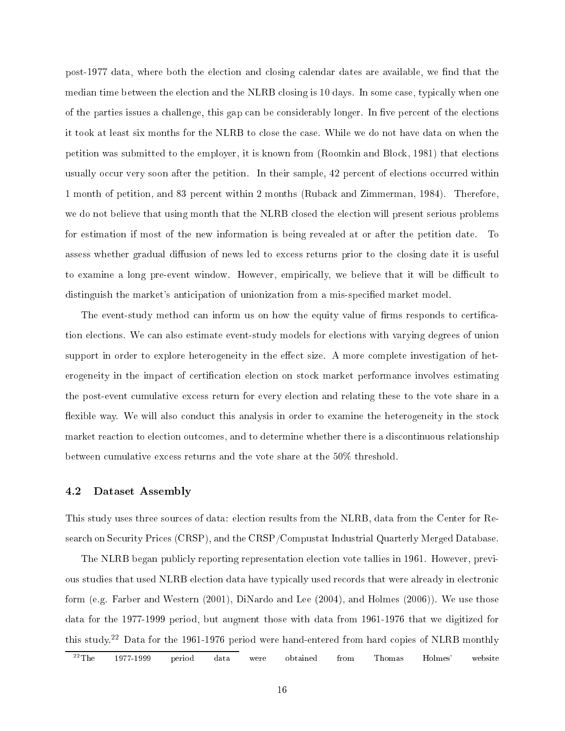post-1977 data, where both the election and closing calendar dates are available, we find that the median time between the election and the NLRB closing is 10 days. In some case, typically when one of the parties issues a challenge, this gap can be considerably longer. In five percent of the elections it took at least six months for the NLRB to close the case. While we do not have data on when the petition was submitted to the employer, it is known from (Roomkin and Block, 1981) that elections usually occur very soon after the petition. In their sample, 42 percent of elections occurred within 1 month of petition, and 83 percent within 2 months (Ruback and Zimmerman, 1984). Therefore, we do not believe that using month that the NLRB closed the election will present serious problems for estimation if most of the new information is being revealed at or after the petition date. To assess whether gradual diffusion of news led to excess returns prior to the closing date it is useful to examine a long pre-event window. However, empirically, we believe that it will be difficult to distinguish the market's anticipation of unionization from a mis-specified market model.

The event-study method can inform us on how the equity value of firms responds to certification elections. We can also estimate event-study models for elections with varying degrees of union support in order to explore heterogeneity in the effect size. A more complete investigation of heterogeneity in the impact of certification election on stock market performance involves estimating the post-event cumulative excess return for every election and relating these to the vote share in a flexible way. We will also conduct this analysis in order to examine the heterogeneity in the stock market reaction to election outcomes, and to determine whether there is a discontinuous relationship between cumulative excess returns and the vote share at the 50% threshold.

### 4.2 Dataset Assembly

This study uses three sources of data: election results from the NLRB, data from the Center for Research on Security Prices (CRSP), and the CRSP/Compustat Industrial Quarterly Merged Database.

The NLRB began publicly reporting representation election vote tallies in 1961. However, previous studies that used NLRB election data have typically used records that were already in electronic form (e.g. Farber and Western (2001), DiNardo and Lee (2004), and Holmes (2006)). We use those data for the 1977-1999 period, but augment those with data from 1961-1976 that we digitized for this study.[22] Data for the 1961-1976 period were hand-entered from hard copies of NLRB monthly

[22] The 1977-1999 period data were obtained from Thomas Holmes' website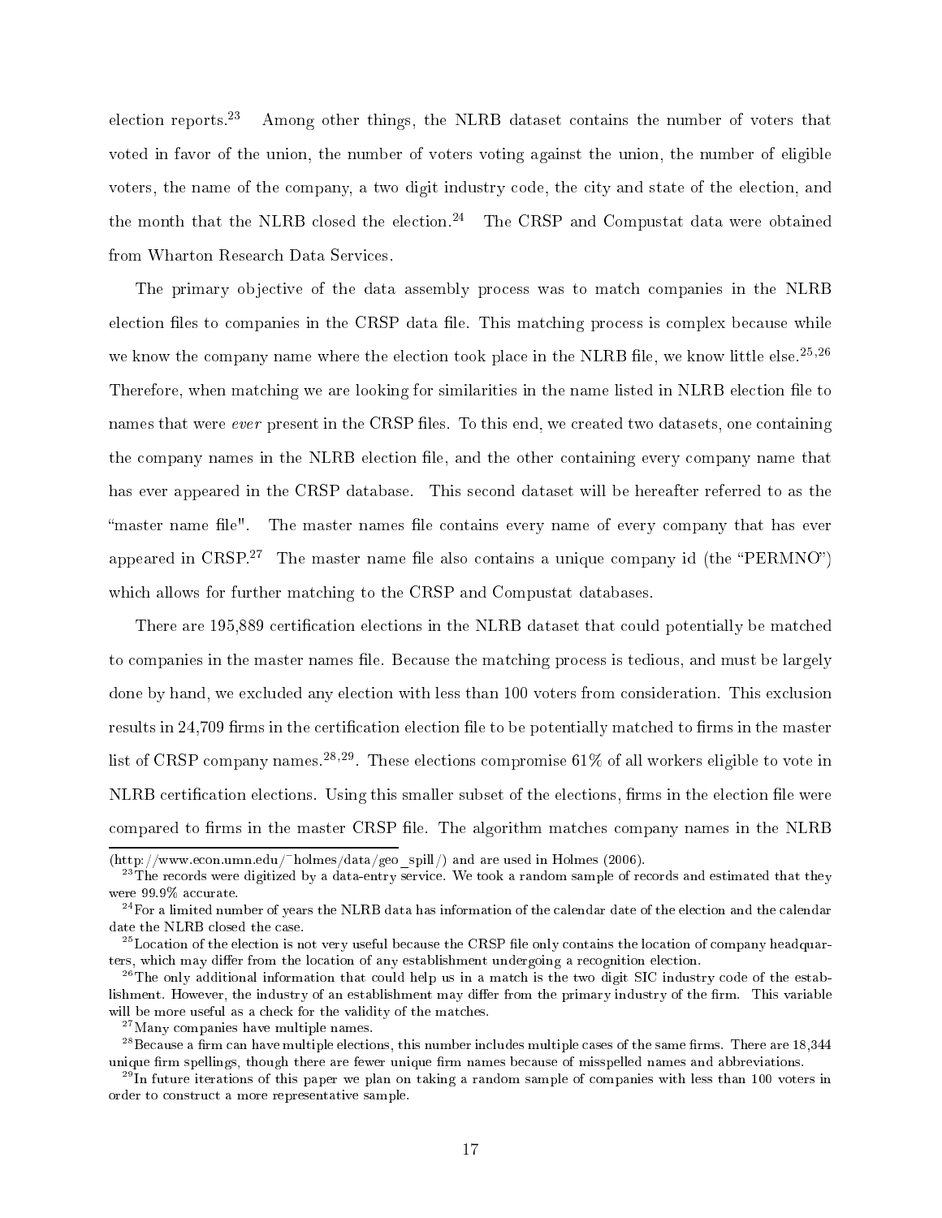election reports.[23] Among other things, the NLRB dataset contains the number of voters that voted in favor of the union, the number of voters voting against the union, the number of eligible voters, the name of the company, a two digit industry code, the city and state of the election, and the month that the NLRB closed the election.[24] The CRSP and Compustat data were obtained from Wharton Research Data Services.

The primary objective of the data assembly process was to match companies in the NLRB election files to companies in the CRSP data file. This matching process is complex because while we know the company name where the election took place in the NLRB file, we know little else.[25,26] Therefore, when matching we are looking for similarities in the name listed in NLRB election file to names that were *ever* present in the CRSP files. To this end, we created two datasets, one containing the company names in the NLRB election file, and the other containing every company name that has ever appeared in the CRSP database. This second dataset will be hereafter referred to as the "master name file". The master names file contains every name of every company that has ever appeared in CRSP.[27] The master name file also contains a unique company id (the "PERMNO") which allows for further matching to the CRSP and Compustat databases.

There are 195,889 certification elections in the NLRB dataset that could potentially be matched to companies in the master names file. Because the matching process is tedious, and must be largely done by hand, we excluded any election with less than 100 voters from consideration. This exclusion results in 24,709 firms in the certification election file to be potentially matched to firms in the master list of CRSP company names.[28,29]. These elections compromise 61% of all workers eligible to vote in NLRB certification elections. Using this smaller subset of the elections, firms in the election file were compared to firms in the master CRSP file. The algorithm matches company names in the NLRB

---

(http://www.econ.umn.edu/~holmes/data/geo_spill/) and are used in Holmes (2006).

[23] The records were digitized by a data-entry service. We took a random sample of records and estimated that they were 99.9% accurate.

[24] For a limited number of years the NLRB data has information of the calendar date of the election and the calendar date the NLRB closed the case.

[25] Location of the election is not very useful because the CRSP file only contains the location of company headquarters, which may differ from the location of any establishment undergoing a recognition election.

[26] The only additional information that could help us in a match is the two digit SIC industry code of the establishment. However, the industry of an establishment may differ from the primary industry of the firm. This variable will be more useful as a check for the validity of the matches.

[27] Many companies have multiple names.

[28] Because a firm can have multiple elections, this number includes multiple cases of the same firms. There are 18,344 unique firm spellings, though there are fewer unique firm names because of misspelled names and abbreviations.

[29] In future iterations of this paper we plan on taking a random sample of companies with less than 100 voters in order to construct a more representative sample.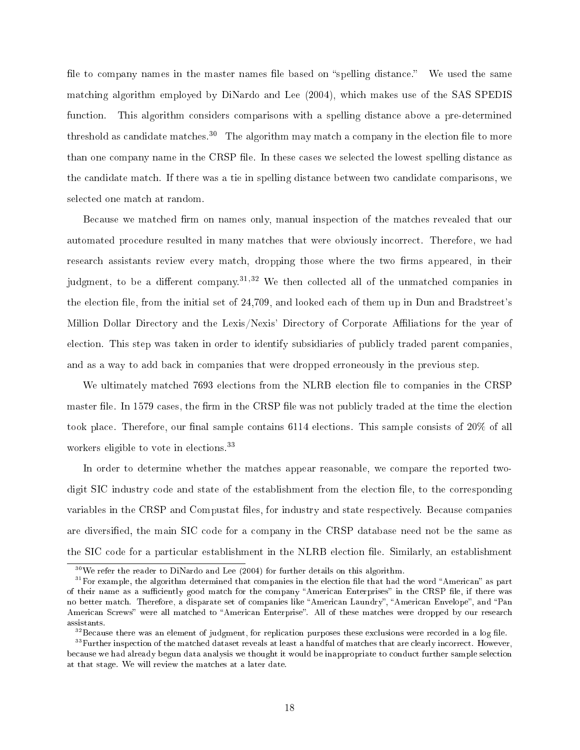file to company names in the master names file based on "spelling distance." We used the same matching algorithm employed by DiNardo and Lee (2004), which makes use of the SAS SPEDIS function. This algorithm considers comparisons with a spelling distance above a pre-determined threshold as candidate matches.[30] The algorithm may match a company in the election file to more than one company name in the CRSP file. In these cases we selected the lowest spelling distance as the candidate match. If there was a tie in spelling distance between two candidate comparisons, we selected one match at random.

Because we matched firm on names only, manual inspection of the matches revealed that our automated procedure resulted in many matches that were obviously incorrect. Therefore, we had research assistants review every match, dropping those where the two firms appeared, in their judgment, to be a different company.[31,32] We then collected all of the unmatched companies in the election file, from the initial set of 24,709, and looked each of them up in Dun and Bradstreet's Million Dollar Directory and the Lexis/Nexis' Directory of Corporate Affiliations for the year of election. This step was taken in order to identify subsidiaries of publicly traded parent companies, and as a way to add back in companies that were dropped erroneously in the previous step.

We ultimately matched 7693 elections from the NLRB election file to companies in the CRSP master file. In 1579 cases, the firm in the CRSP file was not publicly traded at the time the election took place. Therefore, our final sample contains 6114 elections. This sample consists of 20% of all workers eligible to vote in elections.[33]

In order to determine whether the matches appear reasonable, we compare the reported two-digit SIC industry code and state of the establishment from the election file, to the corresponding variables in the CRSP and Compustat files, for industry and state respectively. Because companies are diversified, the main SIC code for a company in the CRSP database need not be the same as the SIC code for a particular establishment in the NLRB election file. Similarly, an establishment

[30] We refer the reader to DiNardo and Lee (2004) for further details on this algorithm.

[31] For example, the algorithm determined that companies in the election file that had the word "American" as part of their name as a sufficiently good match for the company "American Enterprises" in the CRSP file, if there was no better match. Therefore, a disparate set of companies like "American Laundry", "American Envelope", and "Pan American Screws" were all matched to "American Enterprise". All of these matches were dropped by our research assistants.

[32] Because there was an element of judgment, for replication purposes these exclusions were recorded in a log file.

[33] Further inspection of the matched dataset reveals at least a handful of matches that are clearly incorrect. However, because we had already begun data analysis we thought it would be inappropriate to conduct further sample selection at that stage. We will review the matches at a later date.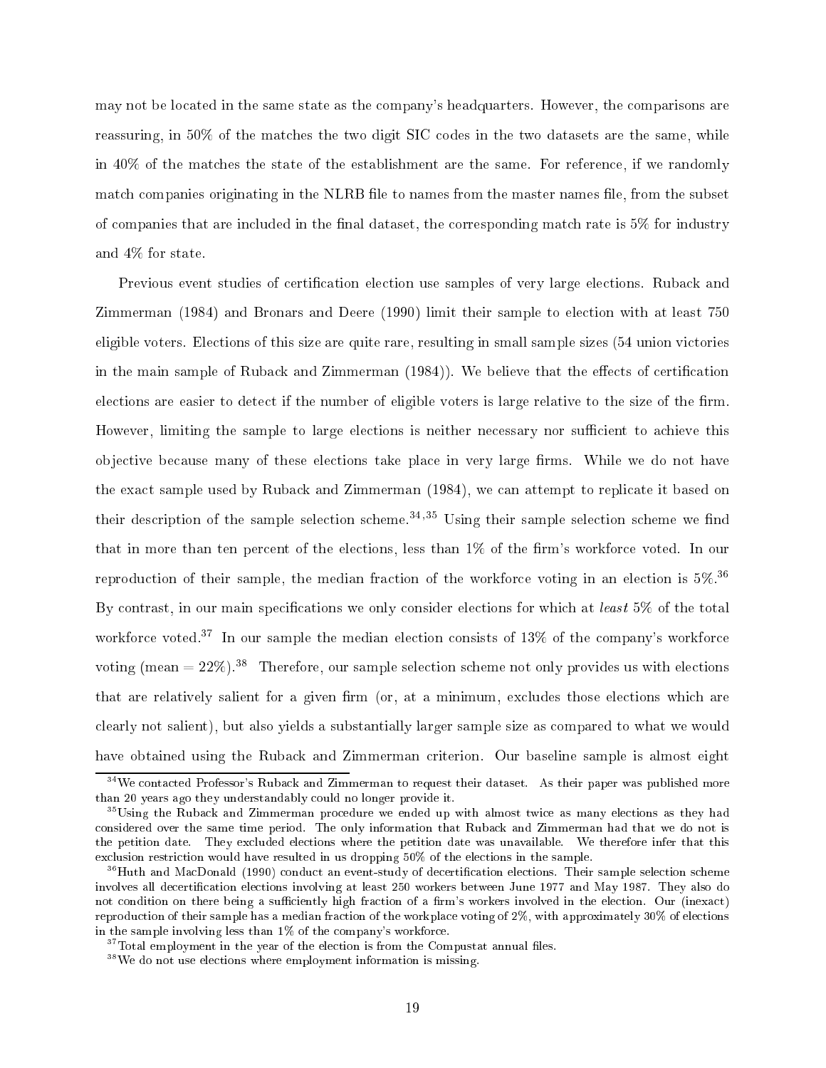may not be located in the same state as the company's headquarters. However, the comparisons are reassuring, in 50% of the matches the two digit SIC codes in the two datasets are the same, while in 40% of the matches the state of the establishment are the same. For reference, if we randomly match companies originating in the NLRB file to names from the master names file, from the subset of companies that are included in the final dataset, the corresponding match rate is 5% for industry and 4% for state.

Previous event studies of certification election use samples of very large elections. Ruback and Zimmerman (1984) and Bronars and Deere (1990) limit their sample to election with at least 750 eligible voters. Elections of this size are quite rare, resulting in small sample sizes (54 union victories in the main sample of Ruback and Zimmerman (1984)). We believe that the effects of certification elections are easier to detect if the number of eligible voters is large relative to the size of the firm. However, limiting the sample to large elections is neither necessary nor sufficient to achieve this objective because many of these elections take place in very large firms. While we do not have the exact sample used by Ruback and Zimmerman (1984), we can attempt to replicate it based on their description of the sample selection scheme.[34,35] Using their sample selection scheme we find that in more than ten percent of the elections, less than 1% of the firm's workforce voted. In our reproduction of their sample, the median fraction of the workforce voting in an election is 5%.[36] By contrast, in our main specifications we only consider elections for which at *least* 5% of the total workforce voted.[37] In our sample the median election consists of 13% of the company's workforce voting (mean = 22%).[38] Therefore, our sample selection scheme not only provides us with elections that are relatively salient for a given firm (or, at a minimum, excludes those elections which are clearly not salient), but also yields a substantially larger sample size as compared to what we would have obtained using the Ruback and Zimmerman criterion. Our baseline sample is almost eight

---

[34] We contacted Professor's Ruback and Zimmerman to request their dataset. As their paper was published more than 20 years ago they understandably could no longer provide it.

[35] Using the Ruback and Zimmerman procedure we ended up with almost twice as many elections as they had considered over the same time period. The only information that Ruback and Zimmerman had that we do not is the petition date. They excluded elections where the petition date was unavailable. We therefore infer that this exclusion restriction would have resulted in us dropping 50% of the elections in the sample.

[36] Huth and MacDonald (1990) conduct an event-study of decertification elections. Their sample selection scheme involves all decertification elections involving at least 250 workers between June 1977 and May 1987. They also do not condition on there being a sufficiently high fraction of a firm's workers involved in the election. Our (inexact) reproduction of their sample has a median fraction of the workplace voting of 2%, with approximately 30% of elections in the sample involving less than 1% of the company's workforce.

[37] Total employment in the year of the election is from the Compustat annual files.

[38] We do not use elections where employment information is missing.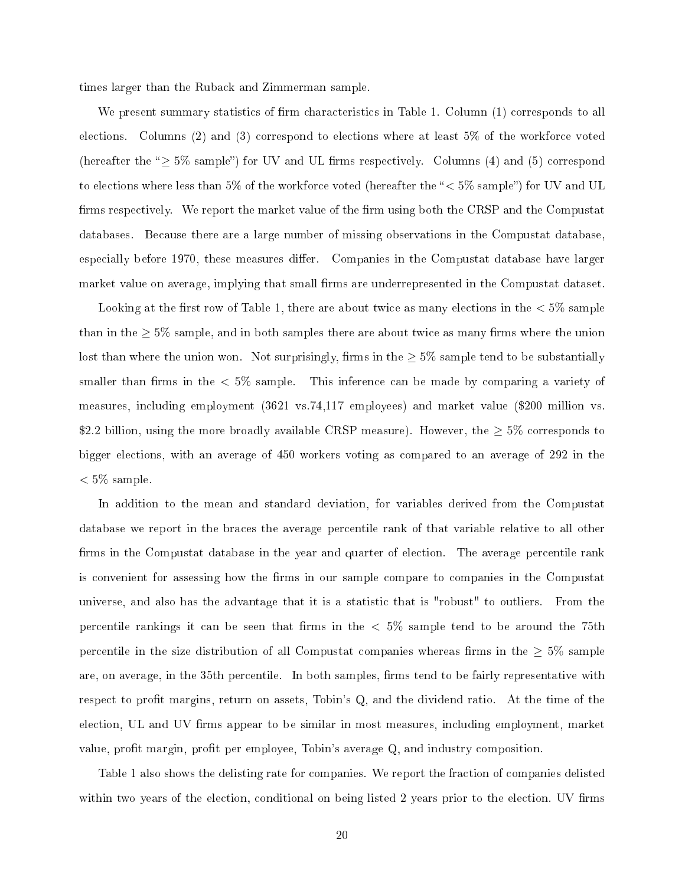times larger than the Ruback and Zimmerman sample.

We present summary statistics of firm characteristics in Table 1. Column (1) corresponds to all elections. Columns (2) and (3) correspond to elections where at least 5% of the workforce voted (hereafter the "$\geq 5\%$ sample") for UV and UL firms respectively. Columns (4) and (5) correspond to elections where less than 5% of the workforce voted (hereafter the "$< 5\%$ sample") for UV and UL firms respectively. We report the market value of the firm using both the CRSP and the Compustat databases. Because there are a large number of missing observations in the Compustat database, especially before 1970, these measures differ. Companies in the Compustat database have larger market value on average, implying that small firms are underrepresented in the Compustat dataset.

Looking at the first row of Table 1, there are about twice as many elections in the $< 5\%$ sample than in the $\geq 5\%$ sample, and in both samples there are about twice as many firms where the union lost than where the union won. Not surprisingly, firms in the $\geq 5\%$ sample tend to be substantially smaller than firms in the $< 5\%$ sample. This inference can be made by comparing a variety of measures, including employment (3621 vs.74,117 employees) and market value ($200 million vs. $2.2 billion, using the more broadly available CRSP measure). However, the $\geq 5\%$ corresponds to bigger elections, with an average of 450 workers voting as compared to an average of 292 in the $< 5\%$ sample.

In addition to the mean and standard deviation, for variables derived from the Compustat database we report in the braces the average percentile rank of that variable relative to all other firms in the Compustat database in the year and quarter of election. The average percentile rank is convenient for assessing how the firms in our sample compare to companies in the Compustat universe, and also has the advantage that it is a statistic that is "robust" to outliers. From the percentile rankings it can be seen that firms in the $< 5\%$ sample tend to be around the 75th percentile in the size distribution of all Compustat companies whereas firms in the $\geq 5\%$ sample are, on average, in the 35th percentile. In both samples, firms tend to be fairly representative with respect to profit margins, return on assets, Tobin's Q, and the dividend ratio. At the time of the election, UL and UV firms appear to be similar in most measures, including employment, market value, profit margin, profit per employee, Tobin's average Q, and industry composition.

Table 1 also shows the delisting rate for companies. We report the fraction of companies delisted within two years of the election, conditional on being listed 2 years prior to the election. UV firms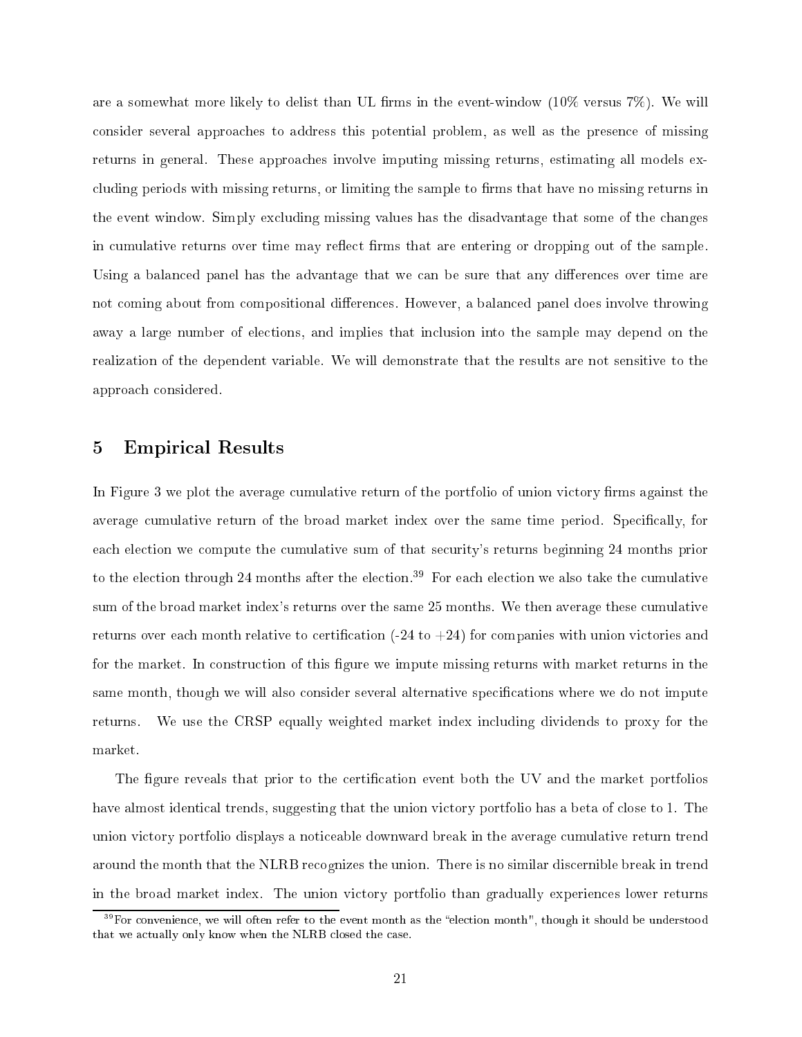are a somewhat more likely to delist than UL firms in the event-window (10% versus 7%). We will consider several approaches to address this potential problem, as well as the presence of missing returns in general. These approaches involve imputing missing returns, estimating all models excluding periods with missing returns, or limiting the sample to firms that have no missing returns in the event window. Simply excluding missing values has the disadvantage that some of the changes in cumulative returns over time may reflect firms that are entering or dropping out of the sample. Using a balanced panel has the advantage that we can be sure that any differences over time are not coming about from compositional differences. However, a balanced panel does involve throwing away a large number of elections, and implies that inclusion into the sample may depend on the realization of the dependent variable. We will demonstrate that the results are not sensitive to the approach considered.

## 5 Empirical Results

In Figure 3 we plot the average cumulative return of the portfolio of union victory firms against the average cumulative return of the broad market index over the same time period. Specifically, for each election we compute the cumulative sum of that security's returns beginning 24 months prior to the election through 24 months after the election.[39] For each election we also take the cumulative sum of the broad market index's returns over the same 25 months. We then average these cumulative returns over each month relative to certification (-24 to +24) for companies with union victories and for the market. In construction of this figure we impute missing returns with market returns in the same month, though we will also consider several alternative specifications where we do not impute returns. We use the CRSP equally weighted market index including dividends to proxy for the market.

The figure reveals that prior to the certification event both the UV and the market portfolios have almost identical trends, suggesting that the union victory portfolio has a beta of close to 1. The union victory portfolio displays a noticeable downward break in the average cumulative return trend around the month that the NLRB recognizes the union. There is no similar discernible break in trend in the broad market index. The union victory portfolio than gradually experiences lower returns

[39] For convenience, we will often refer to the event month as the "election month", though it should be understood that we actually only know when the NLRB closed the case.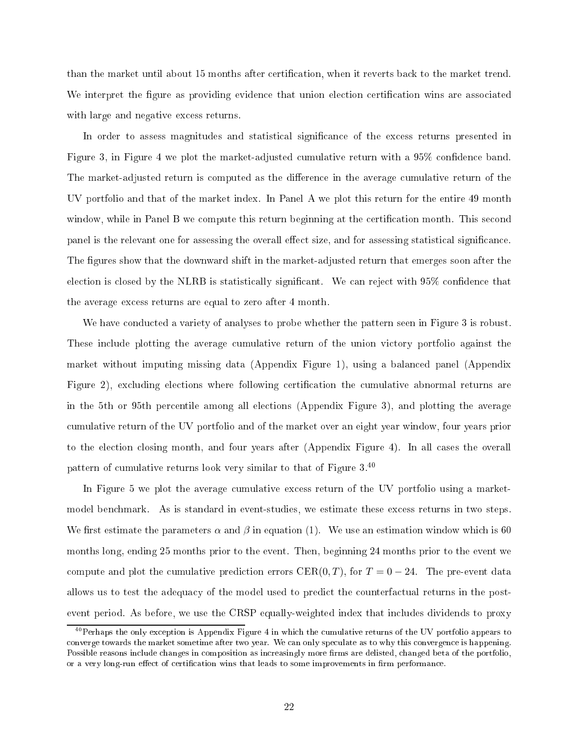than the market until about 15 months after certification, when it reverts back to the market trend. We interpret the figure as providing evidence that union election certification wins are associated with large and negative excess returns.

In order to assess magnitudes and statistical significance of the excess returns presented in Figure 3, in Figure 4 we plot the market-adjusted cumulative return with a 95% confidence band. The market-adjusted return is computed as the difference in the average cumulative return of the UV portfolio and that of the market index. In Panel A we plot this return for the entire 49 month window, while in Panel B we compute this return beginning at the certification month. This second panel is the relevant one for assessing the overall effect size, and for assessing statistical significance. The figures show that the downward shift in the market-adjusted return that emerges soon after the election is closed by the NLRB is statistically significant. We can reject with 95% confidence that the average excess returns are equal to zero after 4 month.

We have conducted a variety of analyses to probe whether the pattern seen in Figure 3 is robust. These include plotting the average cumulative return of the union victory portfolio against the market without imputing missing data (Appendix Figure 1), using a balanced panel (Appendix Figure 2), excluding elections where following certification the cumulative abnormal returns are in the 5th or 95th percentile among all elections (Appendix Figure 3), and plotting the average cumulative return of the UV portfolio and of the market over an eight year window, four years prior to the election closing month, and four years after (Appendix Figure 4). In all cases the overall pattern of cumulative returns look very similar to that of Figure 3.[40]

In Figure 5 we plot the average cumulative excess return of the UV portfolio using a market-model benchmark. As is standard in event-studies, we estimate these excess returns in two steps. We first estimate the parameters $\alpha$ and $\beta$ in equation (1). We use an estimation window which is 60 months long, ending 25 months prior to the event. Then, beginning 24 months prior to the event we compute and plot the cumulative prediction errors $\text{CER}(0, T)$, for $T = 0 - 24$. The pre-event data allows us to test the adequacy of the model used to predict the counterfactual returns in the post-event period. As before, we use the CRSP equally-weighted index that includes dividends to proxy

[40] Perhaps the only exception is Appendix Figure 4 in which the cumulative returns of the UV portfolio appears to converge towards the market sometime after two year. We can only speculate as to why this convergence is happening. Possible reasons include changes in composition as increasingly more firms are delisted, changed beta of the portfolio, or a very long-run effect of certification wins that leads to some improvements in firm performance.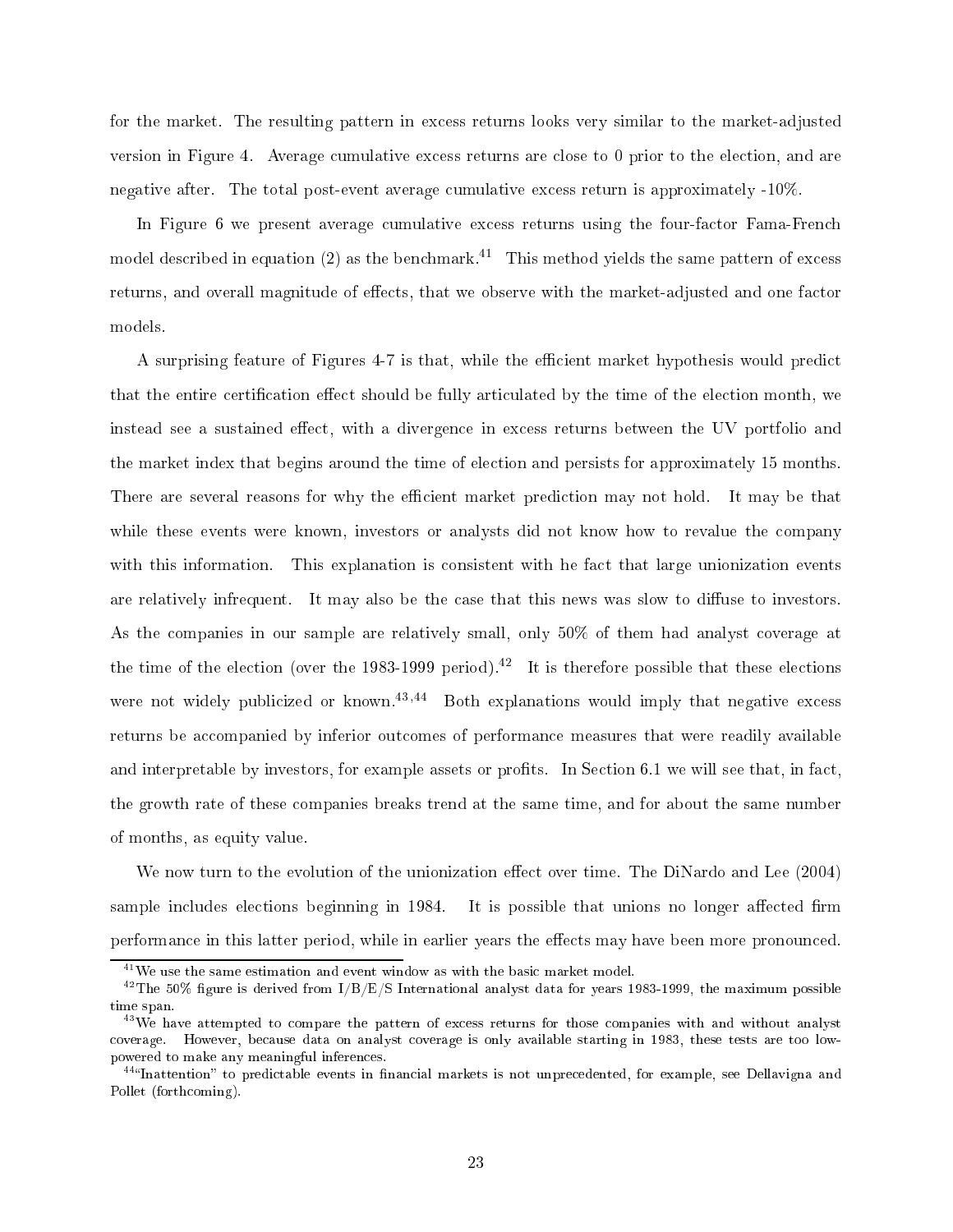for the market. The resulting pattern in excess returns looks very similar to the market-adjusted version in Figure 4. Average cumulative excess returns are close to 0 prior to the election, and are negative after. The total post-event average cumulative excess return is approximately -10%.

In Figure 6 we present average cumulative excess returns using the four-factor Fama-French model described in equation (2) as the benchmark.[41] This method yields the same pattern of excess returns, and overall magnitude of effects, that we observe with the market-adjusted and one factor models.

A surprising feature of Figures 4-7 is that, while the efficient market hypothesis would predict that the entire certification effect should be fully articulated by the time of the election month, we instead see a sustained effect, with a divergence in excess returns between the UV portfolio and the market index that begins around the time of election and persists for approximately 15 months. There are several reasons for why the efficient market prediction may not hold. It may be that while these events were known, investors or analysts did not know how to revalue the company with this information. This explanation is consistent with he fact that large unionization events are relatively infrequent. It may also be the case that this news was slow to diffuse to investors. As the companies in our sample are relatively small, only 50% of them had analyst coverage at the time of the election (over the 1983-1999 period).[42] It is therefore possible that these elections were not widely publicized or known.[43,44] Both explanations would imply that negative excess returns be accompanied by inferior outcomes of performance measures that were readily available and interpretable by investors, for example assets or profits. In Section 6.1 we will see that, in fact, the growth rate of these companies breaks trend at the same time, and for about the same number of months, as equity value.

We now turn to the evolution of the unionization effect over time. The DiNardo and Lee (2004) sample includes elections beginning in 1984. It is possible that unions no longer affected firm performance in this latter period, while in earlier years the effects may have been more pronounced.

[41] We use the same estimation and event window as with the basic market model.

[42] The 50% figure is derived from I/B/E/S International analyst data for years 1983-1999, the maximum possible time span.

[43] We have attempted to compare the pattern of excess returns for those companies with and without analyst coverage. However, because data on analyst coverage is only available starting in 1983, these tests are too low-powered to make any meaningful inferences.

[44] "Inattention" to predictable events in financial markets is not unprecedented, for example, see Dellavigna and Pollet (forthcoming).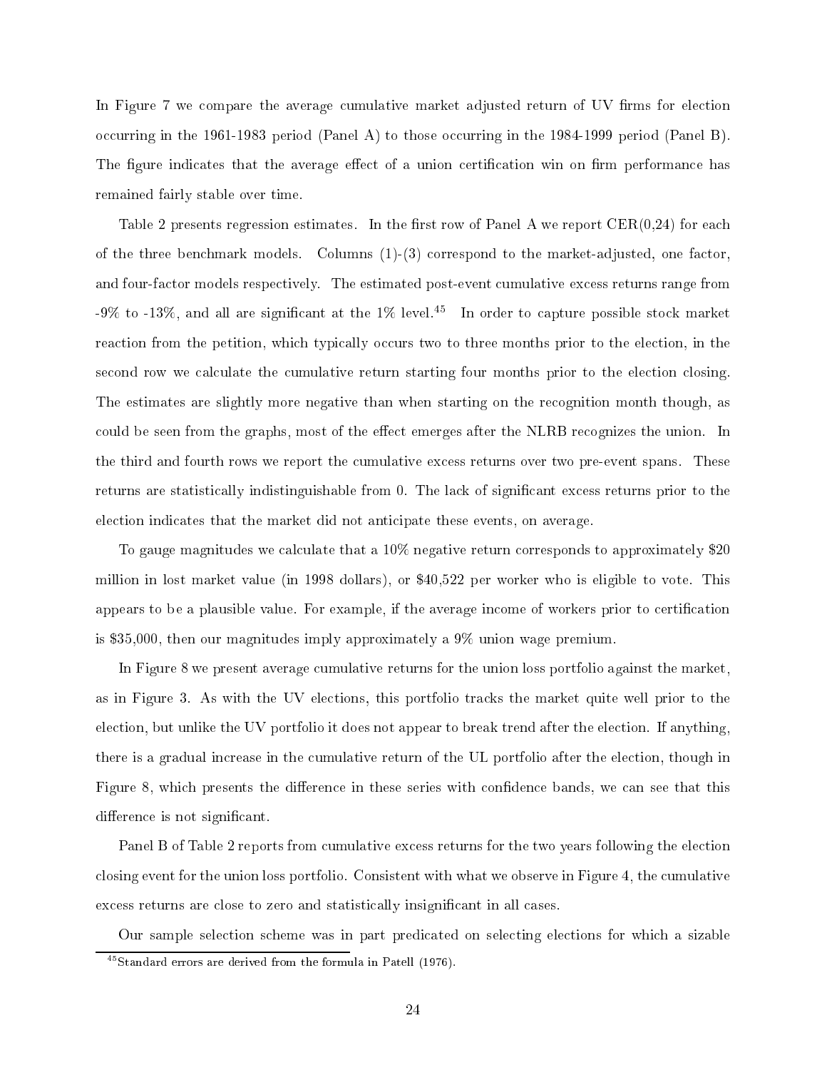In Figure 7 we compare the average cumulative market adjusted return of UV firms for election occurring in the 1961-1983 period (Panel A) to those occurring in the 1984-1999 period (Panel B). The figure indicates that the average effect of a union certification win on firm performance has remained fairly stable over time.

Table 2 presents regression estimates. In the first row of Panel A we report CER(0,24) for each of the three benchmark models. Columns (1)-(3) correspond to the market-adjusted, one factor, and four-factor models respectively. The estimated post-event cumulative excess returns range from -9% to -13%, and all are significant at the 1% level.[45] In order to capture possible stock market reaction from the petition, which typically occurs two to three months prior to the election, in the second row we calculate the cumulative return starting four months prior to the election closing. The estimates are slightly more negative than when starting on the recognition month though, as could be seen from the graphs, most of the effect emerges after the NLRB recognizes the union. In the third and fourth rows we report the cumulative excess returns over two pre-event spans. These returns are statistically indistinguishable from 0. The lack of significant excess returns prior to the election indicates that the market did not anticipate these events, on average.

To gauge magnitudes we calculate that a 10% negative return corresponds to approximately $20 million in lost market value (in 1998 dollars), or $40,522 per worker who is eligible to vote. This appears to be a plausible value. For example, if the average income of workers prior to certification is $35,000, then our magnitudes imply approximately a 9% union wage premium.

In Figure 8 we present average cumulative returns for the union loss portfolio against the market, as in Figure 3. As with the UV elections, this portfolio tracks the market quite well prior to the election, but unlike the UV portfolio it does not appear to break trend after the election. If anything, there is a gradual increase in the cumulative return of the UL portfolio after the election, though in Figure 8, which presents the difference in these series with confidence bands, we can see that this difference is not significant.

Panel B of Table 2 reports from cumulative excess returns for the two years following the election closing event for the union loss portfolio. Consistent with what we observe in Figure 4, the cumulative excess returns are close to zero and statistically insignificant in all cases.

Our sample selection scheme was in part predicated on selecting elections for which a sizable

[45] Standard errors are derived from the formula in Patell (1976).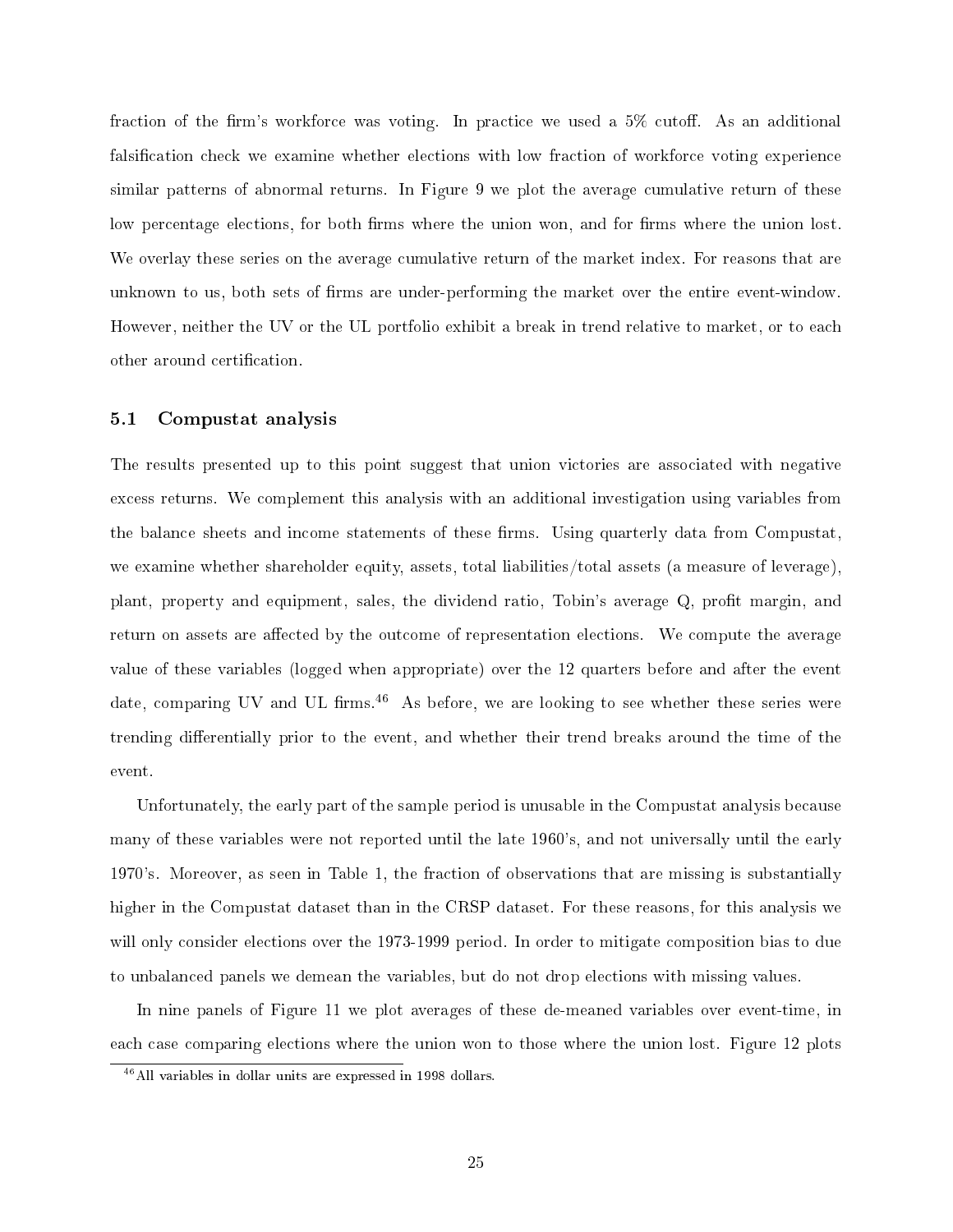fraction of the firm's workforce was voting. In practice we used a 5% cutoff. As an additional falsification check we examine whether elections with low fraction of workforce voting experience similar patterns of abnormal returns. In Figure 9 we plot the average cumulative return of these low percentage elections, for both firms where the union won, and for firms where the union lost. We overlay these series on the average cumulative return of the market index. For reasons that are unknown to us, both sets of firms are under-performing the market over the entire event-window. However, neither the UV or the UL portfolio exhibit a break in trend relative to market, or to each other around certification.

## 5.1 Compustat analysis

The results presented up to this point suggest that union victories are associated with negative excess returns. We complement this analysis with an additional investigation using variables from the balance sheets and income statements of these firms. Using quarterly data from Compustat, we examine whether shareholder equity, assets, total liabilities/total assets (a measure of leverage), plant, property and equipment, sales, the dividend ratio, Tobin's average Q, profit margin, and return on assets are affected by the outcome of representation elections. We compute the average value of these variables (logged when appropriate) over the 12 quarters before and after the event date, comparing UV and UL firms.[46] As before, we are looking to see whether these series were trending differentially prior to the event, and whether their trend breaks around the time of the event.

Unfortunately, the early part of the sample period is unusable in the Compustat analysis because many of these variables were not reported until the late 1960's, and not universally until the early 1970's. Moreover, as seen in Table 1, the fraction of observations that are missing is substantially higher in the Compustat dataset than in the CRSP dataset. For these reasons, for this analysis we will only consider elections over the 1973-1999 period. In order to mitigate composition bias to due to unbalanced panels we demean the variables, but do not drop elections with missing values.

In nine panels of Figure 11 we plot averages of these de-meaned variables over event-time, in each case comparing elections where the union won to those where the union lost. Figure 12 plots

[46] All variables in dollar units are expressed in 1998 dollars.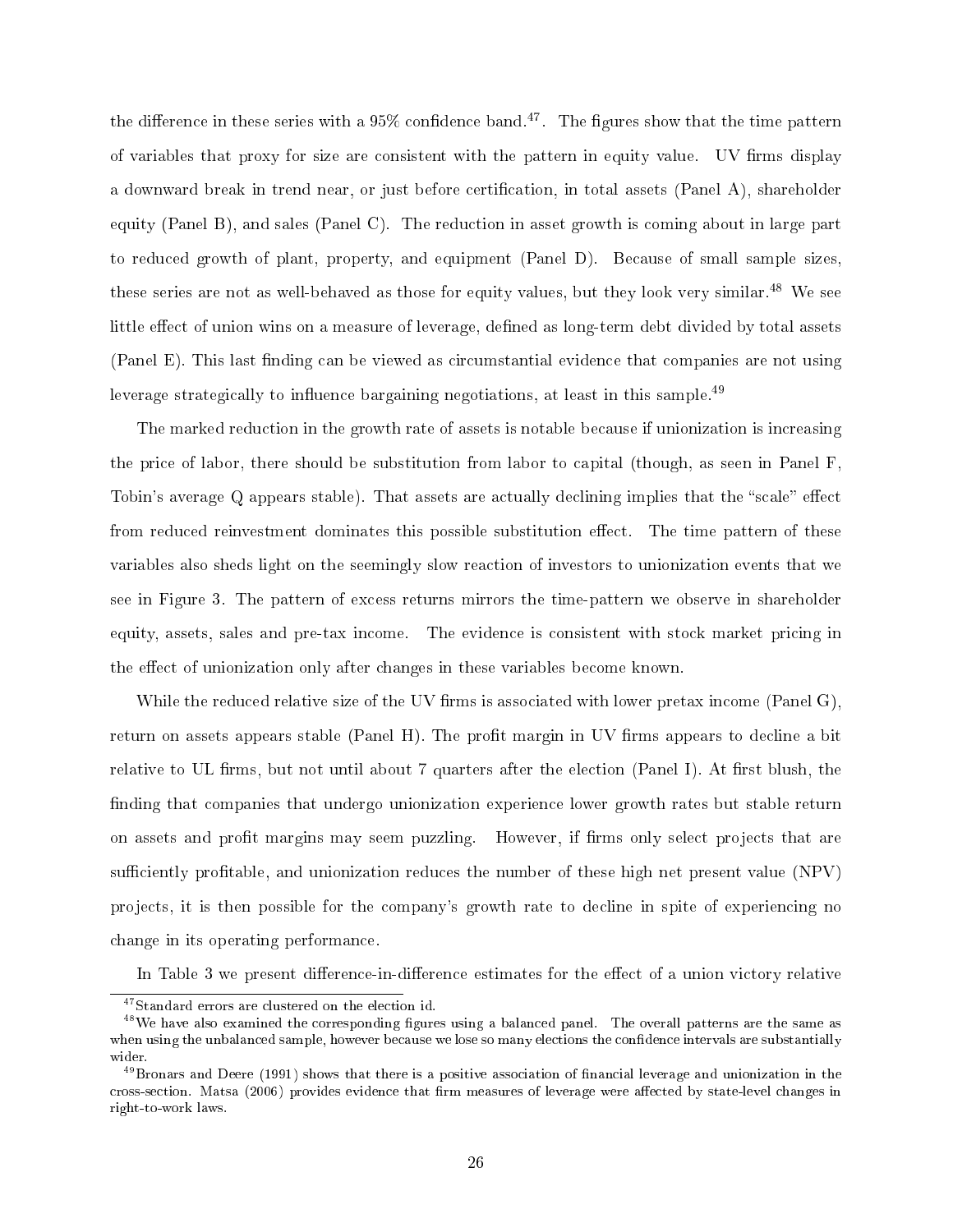the difference in these series with a 95% confidence band.[47]. The figures show that the time pattern of variables that proxy for size are consistent with the pattern in equity value. UV firms display a downward break in trend near, or just before certification, in total assets (Panel A), shareholder equity (Panel B), and sales (Panel C). The reduction in asset growth is coming about in large part to reduced growth of plant, property, and equipment (Panel D). Because of small sample sizes, these series are not as well-behaved as those for equity values, but they look very similar.[48] We see little effect of union wins on a measure of leverage, defined as long-term debt divided by total assets (Panel E). This last finding can be viewed as circumstantial evidence that companies are not using leverage strategically to influence bargaining negotiations, at least in this sample.[49]

The marked reduction in the growth rate of assets is notable because if unionization is increasing the price of labor, there should be substitution from labor to capital (though, as seen in Panel F, Tobin's average Q appears stable). That assets are actually declining implies that the "scale" effect from reduced reinvestment dominates this possible substitution effect. The time pattern of these variables also sheds light on the seemingly slow reaction of investors to unionization events that we see in Figure 3. The pattern of excess returns mirrors the time-pattern we observe in shareholder equity, assets, sales and pre-tax income. The evidence is consistent with stock market pricing in the effect of unionization only after changes in these variables become known.

While the reduced relative size of the UV firms is associated with lower pretax income (Panel G), return on assets appears stable (Panel H). The profit margin in UV firms appears to decline a bit relative to UL firms, but not until about 7 quarters after the election (Panel I). At first blush, the finding that companies that undergo unionization experience lower growth rates but stable return on assets and profit margins may seem puzzling. However, if firms only select projects that are sufficiently profitable, and unionization reduces the number of these high net present value (NPV) projects, it is then possible for the company's growth rate to decline in spite of experiencing no change in its operating performance.

In Table 3 we present difference-in-difference estimates for the effect of a union victory relative

[47] Standard errors are clustered on the election id.

[48] We have also examined the corresponding figures using a balanced panel. The overall patterns are the same as when using the unbalanced sample, however because we lose so many elections the confidence intervals are substantially wider.

[49] Bronars and Deere (1991) shows that there is a positive association of financial leverage and unionization in the cross-section. Matsa (2006) provides evidence that firm measures of leverage were affected by state-level changes in right-to-work laws.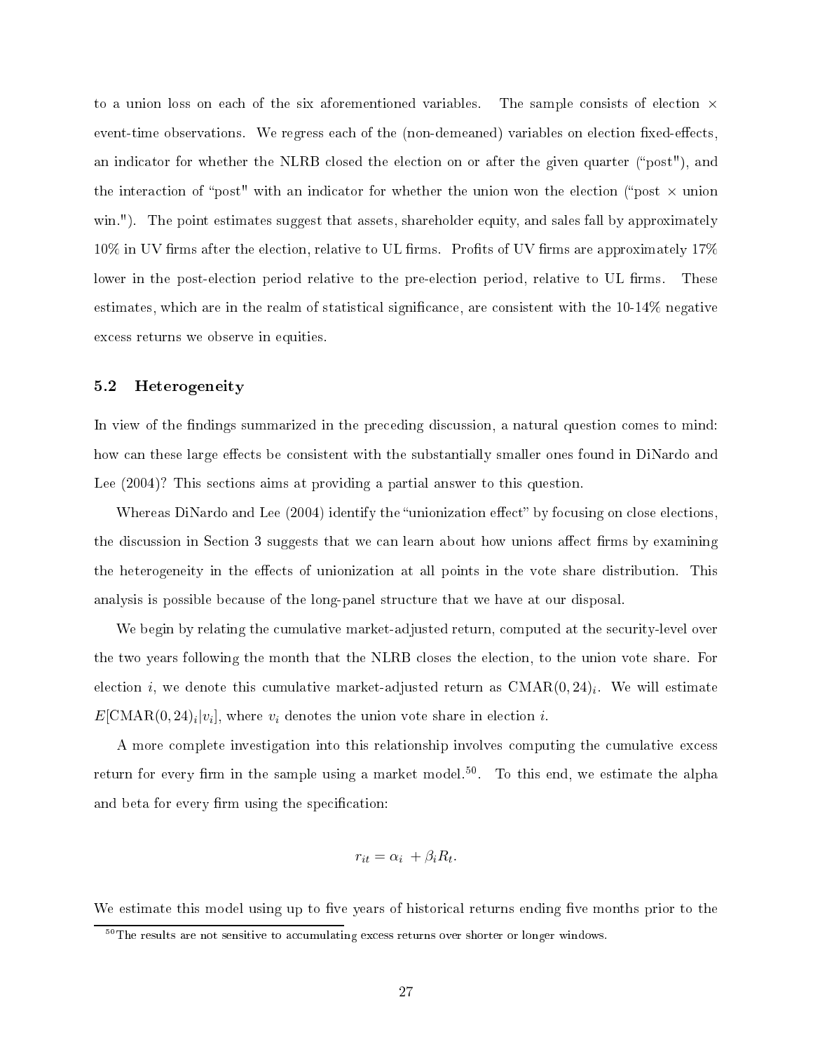to a union loss on each of the six aforementioned variables. The sample consists of election × event-time observations. We regress each of the (non-demeaned) variables on election fixed-effects, an indicator for whether the NLRB closed the election on or after the given quarter ("post"), and the interaction of "post" with an indicator for whether the union won the election ("post × union win."). The point estimates suggest that assets, shareholder equity, and sales fall by approximately 10% in UV firms after the election, relative to UL firms. Profits of UV firms are approximately 17% lower in the post-election period relative to the pre-election period, relative to UL firms. These estimates, which are in the realm of statistical significance, are consistent with the 10-14% negative excess returns we observe in equities.

## 5.2 Heterogeneity

In view of the findings summarized in the preceding discussion, a natural question comes to mind: how can these large effects be consistent with the substantially smaller ones found in DiNardo and Lee (2004)? This sections aims at providing a partial answer to this question.

Whereas DiNardo and Lee (2004) identify the "unionization effect" by focusing on close elections, the discussion in Section 3 suggests that we can learn about how unions affect firms by examining the heterogeneity in the effects of unionization at all points in the vote share distribution. This analysis is possible because of the long-panel structure that we have at our disposal.

We begin by relating the cumulative market-adjusted return, computed at the security-level over the two years following the month that the NLRB closes the election, to the union vote share. For election $i$, we denote this cumulative market-adjusted return as $\text{CMAR}(0,24)_i$. We will estimate $E[\text{CMAR}(0,24)_i|v_i]$, where $v_i$ denotes the union vote share in election $i$.

A more complete investigation into this relationship involves computing the cumulative excess return for every firm in the sample using a market model.[50]. To this end, we estimate the alpha and beta for every firm using the specification:

$$r_{it} = \alpha_i + \beta_i R_t.$$

We estimate this model using up to five years of historical returns ending five months prior to the

[50] The results are not sensitive to accumulating excess returns over shorter or longer windows.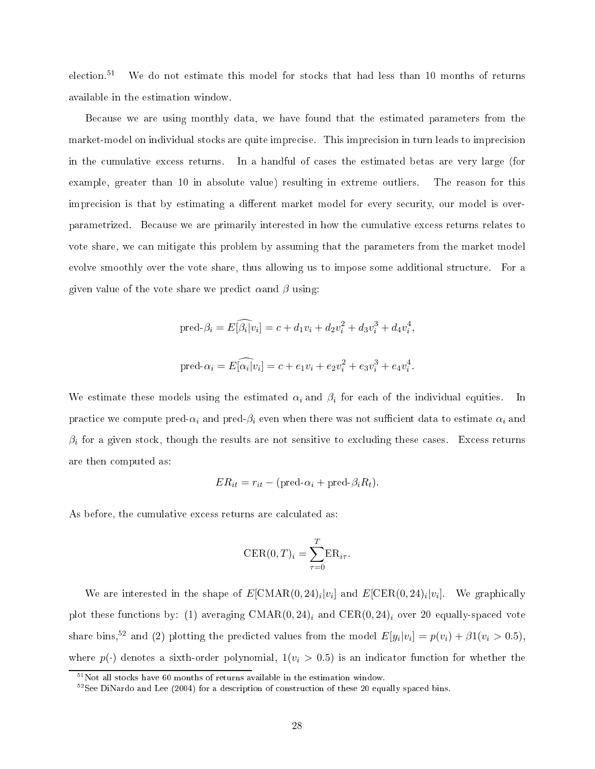election.[51] We do not estimate this model for stocks that had less than 10 months of returns available in the estimation window.

Because we are using monthly data, we have found that the estimated parameters from the market-model on individual stocks are quite imprecise. This imprecision in turn leads to imprecision in the cumulative excess returns. In a handful of cases the estimated betas are very large (for example, greater than 10 in absolute value) resulting in extreme outliers. The reason for this imprecision is that by estimating a different market model for every security, our model is over-parametrized. Because we are primarily interested in how the cumulative excess returns relates to vote share, we can mitigate this problem by assuming that the parameters from the market model evolve smoothly over the vote share, thus allowing us to impose some additional structure. For a given value of the vote share we predict $\alpha$and $\beta$ using:

$$\text{pred-}\beta_i = \widehat{E[\beta_i|v_i]} = c + d_1 v_i + d_2 v_i^2 + d_3 v_i^3 + d_4 v_i^4,$$

$$\text{pred-}\alpha_i = \widehat{E[\alpha_i|v_i]} = c + e_1 v_i + e_2 v_i^2 + e_3 v_i^3 + e_4 v_i^4.$$

We estimate these models using the estimated $\alpha_i$ and $\beta_i$ for each of the individual equities. In practice we compute pred-$\alpha_i$ and pred-$\beta_i$ even when there was not sufficient data to estimate $\alpha_i$ and $\beta_i$ for a given stock, though the results are not sensitive to excluding these cases. Excess returns are then computed as:

$$ER_{it} = r_{it} - (\text{pred-}\alpha_i + \text{pred-}\beta_i R_t).$$

As before, the cumulative excess returns are calculated as:

$$\text{CER}(0,T)_i = \sum_{\tau=0}^{T} \text{ER}_{i\tau}.$$

We are interested in the shape of $E[\text{CMAR}(0,24)_i|v_i]$ and $E[\text{CER}(0,24)_i|v_i]$. We graphically plot these functions by: (1) averaging $\text{CMAR}(0,24)_i$ and $\text{CER}(0,24)_i$ over 20 equally-spaced vote share bins,[52] and (2) plotting the predicted values from the model $E[y_i|v_i] = p(v_i) + \beta 1(v_i > 0.5)$, where $p(\cdot)$ denotes a sixth-order polynomial, $1(v_i > 0.5)$ is an indicator function for whether the

[51] Not all stocks have 60 months of returns available in the estimation window.

[52] See DiNardo and Lee (2004) for a description of construction of these 20 equally spaced bins.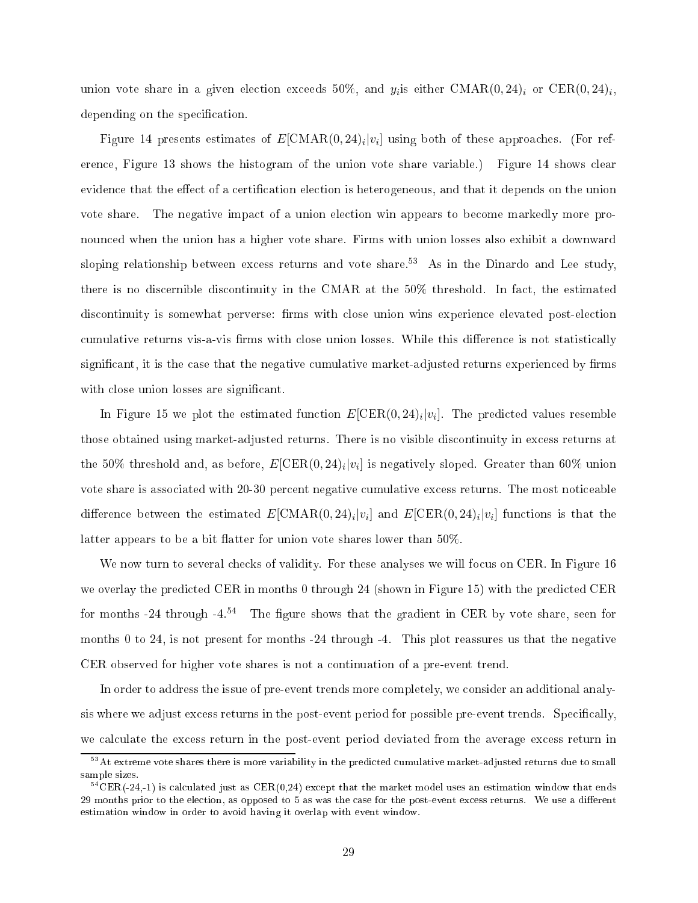union vote share in a given election exceeds 50%, and $y_i$is either $\text{CMAR}(0,24)_i$ or $\text{CER}(0,24)_i$, depending on the specification.

Figure 14 presents estimates of $E[\text{CMAR}(0,24)_i|v_i]$ using both of these approaches. (For reference, Figure 13 shows the histogram of the union vote share variable.) Figure 14 shows clear evidence that the effect of a certification election is heterogeneous, and that it depends on the union vote share. The negative impact of a union election win appears to become markedly more pronounced when the union has a higher vote share. Firms with union losses also exhibit a downward sloping relationship between excess returns and vote share.[53] As in the Dinardo and Lee study, there is no discernible discontinuity in the CMAR at the 50% threshold. In fact, the estimated discontinuity is somewhat perverse: firms with close union wins experience elevated post-election cumulative returns vis-a-vis firms with close union losses. While this difference is not statistically significant, it is the case that the negative cumulative market-adjusted returns experienced by firms with close union losses are significant.

In Figure 15 we plot the estimated function $E[\text{CER}(0,24)_i|v_i]$. The predicted values resemble those obtained using market-adjusted returns. There is no visible discontinuity in excess returns at the 50% threshold and, as before, $E[\text{CER}(0,24)_i|v_i]$ is negatively sloped. Greater than 60% union vote share is associated with 20-30 percent negative cumulative excess returns. The most noticeable difference between the estimated $E[\text{CMAR}(0,24)_i|v_i]$ and $E[\text{CER}(0,24)_i|v_i]$ functions is that the latter appears to be a bit flatter for union vote shares lower than 50%.

We now turn to several checks of validity. For these analyses we will focus on CER. In Figure 16 we overlay the predicted CER in months 0 through 24 (shown in Figure 15) with the predicted CER for months -24 through -4.[54] The figure shows that the gradient in CER by vote share, seen for months 0 to 24, is not present for months -24 through -4. This plot reassures us that the negative CER observed for higher vote shares is not a continuation of a pre-event trend.

In order to address the issue of pre-event trends more completely, we consider an additional analysis where we adjust excess returns in the post-event period for possible pre-event trends. Specifically, we calculate the excess return in the post-event period deviated from the average excess return in

[53] At extreme vote shares there is more variability in the predicted cumulative market-adjusted returns due to small sample sizes.

[54] CER(-24,-1) is calculated just as CER(0,24) except that the market model uses an estimation window that ends 29 months prior to the election, as opposed to 5 as was the case for the post-event excess returns. We use a different estimation window in order to avoid having it overlap with event window.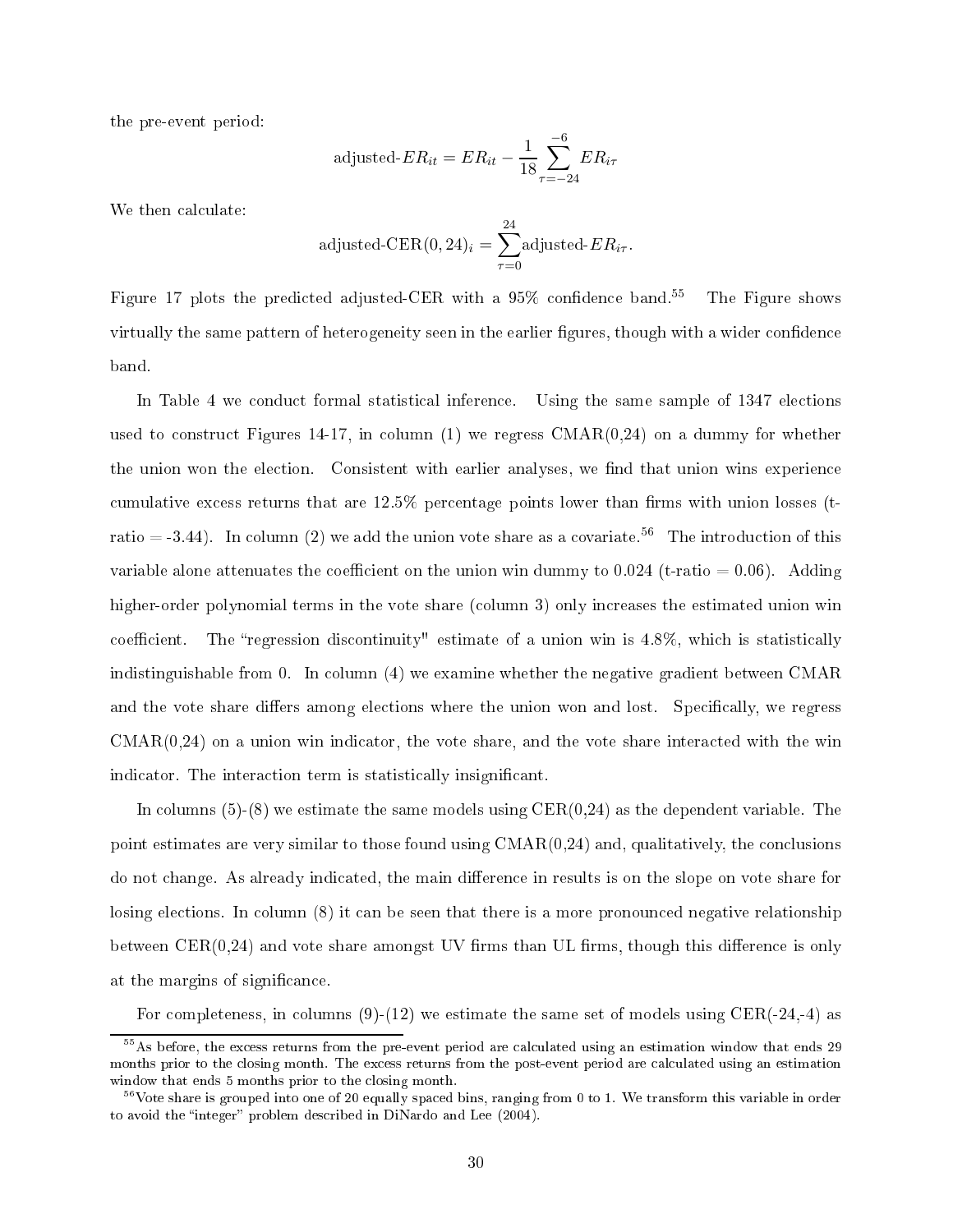the pre-event period:

$$\text{adjusted-}ER_{it} = ER_{it} - \frac{1}{18}\sum_{\tau=-24}^{-6} ER_{i\tau}$$

We then calculate:

$$\text{adjusted-CER}(0,24)_i = \sum_{\tau=0}^{24} \text{adjusted-}ER_{i\tau}.$$

Figure 17 plots the predicted adjusted-CER with a 95% confidence band.[55] The Figure shows virtually the same pattern of heterogeneity seen in the earlier figures, though with a wider confidence band.

In Table 4 we conduct formal statistical inference. Using the same sample of 1347 elections used to construct Figures 14-17, in column (1) we regress CMAR(0,24) on a dummy for whether the union won the election. Consistent with earlier analyses, we find that union wins experience cumulative excess returns that are 12.5% percentage points lower than firms with union losses (t-ratio = -3.44). In column (2) we add the union vote share as a covariate.[56] The introduction of this variable alone attenuates the coefficient on the union win dummy to 0.024 (t-ratio = 0.06). Adding higher-order polynomial terms in the vote share (column 3) only increases the estimated union win coefficient. The "regression discontinuity" estimate of a union win is 4.8%, which is statistically indistinguishable from 0. In column (4) we examine whether the negative gradient between CMAR and the vote share differs among elections where the union won and lost. Specifically, we regress CMAR(0,24) on a union win indicator, the vote share, and the vote share interacted with the win indicator. The interaction term is statistically insignificant.

In columns (5)-(8) we estimate the same models using CER(0,24) as the dependent variable. The point estimates are very similar to those found using CMAR(0,24) and, qualitatively, the conclusions do not change. As already indicated, the main difference in results is on the slope on vote share for losing elections. In column (8) it can be seen that there is a more pronounced negative relationship between CER(0,24) and vote share amongst UV firms than UL firms, though this difference is only at the margins of significance.

For completeness, in columns (9)-(12) we estimate the same set of models using CER(-24,-4) as

[55] As before, the excess returns from the pre-event period are calculated using an estimation window that ends 29 months prior to the closing month. The excess returns from the post-event period are calculated using an estimation window that ends 5 months prior to the closing month.

[56] Vote share is grouped into one of 20 equally spaced bins, ranging from 0 to 1. We transform this variable in order to avoid the "integer" problem described in DiNardo and Lee (2004).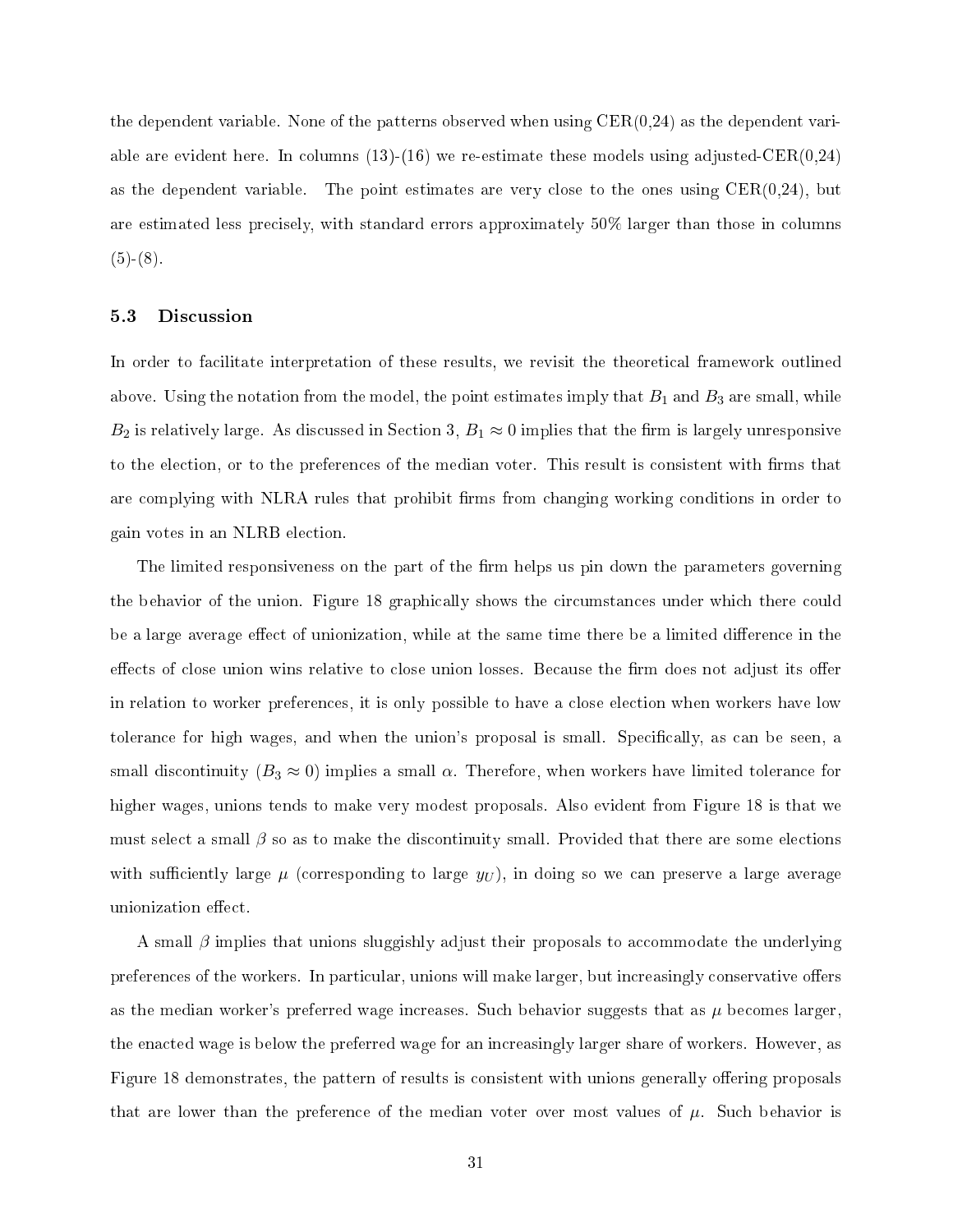the dependent variable. None of the patterns observed when using CER(0,24) as the dependent variable are evident here. In columns (13)-(16) we re-estimate these models using adjusted-CER(0,24) as the dependent variable. The point estimates are very close to the ones using CER(0,24), but are estimated less precisely, with standard errors approximately 50% larger than those in columns (5)-(8).

### 5.3 Discussion

In order to facilitate interpretation of these results, we revisit the theoretical framework outlined above. Using the notation from the model, the point estimates imply that $B_1$ and $B_3$ are small, while $B_2$ is relatively large. As discussed in Section 3, $B_1 \approx 0$ implies that the firm is largely unresponsive to the election, or to the preferences of the median voter. This result is consistent with firms that are complying with NLRA rules that prohibit firms from changing working conditions in order to gain votes in an NLRB election.

The limited responsiveness on the part of the firm helps us pin down the parameters governing the behavior of the union. Figure 18 graphically shows the circumstances under which there could be a large average effect of unionization, while at the same time there be a limited difference in the effects of close union wins relative to close union losses. Because the firm does not adjust its offer in relation to worker preferences, it is only possible to have a close election when workers have low tolerance for high wages, and when the union's proposal is small. Specifically, as can be seen, a small discontinuity ($B_3 \approx 0$) implies a small $\alpha$. Therefore, when workers have limited tolerance for higher wages, unions tends to make very modest proposals. Also evident from Figure 18 is that we must select a small $\beta$ so as to make the discontinuity small. Provided that there are some elections with sufficiently large $\mu$ (corresponding to large $y_U$), in doing so we can preserve a large average unionization effect.

A small $\beta$ implies that unions sluggishly adjust their proposals to accommodate the underlying preferences of the workers. In particular, unions will make larger, but increasingly conservative offers as the median worker's preferred wage increases. Such behavior suggests that as $\mu$ becomes larger, the enacted wage is below the preferred wage for an increasingly larger share of workers. However, as Figure 18 demonstrates, the pattern of results is consistent with unions generally offering proposals that are lower than the preference of the median voter over most values of $\mu$. Such behavior is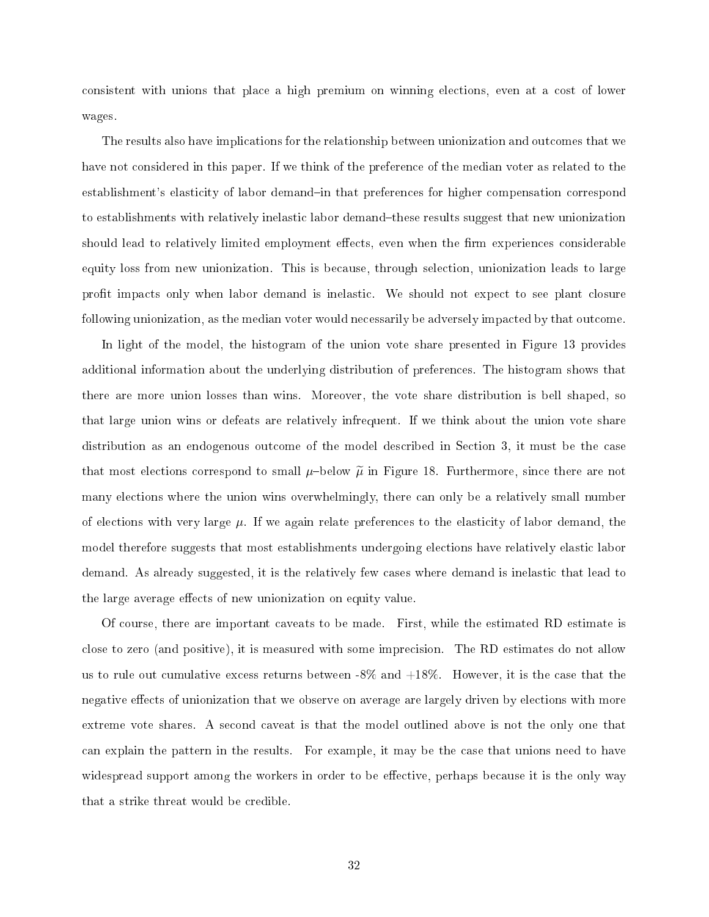consistent with unions that place a high premium on winning elections, even at a cost of lower wages.

The results also have implications for the relationship between unionization and outcomes that we have not considered in this paper. If we think of the preference of the median voter as related to the establishment's elasticity of labor demand–in that preferences for higher compensation correspond to establishments with relatively inelastic labor demand–these results suggest that new unionization should lead to relatively limited employment effects, even when the firm experiences considerable equity loss from new unionization. This is because, through selection, unionization leads to large profit impacts only when labor demand is inelastic. We should not expect to see plant closure following unionization, as the median voter would necessarily be adversely impacted by that outcome.

In light of the model, the histogram of the union vote share presented in Figure 13 provides additional information about the underlying distribution of preferences. The histogram shows that there are more union losses than wins. Moreover, the vote share distribution is bell shaped, so that large union wins or defeats are relatively infrequent. If we think about the union vote share distribution as an endogenous outcome of the model described in Section 3, it must be the case that most elections correspond to small $\mu$–below $\widetilde{\mu}$ in Figure 18. Furthermore, since there are not many elections where the union wins overwhelmingly, there can only be a relatively small number of elections with very large $\mu$. If we again relate preferences to the elasticity of labor demand, the model therefore suggests that most establishments undergoing elections have relatively elastic labor demand. As already suggested, it is the relatively few cases where demand is inelastic that lead to the large average effects of new unionization on equity value.

Of course, there are important caveats to be made. First, while the estimated RD estimate is close to zero (and positive), it is measured with some imprecision. The RD estimates do not allow us to rule out cumulative excess returns between -8% and +18%. However, it is the case that the negative effects of unionization that we observe on average are largely driven by elections with more extreme vote shares. A second caveat is that the model outlined above is not the only one that can explain the pattern in the results. For example, it may be the case that unions need to have widespread support among the workers in order to be effective, perhaps because it is the only way that a strike threat would be credible.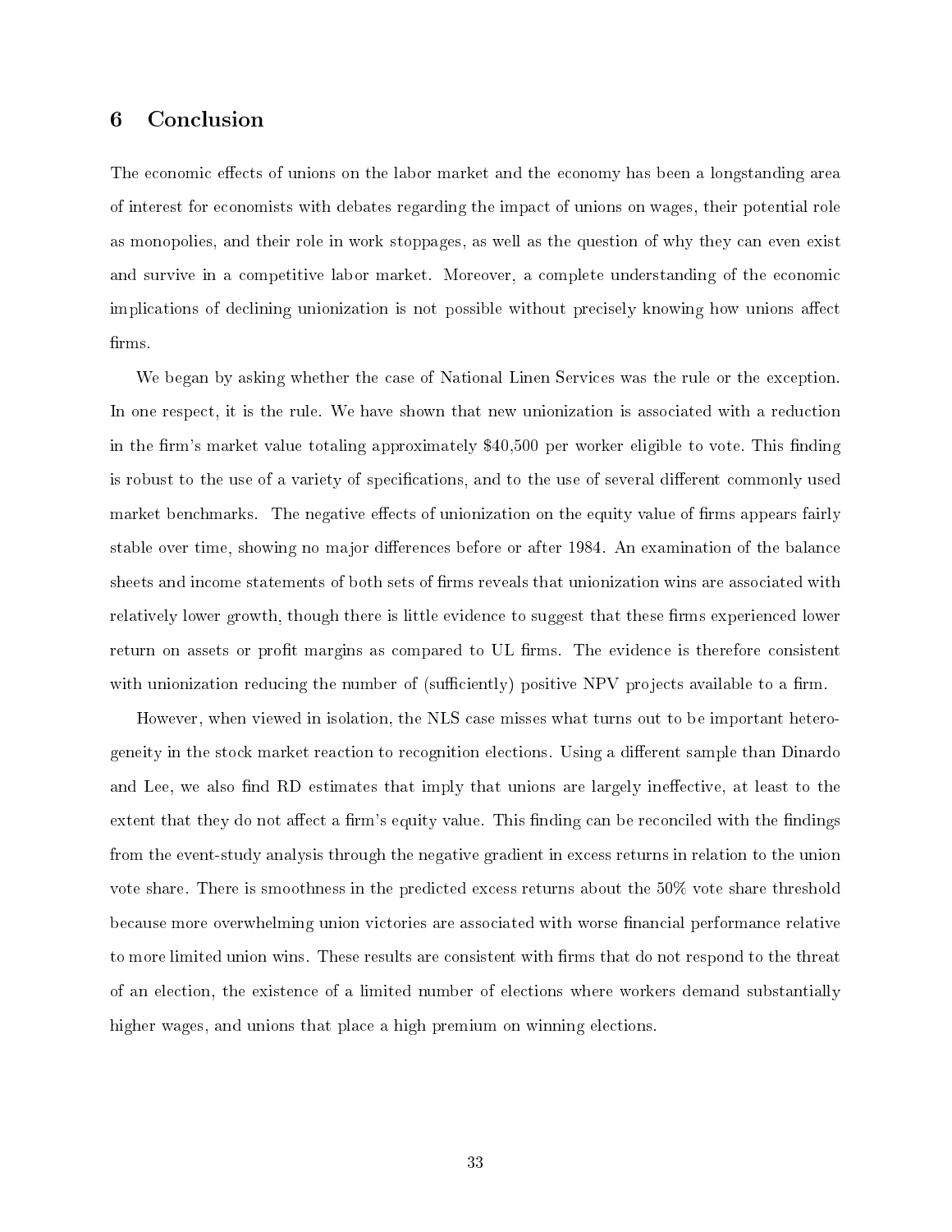## 6 Conclusion

The economic effects of unions on the labor market and the economy has been a longstanding area of interest for economists with debates regarding the impact of unions on wages, their potential role as monopolies, and their role in work stoppages, as well as the question of why they can even exist and survive in a competitive labor market. Moreover, a complete understanding of the economic implications of declining unionization is not possible without precisely knowing how unions affect firms.

We began by asking whether the case of National Linen Services was the rule or the exception. In one respect, it is the rule. We have shown that new unionization is associated with a reduction in the firm's market value totaling approximately $40,500 per worker eligible to vote. This finding is robust to the use of a variety of specifications, and to the use of several different commonly used market benchmarks. The negative effects of unionization on the equity value of firms appears fairly stable over time, showing no major differences before or after 1984. An examination of the balance sheets and income statements of both sets of firms reveals that unionization wins are associated with relatively lower growth, though there is little evidence to suggest that these firms experienced lower return on assets or profit margins as compared to UL firms. The evidence is therefore consistent with unionization reducing the number of (sufficiently) positive NPV projects available to a firm.

However, when viewed in isolation, the NLS case misses what turns out to be important heterogeneity in the stock market reaction to recognition elections. Using a different sample than Dinardo and Lee, we also find RD estimates that imply that unions are largely ineffective, at least to the extent that they do not affect a firm's equity value. This finding can be reconciled with the findings from the event-study analysis through the negative gradient in excess returns in relation to the union vote share. There is smoothness in the predicted excess returns about the 50% vote share threshold because more overwhelming union victories are associated with worse financial performance relative to more limited union wins. These results are consistent with firms that do not respond to the threat of an election, the existence of a limited number of elections where workers demand substantially higher wages, and unions that place a high premium on winning elections.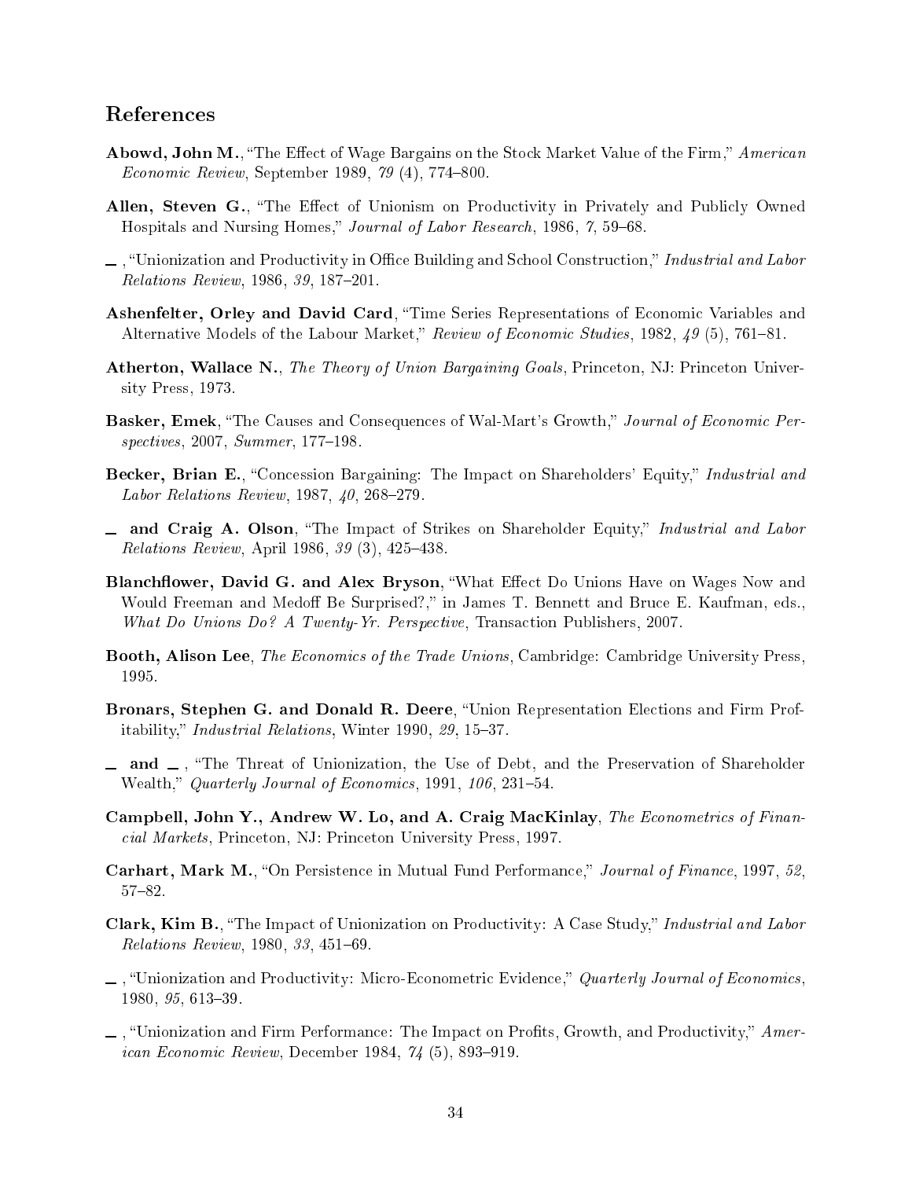## References

**Abowd, John M.**, "The Effect of Wage Bargains on the Stock Market Value of the Firm," *American Economic Review*, September 1989, *79* (4), 774–800.

**Allen, Steven G.**, "The Effect of Unionism on Productivity in Privately and Publicly Owned Hospitals and Nursing Homes," *Journal of Labor Research*, 1986, *7*, 59–68.

—, "Unionization and Productivity in Office Building and School Construction," *Industrial and Labor Relations Review*, 1986, *39*, 187–201.

**Ashenfelter, Orley and David Card**, "Time Series Representations of Economic Variables and Alternative Models of the Labour Market," *Review of Economic Studies*, 1982, *49* (5), 761–81.

**Atherton, Wallace N.**, *The Theory of Union Bargaining Goals*, Princeton, NJ: Princeton University Press, 1973.

**Basker, Emek**, "The Causes and Consequences of Wal-Mart's Growth," *Journal of Economic Perspectives*, 2007, *Summer*, 177–198.

**Becker, Brian E.**, "Concession Bargaining: The Impact on Shareholders' Equity," *Industrial and Labor Relations Review*, 1987, *40*, 268–279.

— **and Craig A. Olson**, "The Impact of Strikes on Shareholder Equity," *Industrial and Labor Relations Review*, April 1986, *39* (3), 425–438.

**Blanchflower, David G. and Alex Bryson**, "What Effect Do Unions Have on Wages Now and Would Freeman and Medoff Be Surprised?," in James T. Bennett and Bruce E. Kaufman, eds., *What Do Unions Do? A Twenty-Yr. Perspective*, Transaction Publishers, 2007.

**Booth, Alison Lee**, *The Economics of the Trade Unions*, Cambridge: Cambridge University Press, 1995.

**Bronars, Stephen G. and Donald R. Deere**, "Union Representation Elections and Firm Profitability," *Industrial Relations*, Winter 1990, *29*, 15–37.

— **and** —, "The Threat of Unionization, the Use of Debt, and the Preservation of Shareholder Wealth," *Quarterly Journal of Economics*, 1991, *106*, 231–54.

**Campbell, John Y., Andrew W. Lo, and A. Craig MacKinlay**, *The Econometrics of Financial Markets*, Princeton, NJ: Princeton University Press, 1997.

**Carhart, Mark M.**, "On Persistence in Mutual Fund Performance," *Journal of Finance*, 1997, *52*, 57–82.

**Clark, Kim B.**, "The Impact of Unionization on Productivity: A Case Study," *Industrial and Labor Relations Review*, 1980, *33*, 451–69.

—, "Unionization and Productivity: Micro-Econometric Evidence," *Quarterly Journal of Economics*, 1980, *95*, 613–39.

—, "Unionization and Firm Performance: The Impact on Profits, Growth, and Productivity," *American Economic Review*, December 1984, *74* (5), 893–919.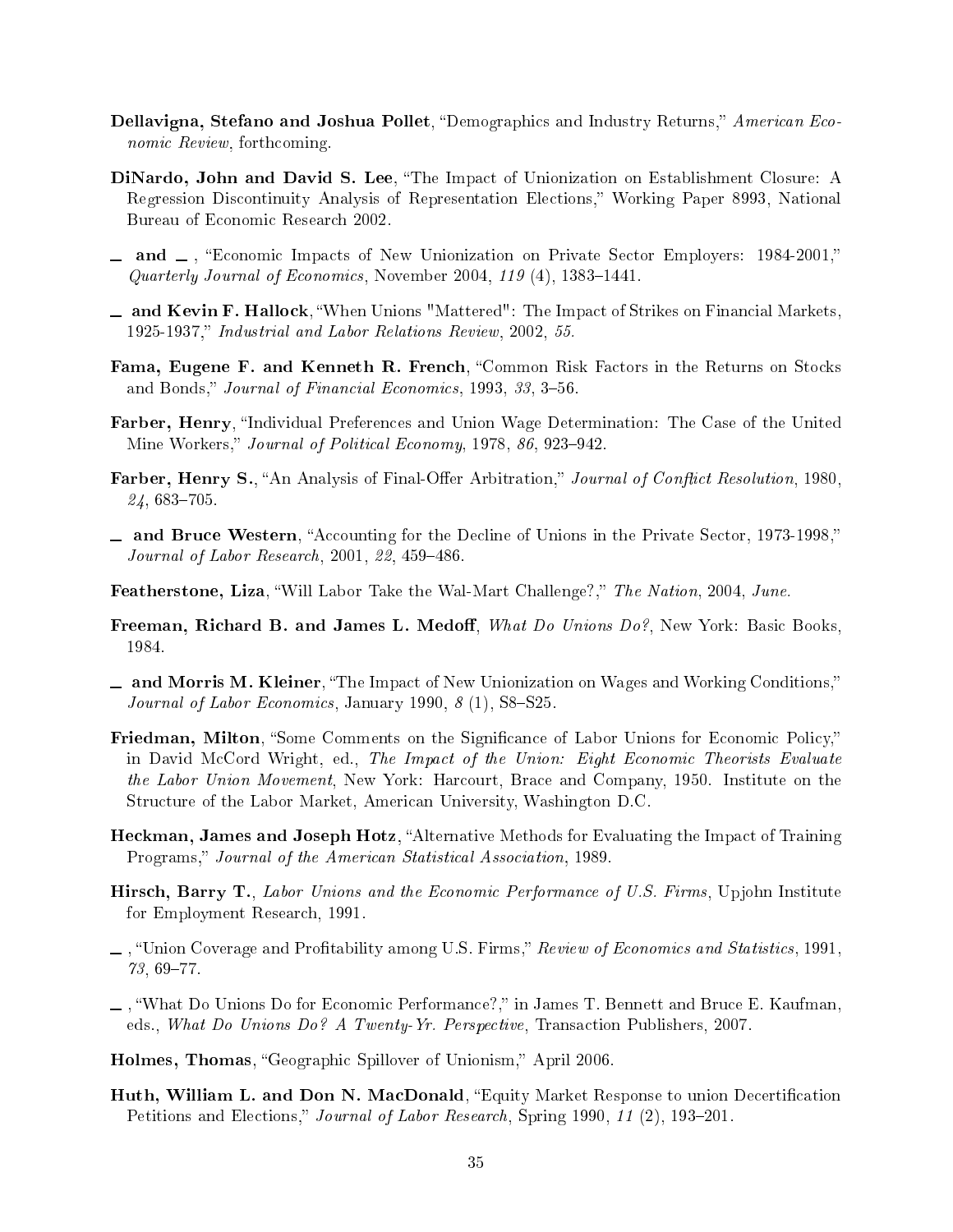**Dellavigna, Stefano and Joshua Pollet**, "Demographics and Industry Returns," *American Economic Review*, forthcoming.

**DiNardo, John and David S. Lee**, "The Impact of Unionization on Establishment Closure: A Regression Discontinuity Analysis of Representation Elections," Working Paper 8993, National Bureau of Economic Research 2002.

**\_ and \_**, "Economic Impacts of New Unionization on Private Sector Employers: 1984-2001," *Quarterly Journal of Economics*, November 2004, *119* (4), 1383–1441.

**\_ and Kevin F. Hallock**, "When Unions "Mattered": The Impact of Strikes on Financial Markets, 1925-1937," *Industrial and Labor Relations Review*, 2002, *55.*

**Fama, Eugene F. and Kenneth R. French**, "Common Risk Factors in the Returns on Stocks and Bonds," *Journal of Financial Economics*, 1993, *33*, 3–56.

**Farber, Henry**, "Individual Preferences and Union Wage Determination: The Case of the United Mine Workers," *Journal of Political Economy*, 1978, *86*, 923–942.

**Farber, Henry S.**, "An Analysis of Final-Offer Arbitration," *Journal of Conflict Resolution*, 1980, *24*, 683–705.

**\_ and Bruce Western**, "Accounting for the Decline of Unions in the Private Sector, 1973-1998," *Journal of Labor Research*, 2001, *22*, 459–486.

**Featherstone, Liza**, "Will Labor Take the Wal-Mart Challenge?," *The Nation*, 2004, *June.*

**Freeman, Richard B. and James L. Medoff**, *What Do Unions Do?*, New York: Basic Books, 1984.

**\_ and Morris M. Kleiner**, "The Impact of New Unionization on Wages and Working Conditions," *Journal of Labor Economics*, January 1990, *8* (1), S8–S25.

**Friedman, Milton**, "Some Comments on the Significance of Labor Unions for Economic Policy," in David McCord Wright, ed., *The Impact of the Union: Eight Economic Theorists Evaluate the Labor Union Movement*, New York: Harcourt, Brace and Company, 1950. Institute on the Structure of the Labor Market, American University, Washington D.C.

**Heckman, James and Joseph Hotz**, "Alternative Methods for Evaluating the Impact of Training Programs," *Journal of the American Statistical Association*, 1989.

**Hirsch, Barry T.**, *Labor Unions and the Economic Performance of U.S. Firms*, Upjohn Institute for Employment Research, 1991.

\_, "Union Coverage and Profitability among U.S. Firms," *Review of Economics and Statistics*, 1991, *73*, 69–77.

\_, "What Do Unions Do for Economic Performance?," in James T. Bennett and Bruce E. Kaufman, eds., *What Do Unions Do? A Twenty-Yr. Perspective*, Transaction Publishers, 2007.

**Holmes, Thomas**, "Geographic Spillover of Unionism," April 2006.

**Huth, William L. and Don N. MacDonald**, "Equity Market Response to union Decertification Petitions and Elections," *Journal of Labor Research*, Spring 1990, *11* (2), 193–201.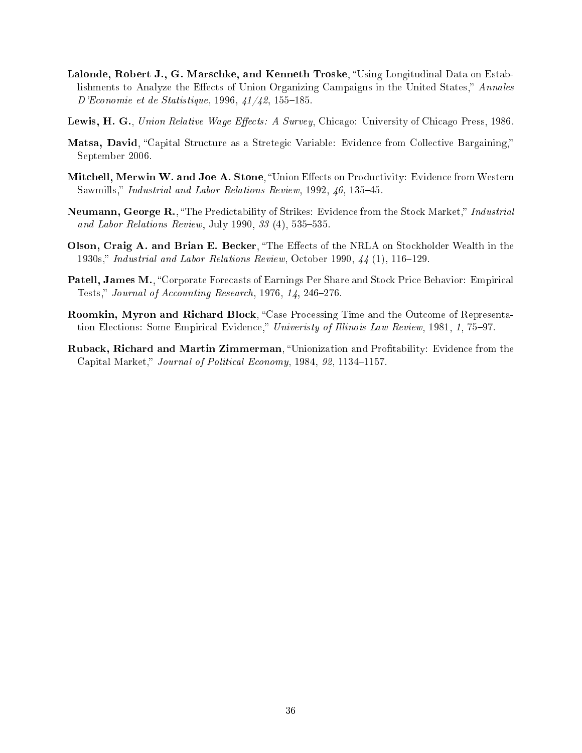**Lalonde, Robert J., G. Marschke, and Kenneth Troske**, "Using Longitudinal Data on Establishments to Analyze the Effects of Union Organizing Campaigns in the United States," *Annales D'Economie et de Statistique*, 1996, *41/42*, 155–185.

**Lewis, H. G.**, *Union Relative Wage Effects: A Survey*, Chicago: University of Chicago Press, 1986.

**Matsa, David**, "Capital Structure as a Stretegic Variable: Evidence from Collective Bargaining," September 2006.

**Mitchell, Merwin W. and Joe A. Stone**, "Union Effects on Productivity: Evidence from Western Sawmills," *Industrial and Labor Relations Review*, 1992, *46*, 135–45.

**Neumann, George R.**, "The Predictability of Strikes: Evidence from the Stock Market," *Industrial and Labor Relations Review*, July 1990, *33* (4), 535–535.

**Olson, Craig A. and Brian E. Becker**, "The Effects of the NRLA on Stockholder Wealth in the 1930s," *Industrial and Labor Relations Review*, October 1990, *44* (1), 116–129.

**Patell, James M.**, "Corporate Forecasts of Earnings Per Share and Stock Price Behavior: Empirical Tests," *Journal of Accounting Research*, 1976, *14*, 246–276.

**Roomkin, Myron and Richard Block**, "Case Processing Time and the Outcome of Representation Elections: Some Empirical Evidence," *Univeristy of Illinois Law Review*, 1981, *1*, 75–97.

**Ruback, Richard and Martin Zimmerman**, "Unionization and Profitability: Evidence from the Capital Market," *Journal of Political Economy*, 1984, *92*, 1134–1157.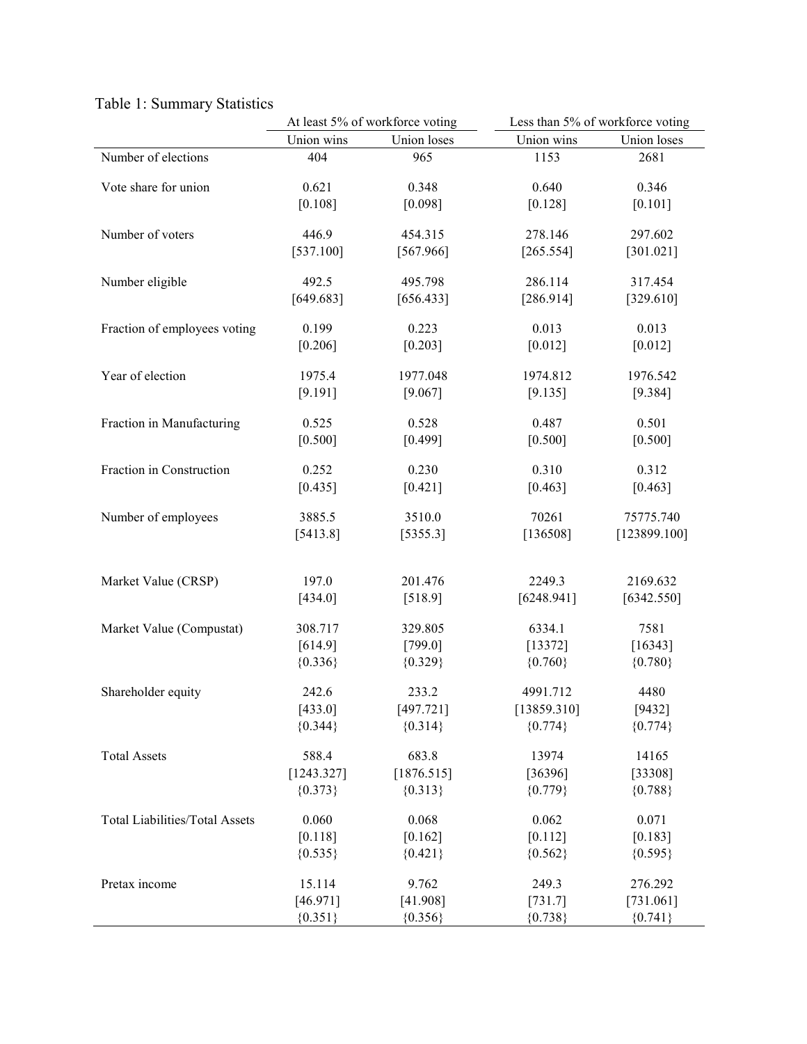Table 1: Summary Statistics

| | At least 5% of workforce voting | | Less than 5% of workforce voting | |
|---|---|---|---|---|
| | Union wins | Union loses | Union wins | Union loses |
| Number of elections | 404 | 965 | 1153 | 2681 |
| Vote share for union | 0.621 | 0.348 | 0.640 | 0.346 |
| | [0.108] | [0.098] | [0.128] | [0.101] |
| Number of voters | 446.9 | 454.315 | 278.146 | 297.602 |
| | [537.100] | [567.966] | [265.554] | [301.021] |
| Number eligible | 492.5 | 495.798 | 286.114 | 317.454 |
| | [649.683] | [656.433] | [286.914] | [329.610] |
| Fraction of employees voting | 0.199 | 0.223 | 0.013 | 0.013 |
| | [0.206] | [0.203] | [0.012] | [0.012] |
| Year of election | 1975.4 | 1977.048 | 1974.812 | 1976.542 |
| | [9.191] | [9.067] | [9.135] | [9.384] |
| Fraction in Manufacturing | 0.525 | 0.528 | 0.487 | 0.501 |
| | [0.500] | [0.499] | [0.500] | [0.500] |
| Fraction in Construction | 0.252 | 0.230 | 0.310 | 0.312 |
| | [0.435] | [0.421] | [0.463] | [0.463] |
| Number of employees | 3885.5 | 3510.0 | 70261 | 75775.740 |
| | [5413.8] | [5355.3] | [136508] | [123899.100] |
| Market Value (CRSP) | 197.0 | 201.476 | 2249.3 | 2169.632 |
| | [434.0] | [518.9] | [6248.941] | [6342.550] |
| Market Value (Compustat) | 308.717 | 329.805 | 6334.1 | 7581 |
| | [614.9] | [799.0] | [13372] | [16343] |
| | {0.336} | {0.329} | {0.760} | {0.780} |
| Shareholder equity | 242.6 | 233.2 | 4991.712 | 4480 |
| | [433.0] | [497.721] | [13859.310] | [9432] |
| | {0.344} | {0.314} | {0.774} | {0.774} |
| Total Assets | 588.4 | 683.8 | 13974 | 14165 |
| | [1243.327] | [1876.515] | [36396] | [33308] |
| | {0.373} | {0.313} | {0.779} | {0.788} |
| Total Liabilities/Total Assets | 0.060 | 0.068 | 0.062 | 0.071 |
| | [0.118] | [0.162] | [0.112] | [0.183] |
| | {0.535} | {0.421} | {0.562} | {0.595} |
| Pretax income | 15.114 | 9.762 | 249.3 | 276.292 |
| | [46.971] | [41.908] | [731.7] | [731.061] |
| | {0.351} | {0.356} | {0.738} | {0.741} |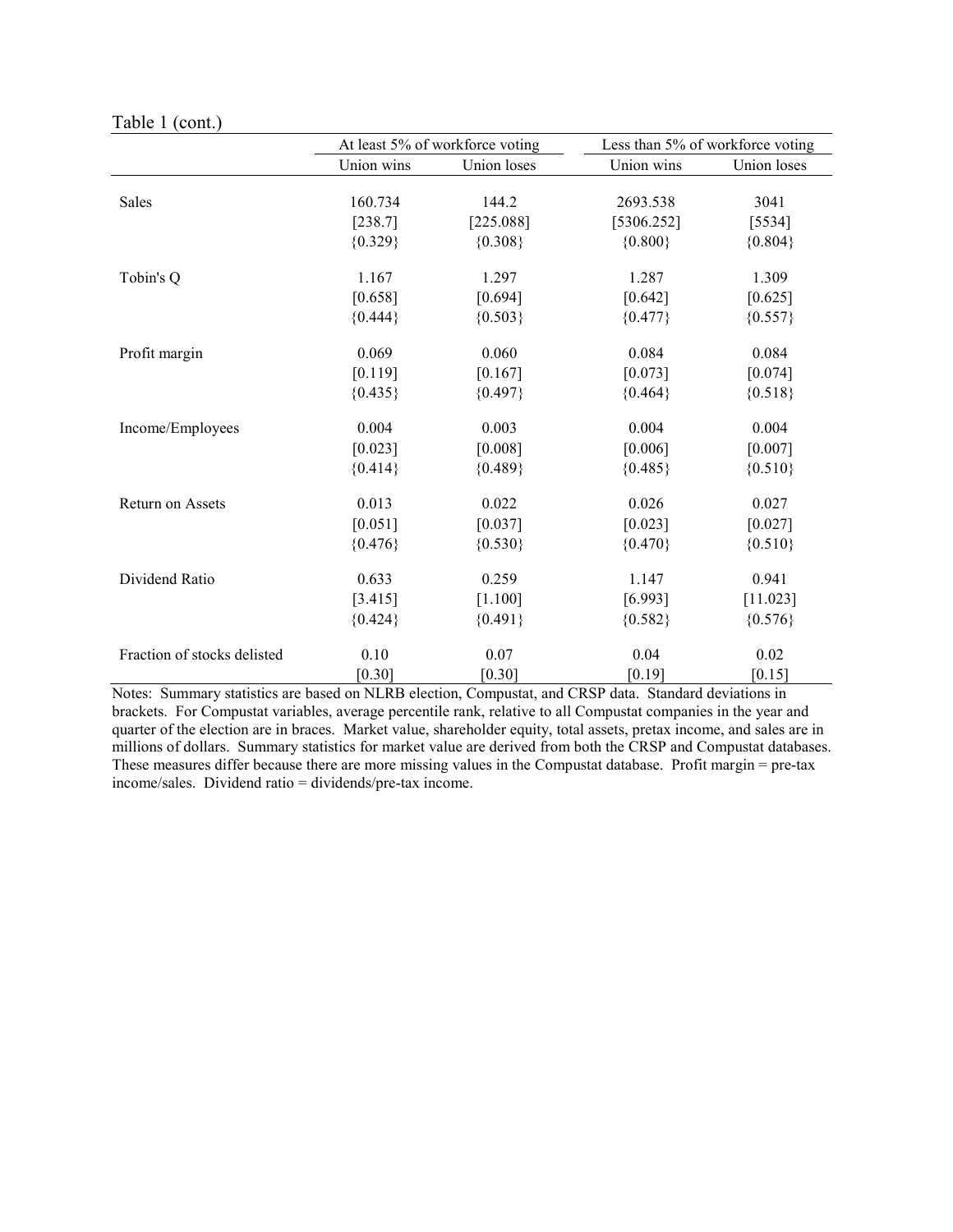Table 1 (cont.)

| | At least 5% of workforce voting | | Less than 5% of workforce voting | |
|---|---|---|---|---|
| | Union wins | Union loses | Union wins | Union loses |
| Sales | 160.734 | 144.2 | 2693.538 | 3041 |
| | [238.7] | [225.088] | [5306.252] | [5534] |
| | {0.329} | {0.308} | {0.800} | {0.804} |
| Tobin's Q | 1.167 | 1.297 | 1.287 | 1.309 |
| | [0.658] | [0.694] | [0.642] | [0.625] |
| | {0.444} | {0.503} | {0.477} | {0.557} |
| Profit margin | 0.069 | 0.060 | 0.084 | 0.084 |
| | [0.119] | [0.167] | [0.073] | [0.074] |
| | {0.435} | {0.497} | {0.464} | {0.518} |
| Income/Employees | 0.004 | 0.003 | 0.004 | 0.004 |
| | [0.023] | [0.008] | [0.006] | [0.007] |
| | {0.414} | {0.489} | {0.485} | {0.510} |
| Return on Assets | 0.013 | 0.022 | 0.026 | 0.027 |
| | [0.051] | [0.037] | [0.023] | [0.027] |
| | {0.476} | {0.530} | {0.470} | {0.510} |
| Dividend Ratio | 0.633 | 0.259 | 1.147 | 0.941 |
| | [3.415] | [1.100] | [6.993] | [11.023] |
| | {0.424} | {0.491} | {0.582} | {0.576} |
| Fraction of stocks delisted | 0.10 | 0.07 | 0.04 | 0.02 |
| | [0.30] | [0.30] | [0.19] | [0.15] |

Notes: Summary statistics are based on NLRB election, Compustat, and CRSP data. Standard deviations in brackets. For Compustat variables, average percentile rank, relative to all Compustat companies in the year and quarter of the election are in braces. Market value, shareholder equity, total assets, pretax income, and sales are in millions of dollars. Summary statistics for market value are derived from both the CRSP and Compustat databases. These measures differ because there are more missing values in the Compustat database. Profit margin = pre-tax income/sales. Dividend ratio = dividends/pre-tax income.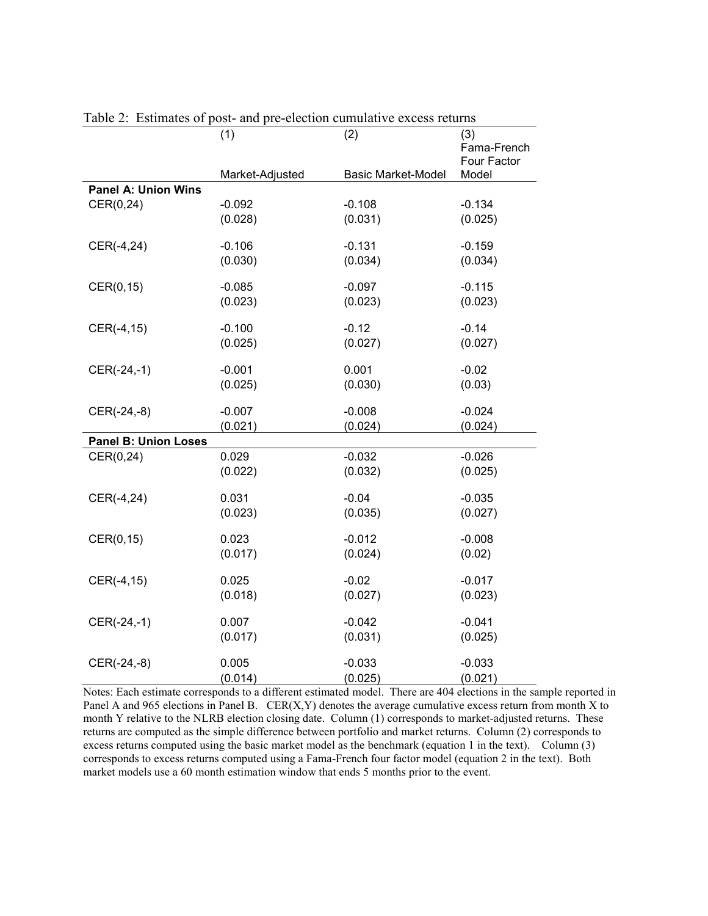Table 2: Estimates of post- and pre-election cumulative excess returns

| | (1)<br>Market-Adjusted | (2)<br>Basic Market-Model | (3)<br>Fama-French Four Factor Model |
|---|---|---|---|
| **Panel A: Union Wins** | | | |
| CER(0,24) | -0.092 | -0.108 | -0.134 |
| | (0.028) | (0.031) | (0.025) |
| CER(-4,24) | -0.106 | -0.131 | -0.159 |
| | (0.030) | (0.034) | (0.034) |
| CER(0,15) | -0.085 | -0.097 | -0.115 |
| | (0.023) | (0.023) | (0.023) |
| CER(-4,15) | -0.100 | -0.12 | -0.14 |
| | (0.025) | (0.027) | (0.027) |
| CER(-24,-1) | -0.001 | 0.001 | -0.02 |
| | (0.025) | (0.030) | (0.03) |
| CER(-24,-8) | -0.007 | -0.008 | -0.024 |
| | (0.021) | (0.024) | (0.024) |
| **Panel B: Union Loses** | | | |
| CER(0,24) | 0.029 | -0.032 | -0.026 |
| | (0.022) | (0.032) | (0.025) |
| CER(-4,24) | 0.031 | -0.04 | -0.035 |
| | (0.023) | (0.035) | (0.027) |
| CER(0,15) | 0.023 | -0.012 | -0.008 |
| | (0.017) | (0.024) | (0.02) |
| CER(-4,15) | 0.025 | -0.02 | -0.017 |
| | (0.018) | (0.027) | (0.023) |
| CER(-24,-1) | 0.007 | -0.042 | -0.041 |
| | (0.017) | (0.031) | (0.025) |
| CER(-24,-8) | 0.005 | -0.033 | -0.033 |
| | (0.014) | (0.025) | (0.021) |

Notes: Each estimate corresponds to a different estimated model. There are 404 elections in the sample reported in Panel A and 965 elections in Panel B. CER(X,Y) denotes the average cumulative excess return from month X to month Y relative to the NLRB election closing date. Column (1) corresponds to market-adjusted returns. These returns are computed as the simple difference between portfolio and market returns. Column (2) corresponds to excess returns computed using the basic market model as the benchmark (equation 1 in the text). Column (3) corresponds to excess returns computed using a Fama-French four factor model (equation 2 in the text). Both market models use a 60 month estimation window that ends 5 months prior to the event.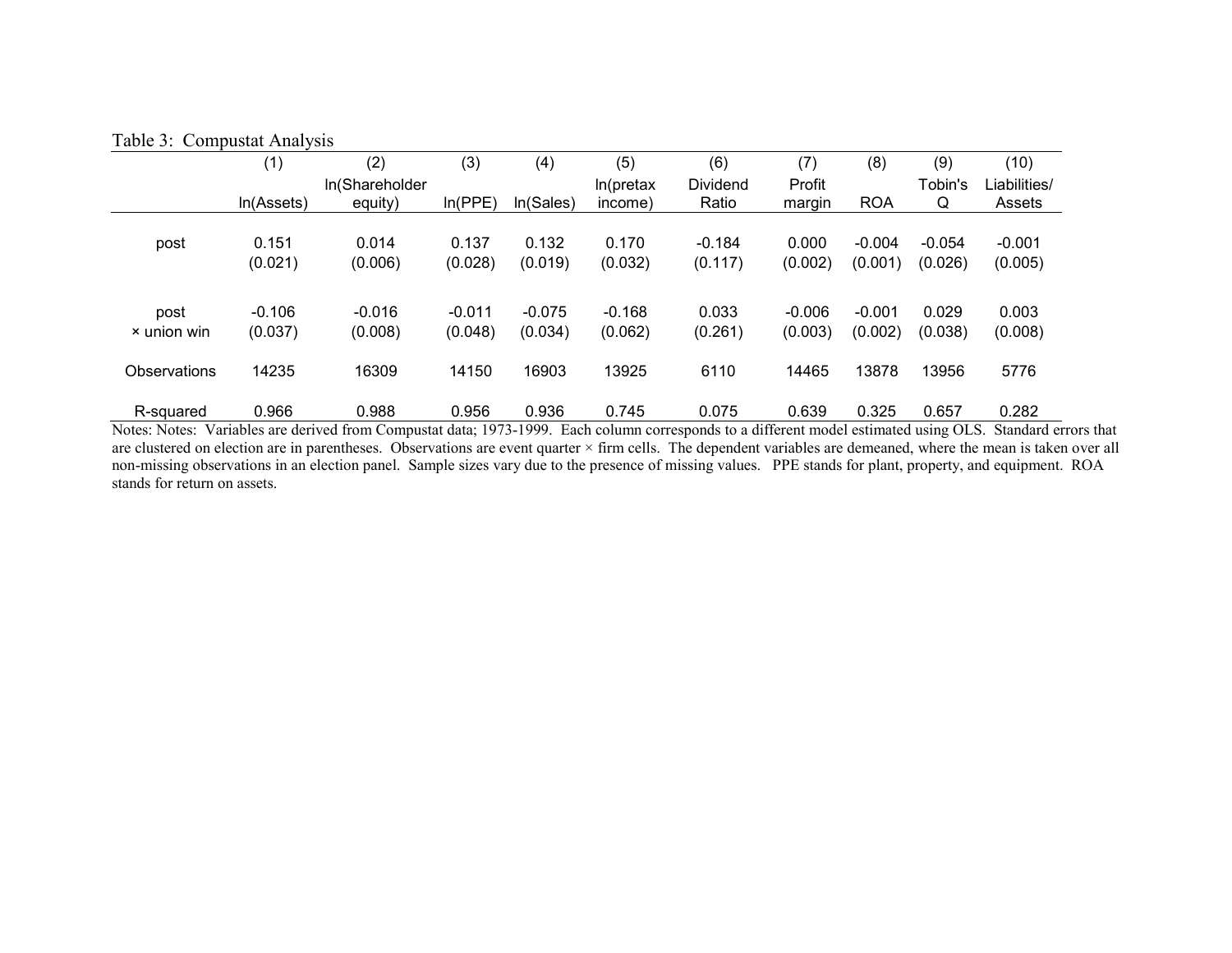Table 3: Compustat Analysis

| | (1) | (2) | (3) | (4) | (5) | (6) | (7) | (8) | (9) | (10) |
|---|---|---|---|---|---|---|---|---|---|---|
| | ln(Assets) | ln(Shareholder equity) | ln(PPE) | ln(Sales) | ln(pretax income) | Dividend Ratio | Profit margin | ROA | Tobin's Q | Liabilities/ Assets |
| post | 0.151 | 0.014 | 0.137 | 0.132 | 0.170 | -0.184 | 0.000 | -0.004 | -0.054 | -0.001 |
| | (0.021) | (0.006) | (0.028) | (0.019) | (0.032) | (0.117) | (0.002) | (0.001) | (0.026) | (0.005) |
| post × union win | -0.106 | -0.016 | -0.011 | -0.075 | -0.168 | 0.033 | -0.006 | -0.001 | 0.029 | 0.003 |
| | (0.037) | (0.008) | (0.048) | (0.034) | (0.062) | (0.261) | (0.003) | (0.002) | (0.038) | (0.008) |
| Observations | 14235 | 16309 | 14150 | 16903 | 13925 | 6110 | 14465 | 13878 | 13956 | 5776 |
| R-squared | 0.966 | 0.988 | 0.956 | 0.936 | 0.745 | 0.075 | 0.639 | 0.325 | 0.657 | 0.282 |

Notes: Notes: Variables are derived from Compustat data; 1973-1999. Each column corresponds to a different model estimated using OLS. Standard errors that are clustered on election are in parentheses. Observations are event quarter × firm cells. The dependent variables are demeaned, where the mean is taken over all non-missing observations in an election panel. Sample sizes vary due to the presence of missing values. PPE stands for plant, property, and equipment. ROA stands for return on assets.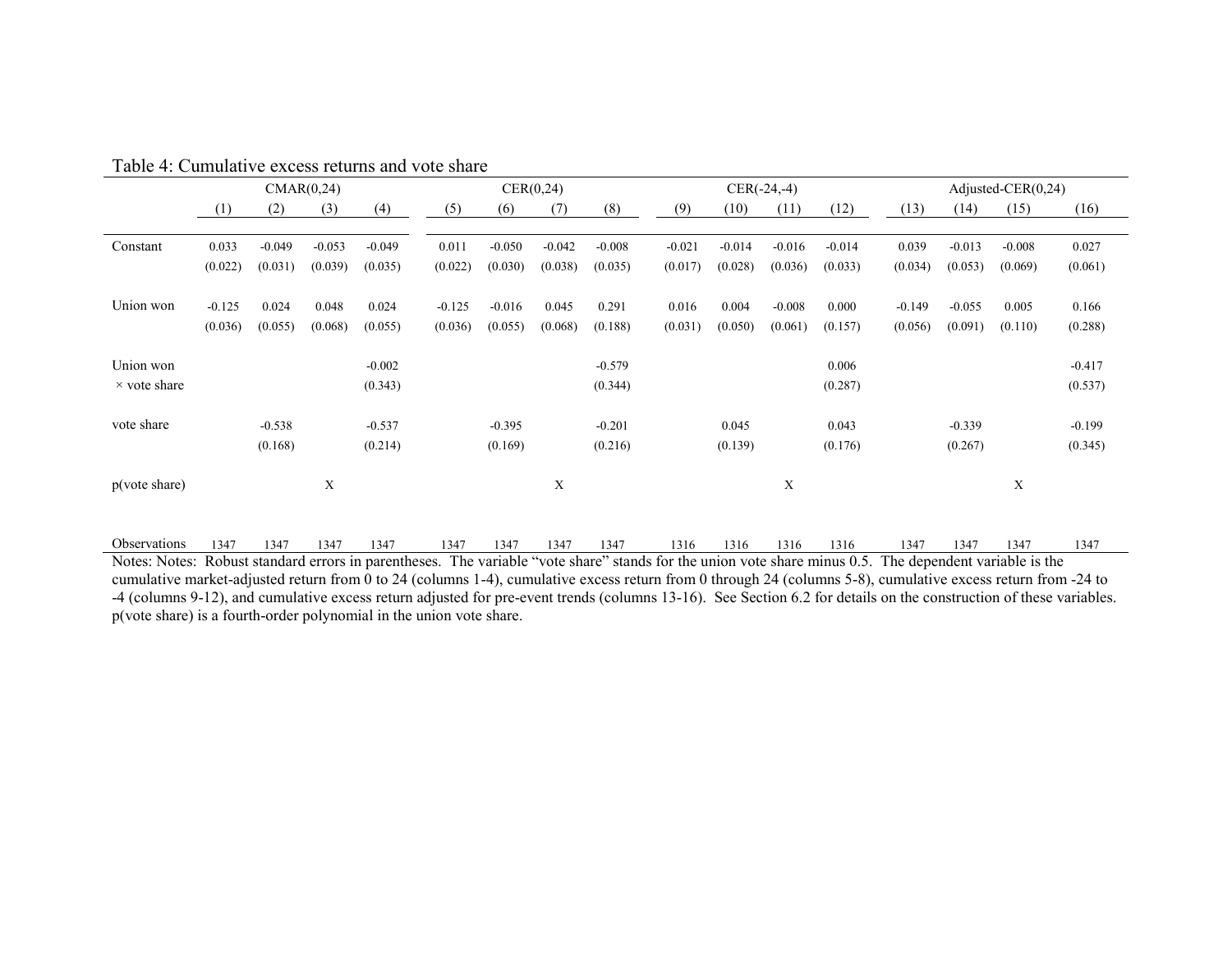Table 4: Cumulative excess returns and vote share

| | CMAR(0,24) | | | | CER(0,24) | | | | CER(-24,-4) | | | | Adjusted-CER(0,24) | | | |
|---|---|---|---|---|---|---|---|---|---|---|---|---|---|---|---|---|
| | (1) | (2) | (3) | (4) | (5) | (6) | (7) | (8) | (9) | (10) | (11) | (12) | (13) | (14) | (15) | (16) |
| Constant | 0.033 | -0.049 | -0.053 | -0.049 | 0.011 | -0.050 | -0.042 | -0.008 | -0.021 | -0.014 | -0.016 | -0.014 | 0.039 | -0.013 | -0.008 | 0.027 |
| | (0.022) | (0.031) | (0.039) | (0.035) | (0.022) | (0.030) | (0.038) | (0.035) | (0.017) | (0.028) | (0.036) | (0.033) | (0.034) | (0.053) | (0.069) | (0.061) |
| Union won | -0.125 | 0.024 | 0.048 | 0.024 | -0.125 | -0.016 | 0.045 | 0.291 | 0.016 | 0.004 | -0.008 | 0.000 | -0.149 | -0.055 | 0.005 | 0.166 |
| | (0.036) | (0.055) | (0.068) | (0.055) | (0.036) | (0.055) | (0.068) | (0.188) | (0.031) | (0.050) | (0.061) | (0.157) | (0.056) | (0.091) | (0.110) | (0.288) |
| Union won × vote share | | | | -0.002 | | | | -0.579 | | | | 0.006 | | | | -0.417 |
| | | | | (0.343) | | | | (0.344) | | | | (0.287) | | | | (0.537) |
| vote share | | -0.538 | | -0.537 | | -0.395 | | -0.201 | | 0.045 | | 0.043 | | -0.339 | | -0.199 |
| | | (0.168) | | (0.214) | | (0.169) | | (0.216) | | (0.139) | | (0.176) | | (0.267) | | (0.345) |
| p(vote share) | | | X | | | | X | | | | X | | | | X | |
| Observations | 1347 | 1347 | 1347 | 1347 | 1347 | 1347 | 1347 | 1347 | 1316 | 1316 | 1316 | 1316 | 1347 | 1347 | 1347 | 1347 |

Notes: Notes: Robust standard errors in parentheses. The variable "vote share" stands for the union vote share minus 0.5. The dependent variable is the cumulative market-adjusted return from 0 to 24 (columns 1-4), cumulative excess return from 0 through 24 (columns 5-8), cumulative excess return from -24 to -4 (columns 9-12), and cumulative excess return adjusted for pre-event trends (columns 13-16). See Section 6.2 for details on the construction of these variables. p(vote share) is a fourth-order polynomial in the union vote share.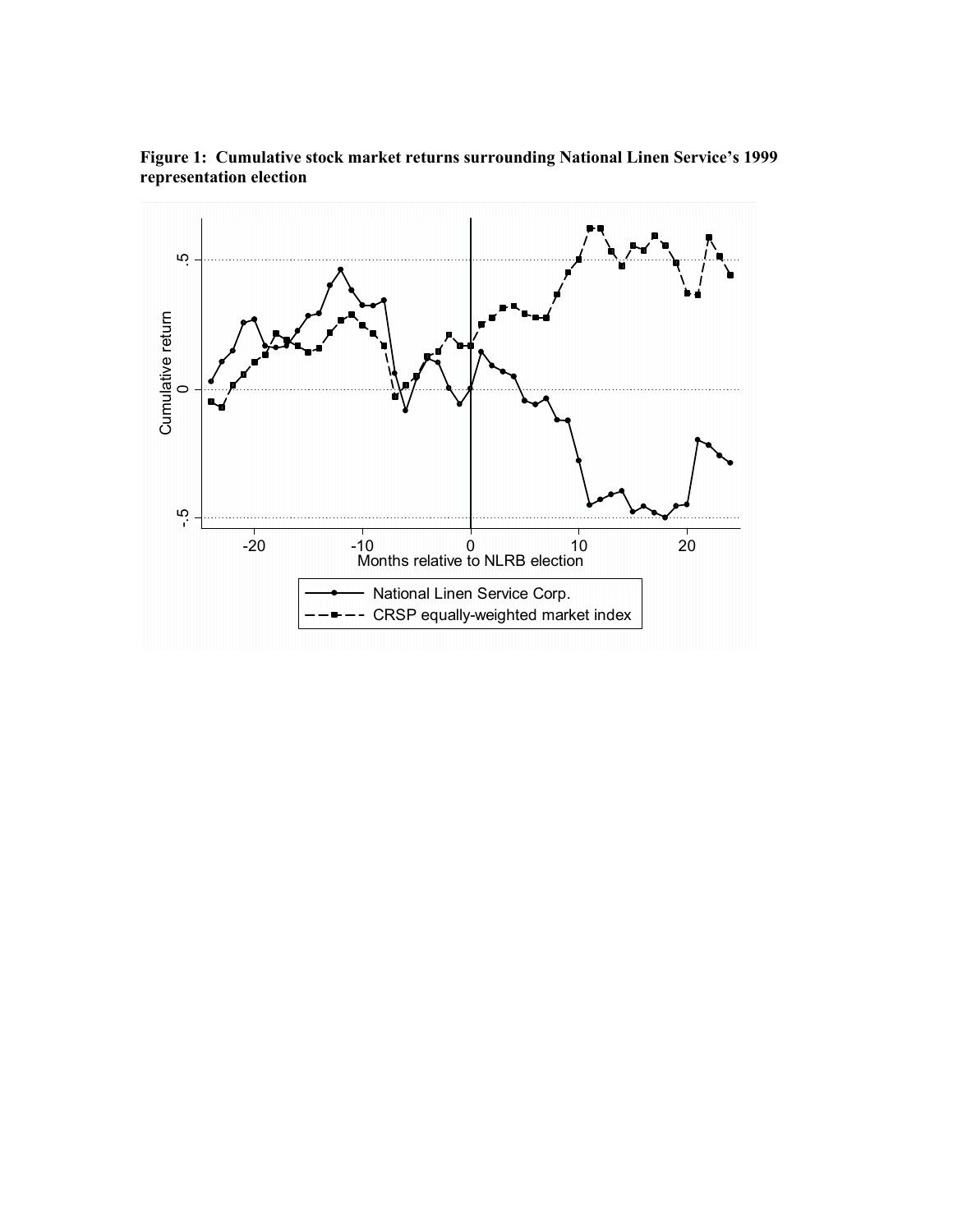**Figure 1: Cumulative stock market returns surrounding National Linen Service's 1999 representation election**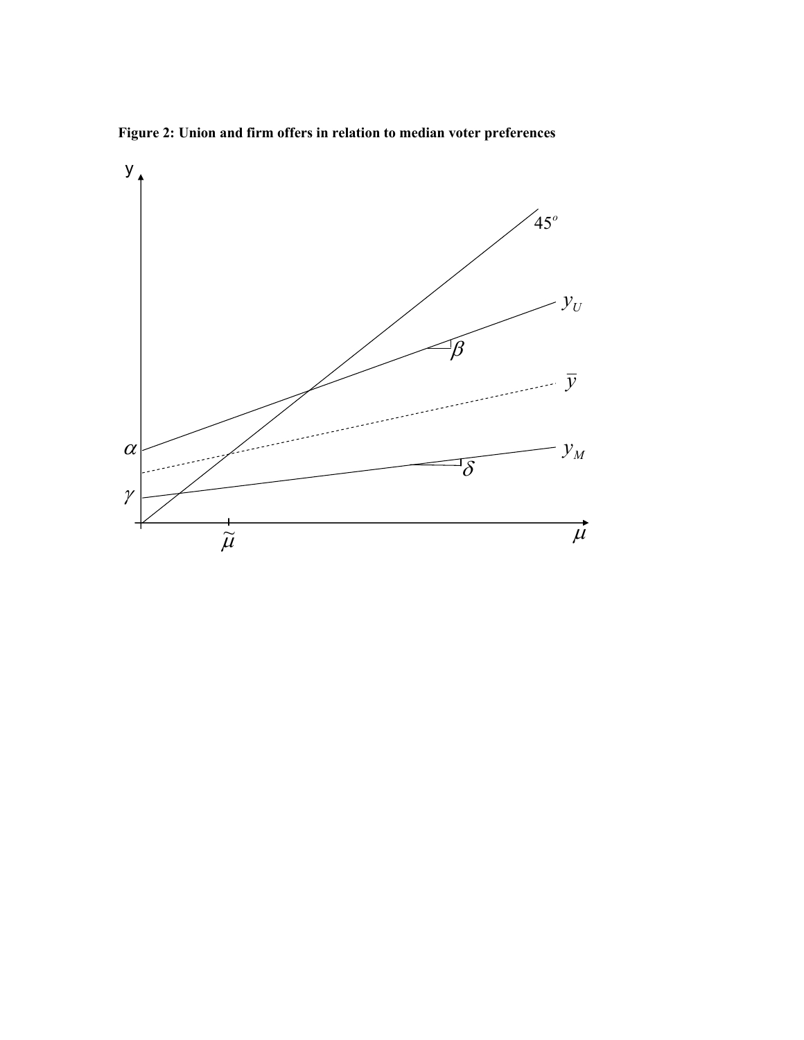**Figure 2: Union and firm offers in relation to median voter preferences**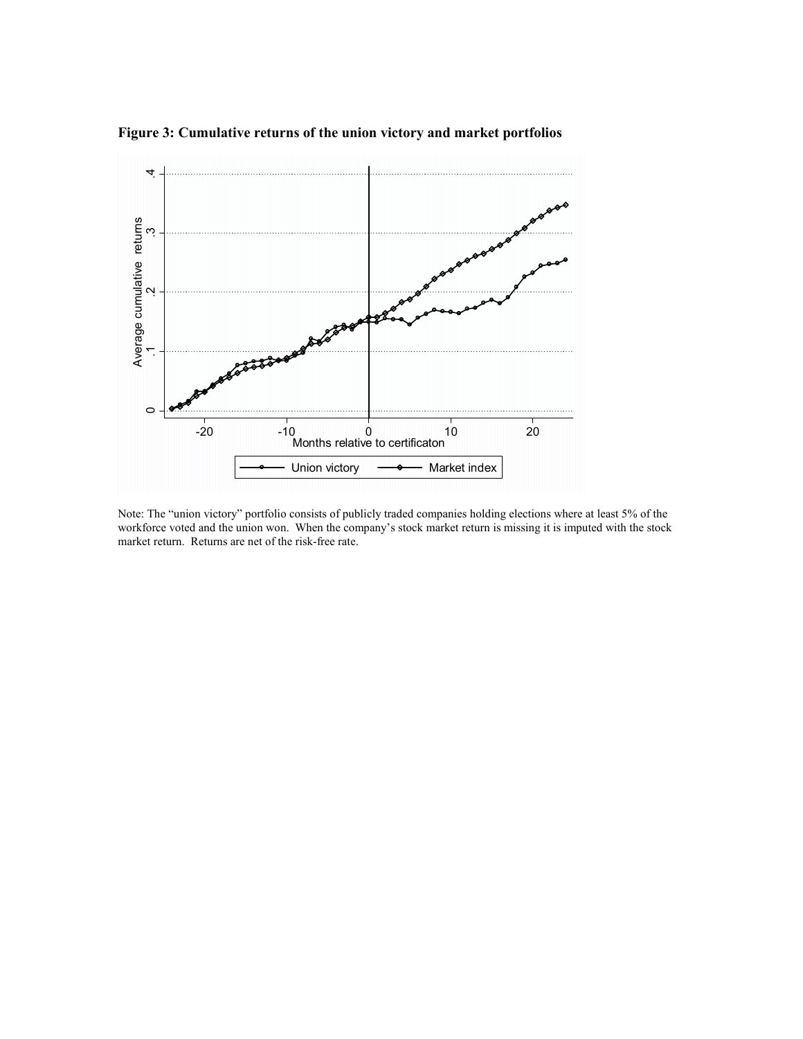**Figure 3: Cumulative returns of the union victory and market portfolios**

Note: The "union victory" portfolio consists of publicly traded companies holding elections where at least 5% of the workforce voted and the union won. When the company's stock market return is missing it is imputed with the stock market return. Returns are net of the risk-free rate.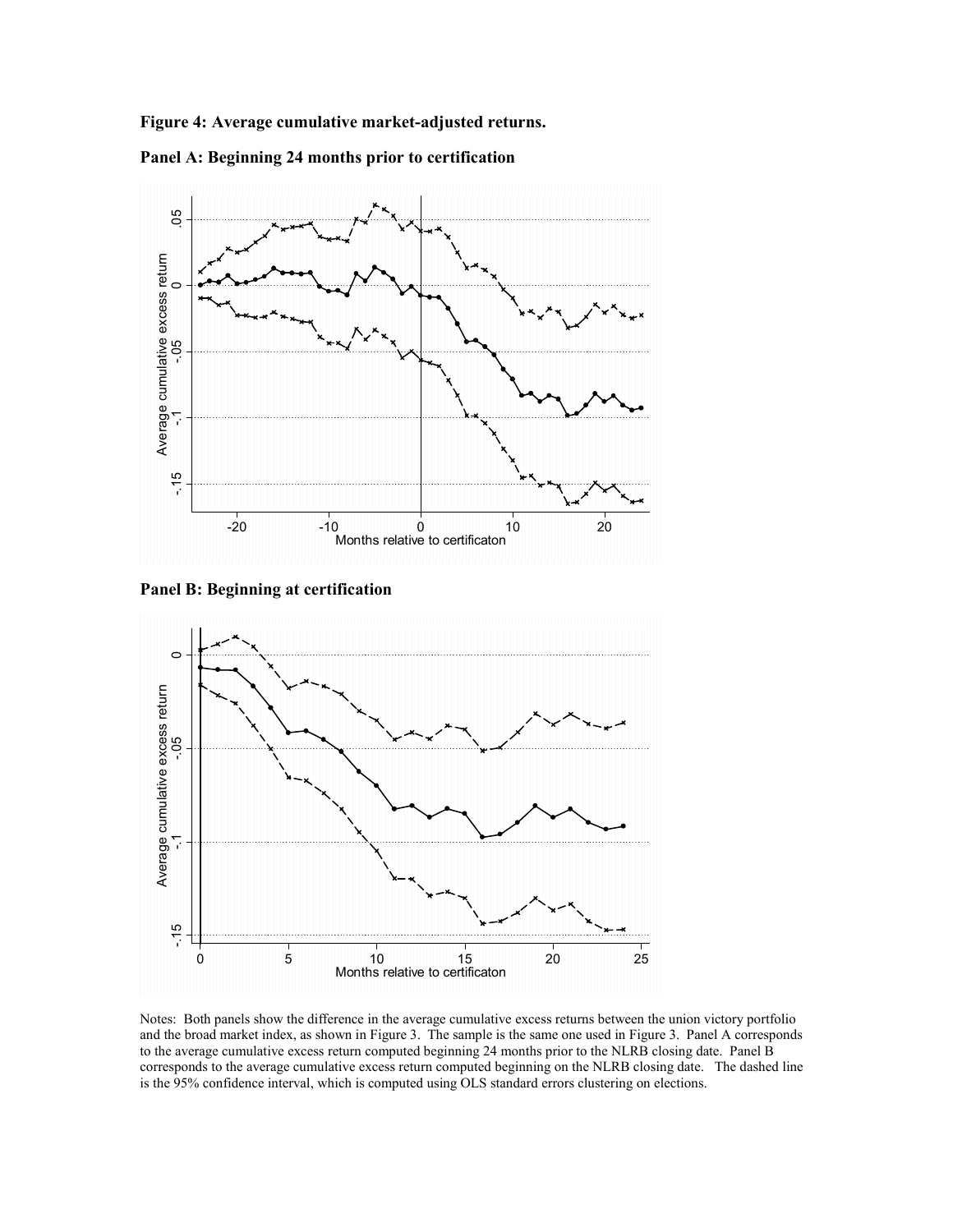**Figure 4: Average cumulative market-adjusted returns.**

**Panel A: Beginning 24 months prior to certification**

**Panel B: Beginning at certification**

Notes: Both panels show the difference in the average cumulative excess returns between the union victory portfolio and the broad market index, as shown in Figure 3. The sample is the same one used in Figure 3. Panel A corresponds to the average cumulative excess return computed beginning 24 months prior to the NLRB closing date. Panel B corresponds to the average cumulative excess return computed beginning on the NLRB closing date. The dashed line is the 95% confidence interval, which is computed using OLS standard errors clustering on elections.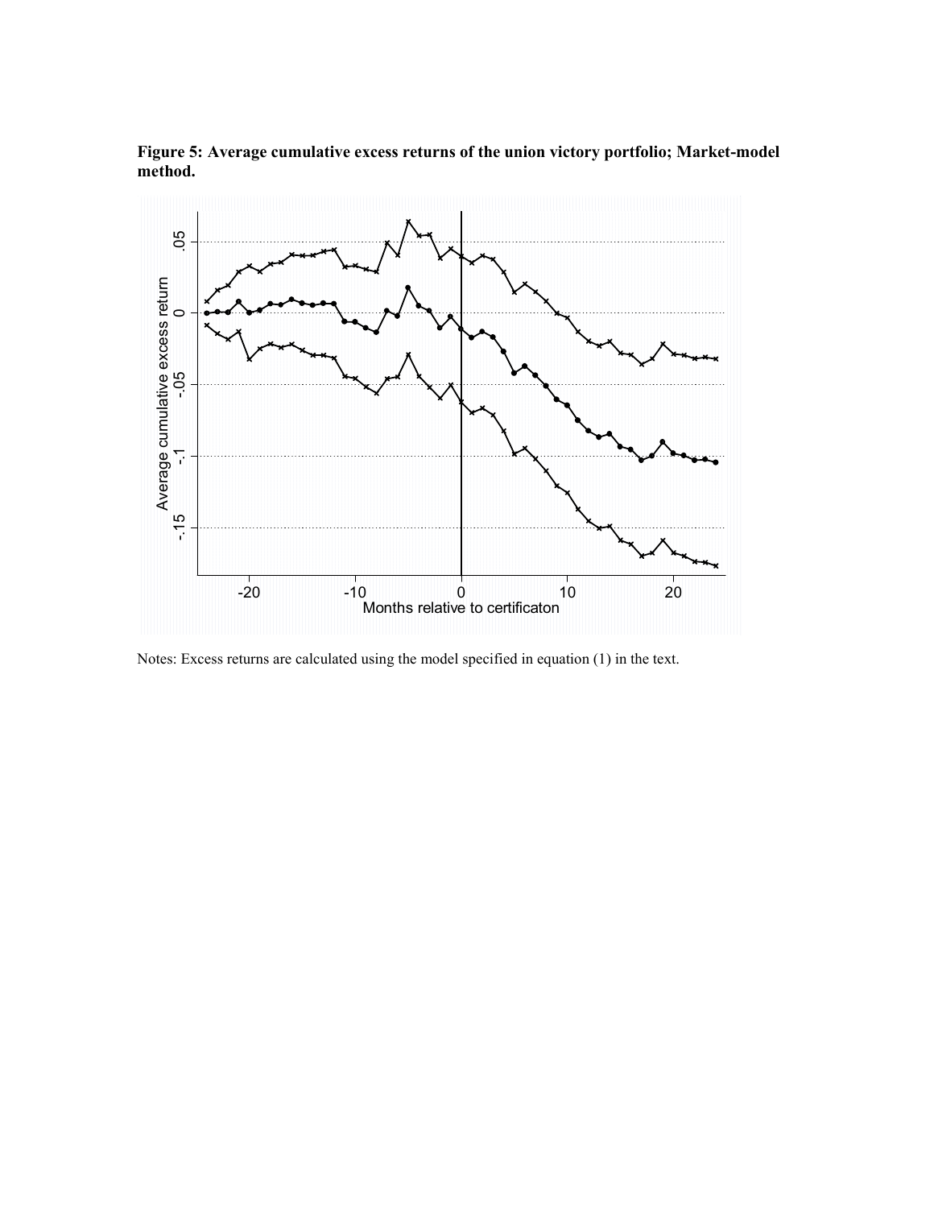**Figure 5: Average cumulative excess returns of the union victory portfolio; Market-model method.**

Notes: Excess returns are calculated using the model specified in equation (1) in the text.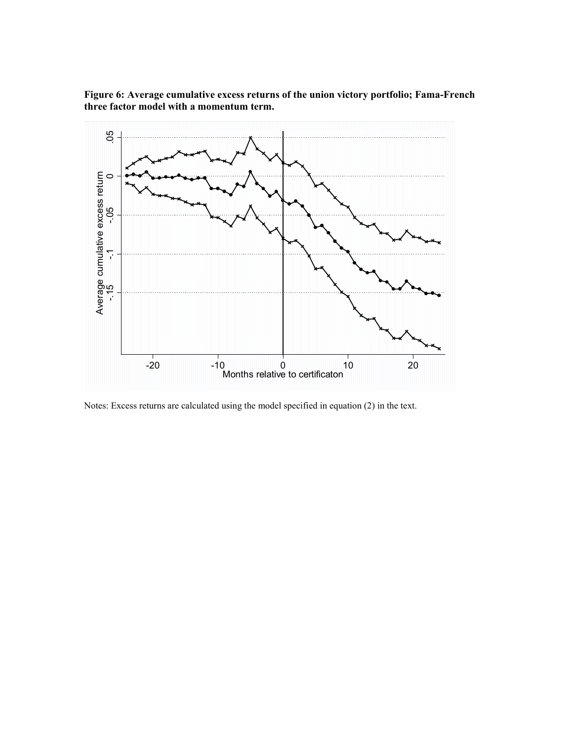**Figure 6: Average cumulative excess returns of the union victory portfolio; Fama-French three factor model with a momentum term.**

Notes: Excess returns are calculated using the model specified in equation (2) in the text.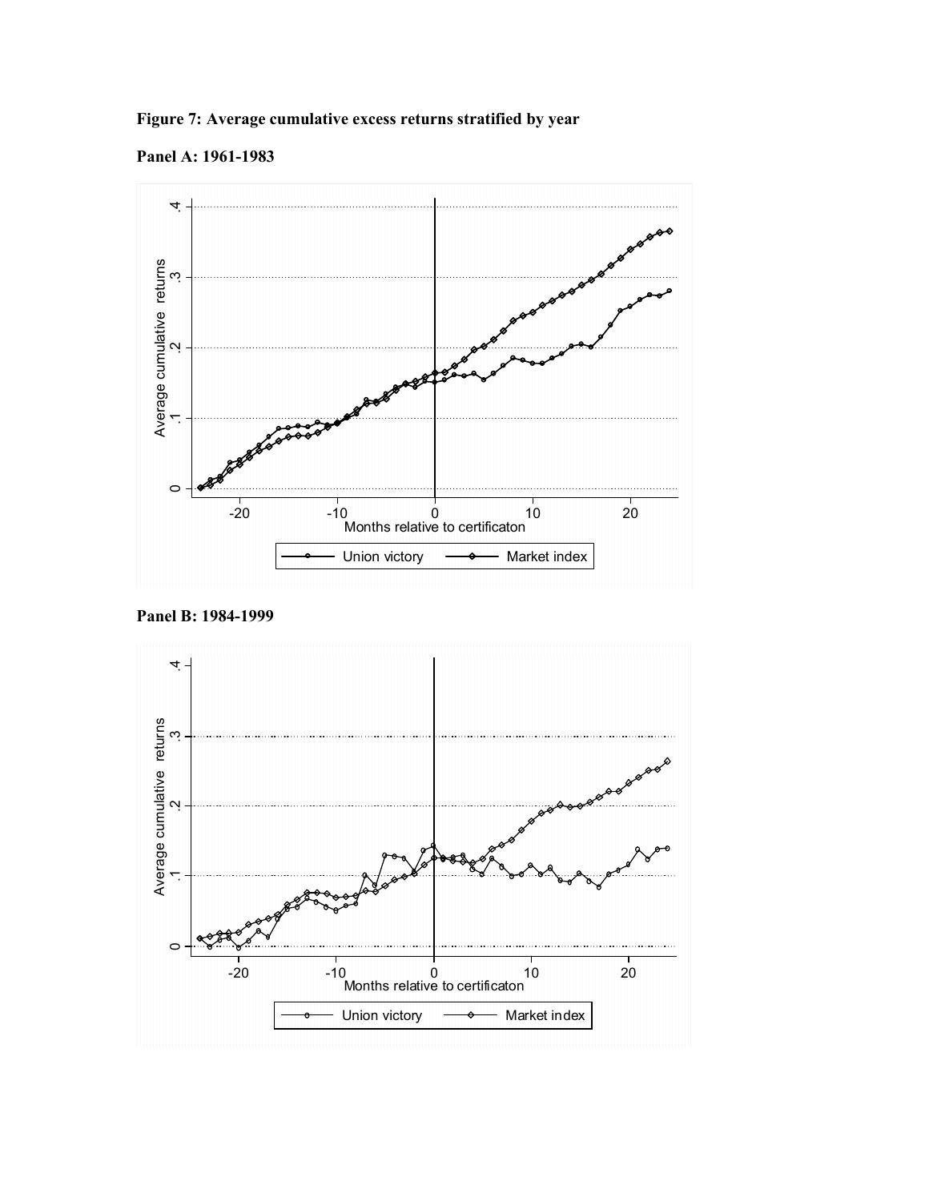**Figure 7: Average cumulative excess returns stratified by year**

**Panel A: 1961-1983**

**Panel B: 1984-1999**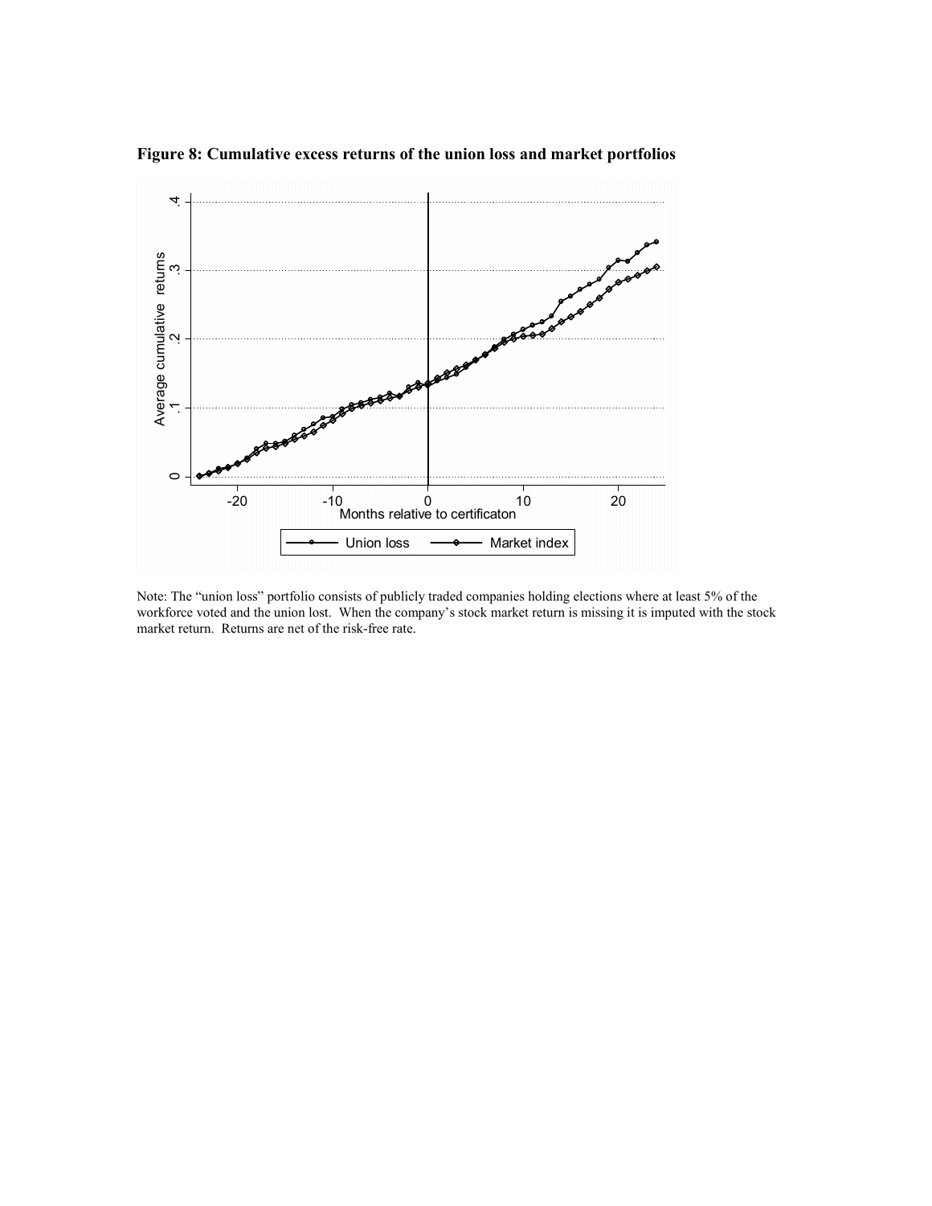**Figure 8: Cumulative excess returns of the union loss and market portfolios**

Note: The "union loss" portfolio consists of publicly traded companies holding elections where at least 5% of the workforce voted and the union lost. When the company's stock market return is missing it is imputed with the stock market return. Returns are net of the risk-free rate.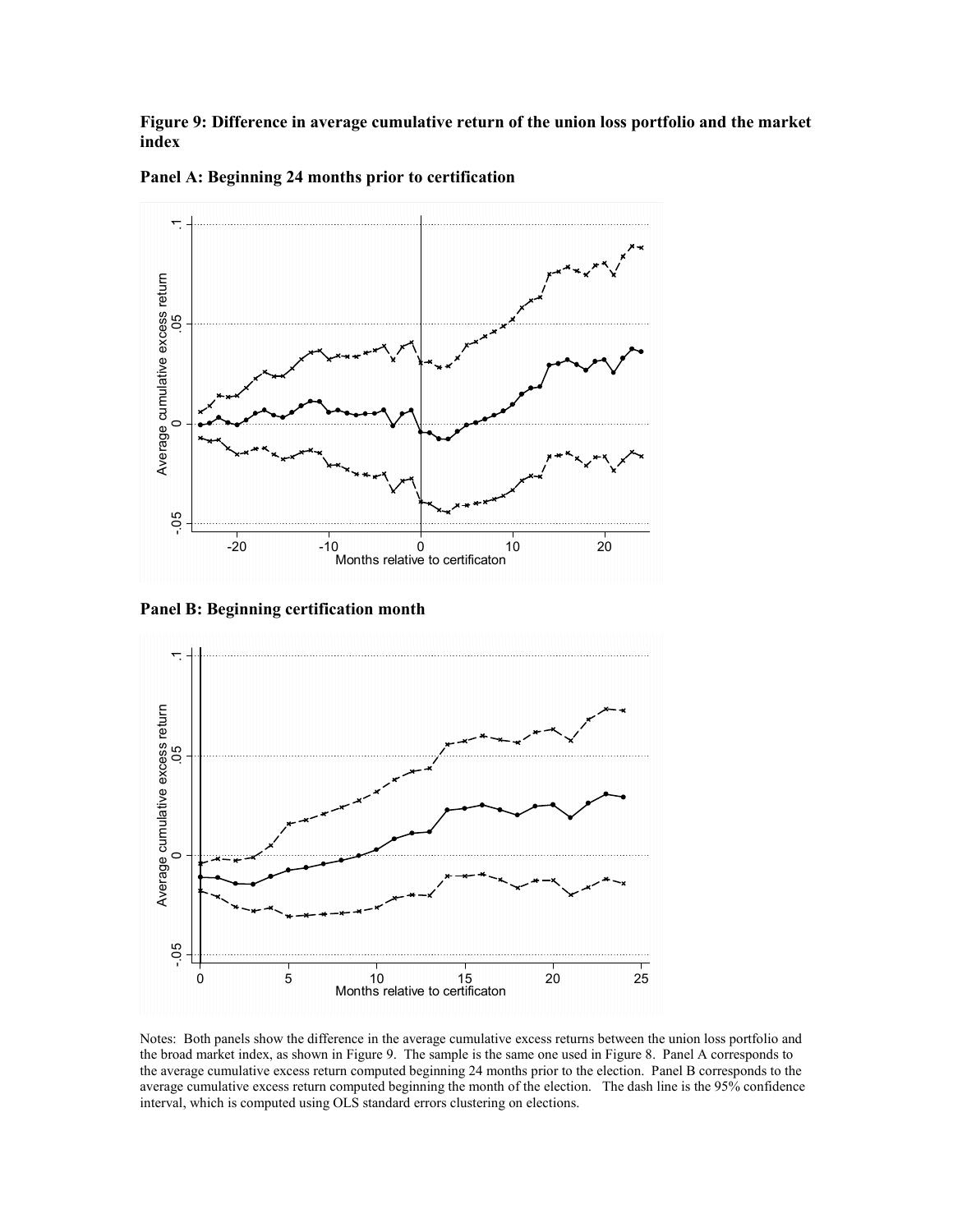**Figure 9: Difference in average cumulative return of the union loss portfolio and the market index**

**Panel A: Beginning 24 months prior to certification**

**Panel B: Beginning certification month**

Notes: Both panels show the difference in the average cumulative excess returns between the union loss portfolio and the broad market index, as shown in Figure 9. The sample is the same one used in Figure 8. Panel A corresponds to the average cumulative excess return computed beginning 24 months prior to the election. Panel B corresponds to the average cumulative excess return computed beginning the month of the election. The dash line is the 95% confidence interval, which is computed using OLS standard errors clustering on elections.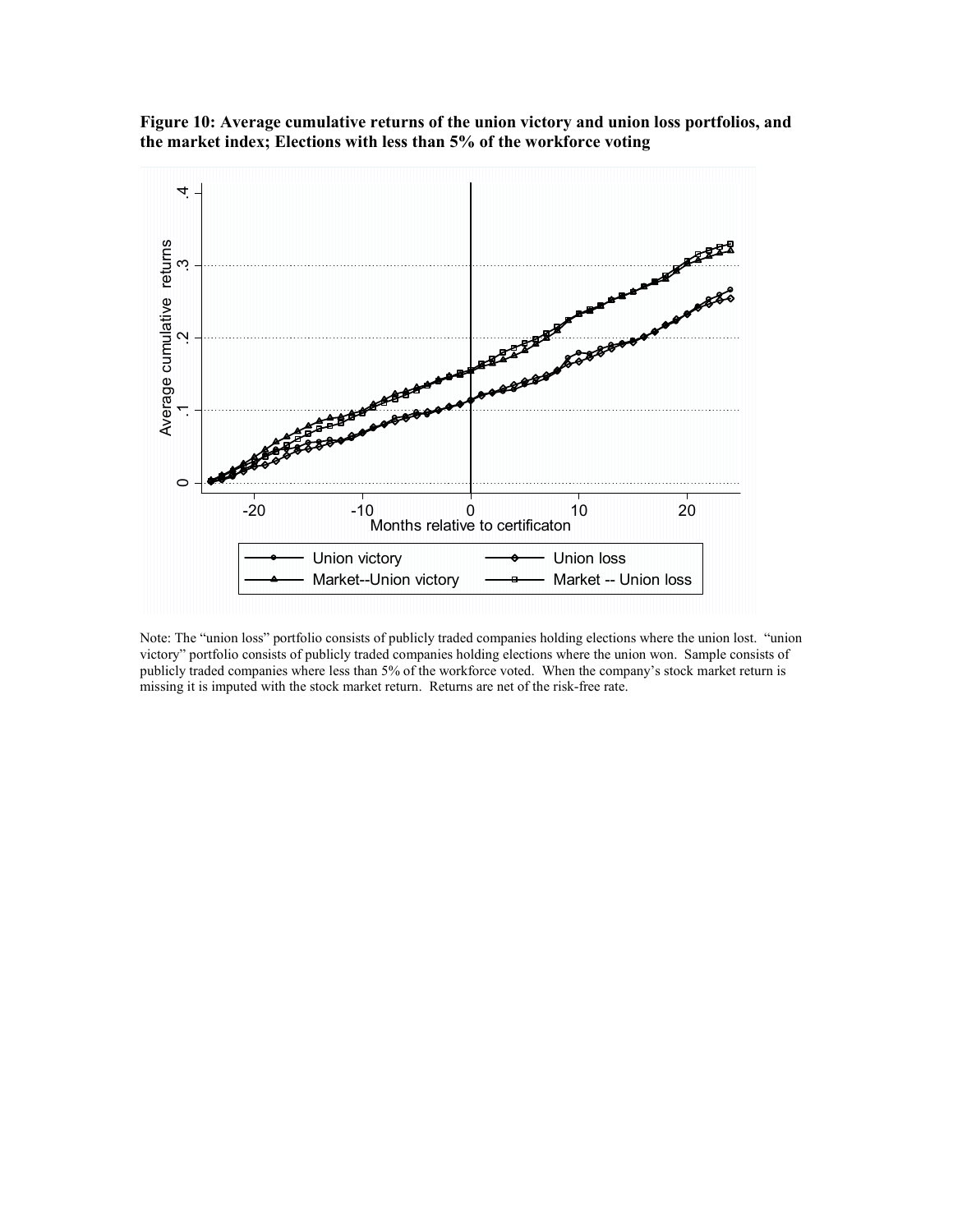**Figure 10: Average cumulative returns of the union victory and union loss portfolios, and the market index; Elections with less than 5% of the workforce voting**

Note: The "union loss" portfolio consists of publicly traded companies holding elections where the union lost. "union victory" portfolio consists of publicly traded companies holding elections where the union won. Sample consists of publicly traded companies where less than 5% of the workforce voted. When the company's stock market return is missing it is imputed with the stock market return. Returns are net of the risk-free rate.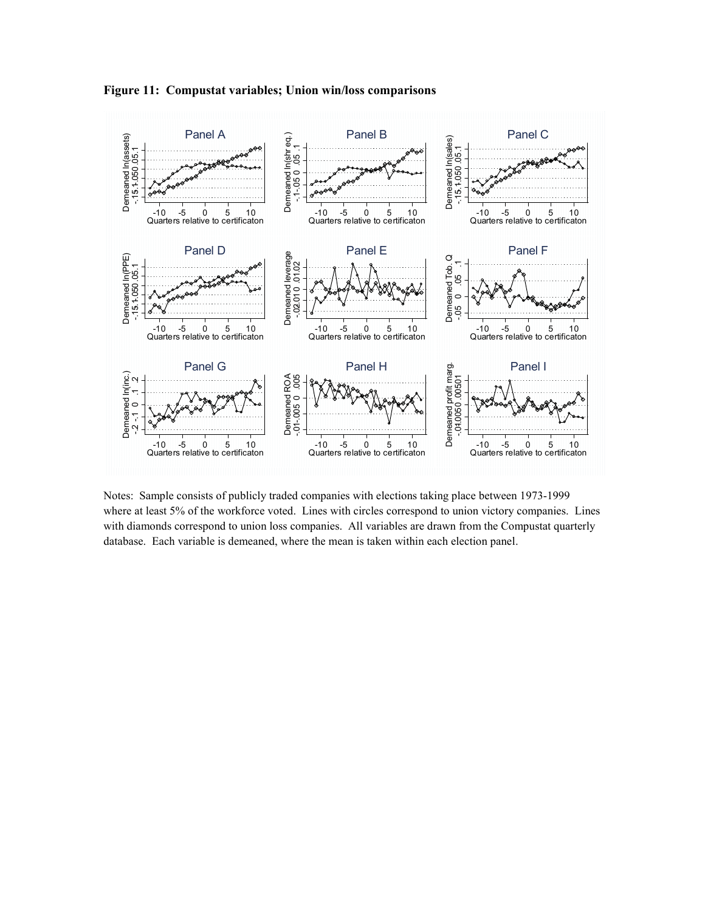**Figure 11: Compustat variables; Union win/loss comparisons**

Notes: Sample consists of publicly traded companies with elections taking place between 1973-1999 where at least 5% of the workforce voted. Lines with circles correspond to union victory companies. Lines with diamonds correspond to union loss companies. All variables are drawn from the Compustat quarterly database. Each variable is demeaned, where the mean is taken within each election panel.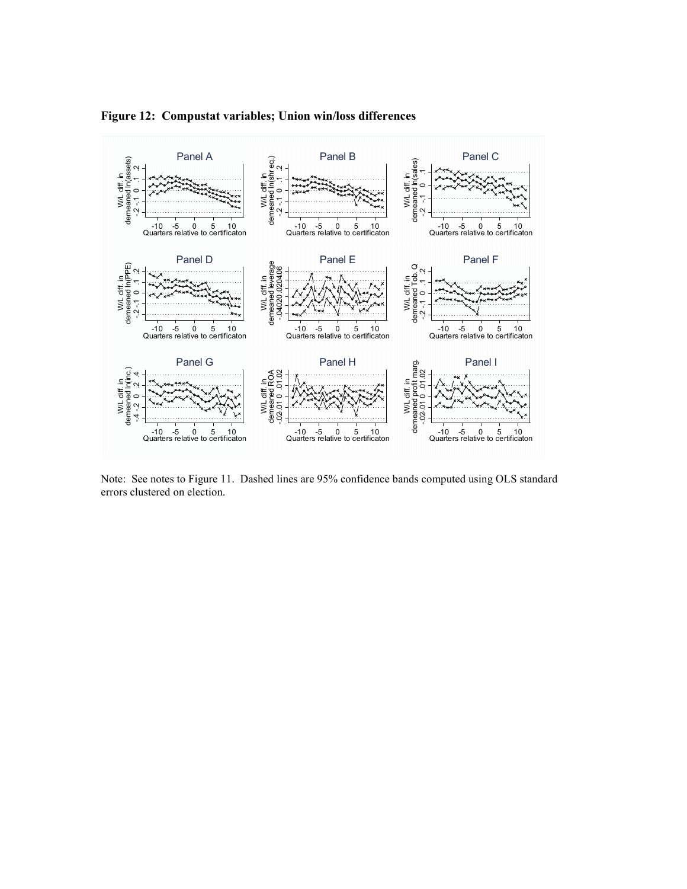**Figure 12: Compustat variables; Union win/loss differences**

Note: See notes to Figure 11. Dashed lines are 95% confidence bands computed using OLS standard errors clustered on election.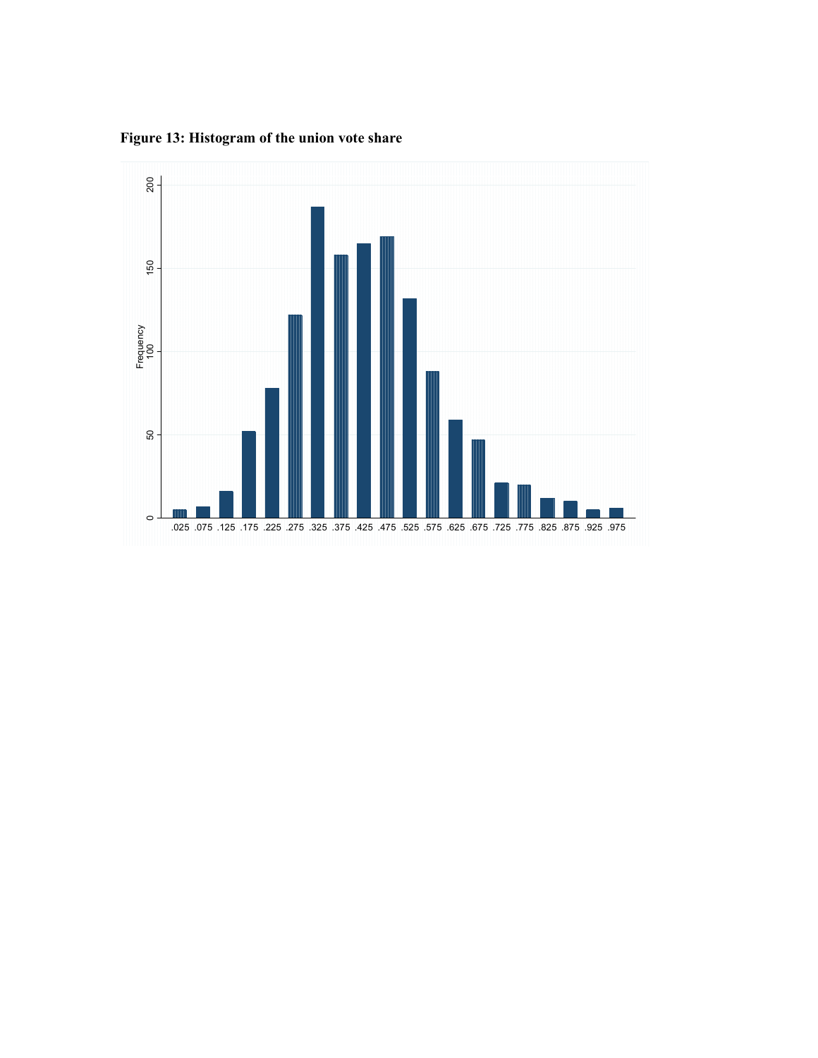**Figure 13: Histogram of the union vote share**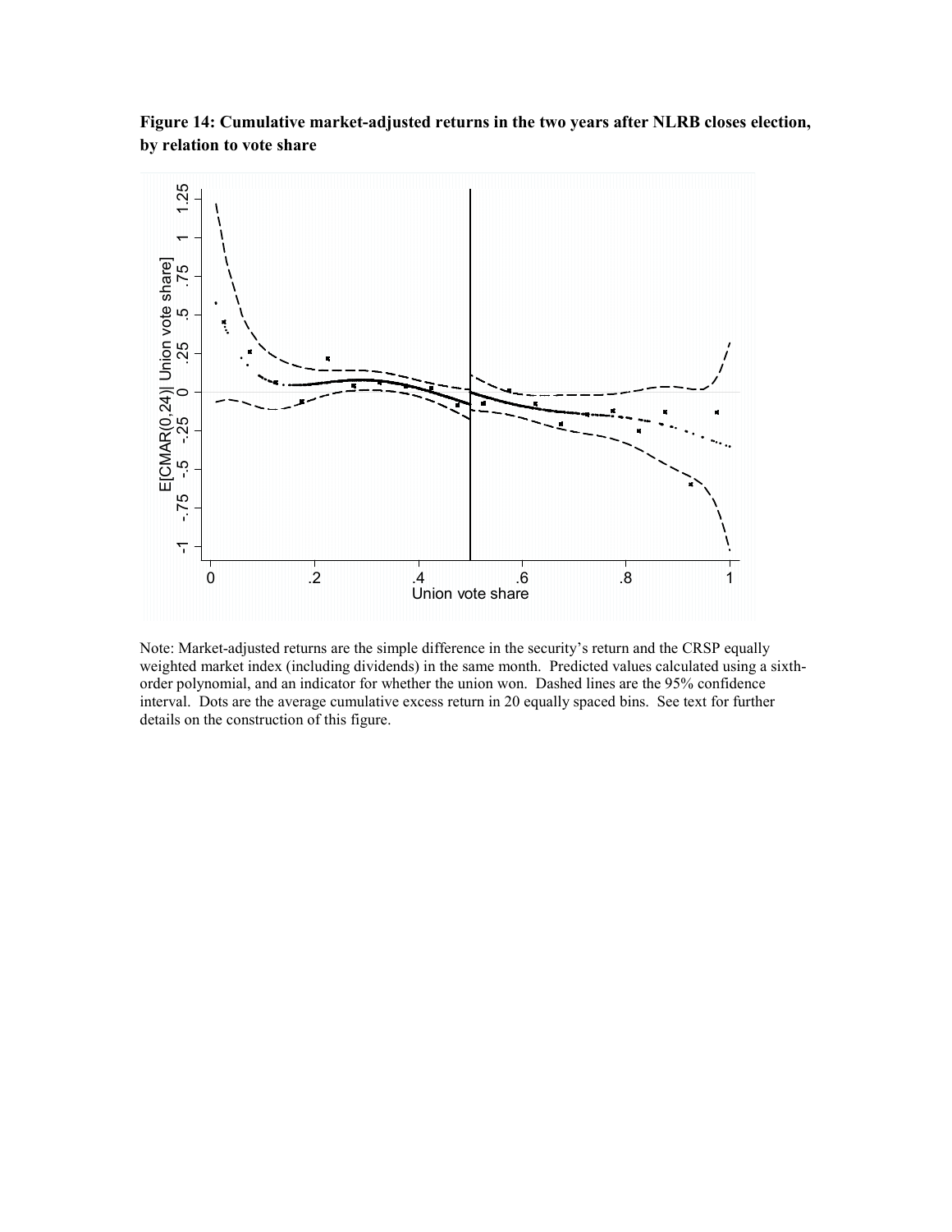**Figure 14: Cumulative market-adjusted returns in the two years after NLRB closes election, by relation to vote share**

Note: Market-adjusted returns are the simple difference in the security's return and the CRSP equally weighted market index (including dividends) in the same month. Predicted values calculated using a sixth-order polynomial, and an indicator for whether the union won. Dashed lines are the 95% confidence interval. Dots are the average cumulative excess return in 20 equally spaced bins. See text for further details on the construction of this figure.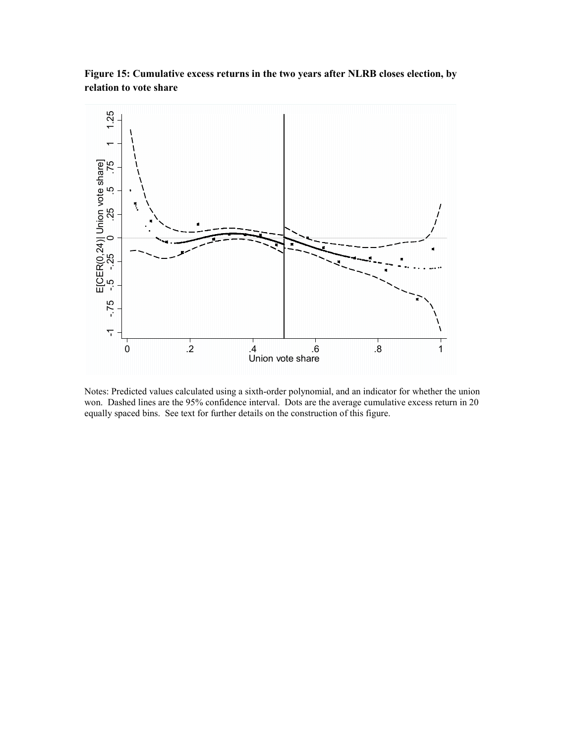**Figure 15: Cumulative excess returns in the two years after NLRB closes election, by relation to vote share**

Notes: Predicted values calculated using a sixth-order polynomial, and an indicator for whether the union won. Dashed lines are the 95% confidence interval. Dots are the average cumulative excess return in 20 equally spaced bins. See text for further details on the construction of this figure.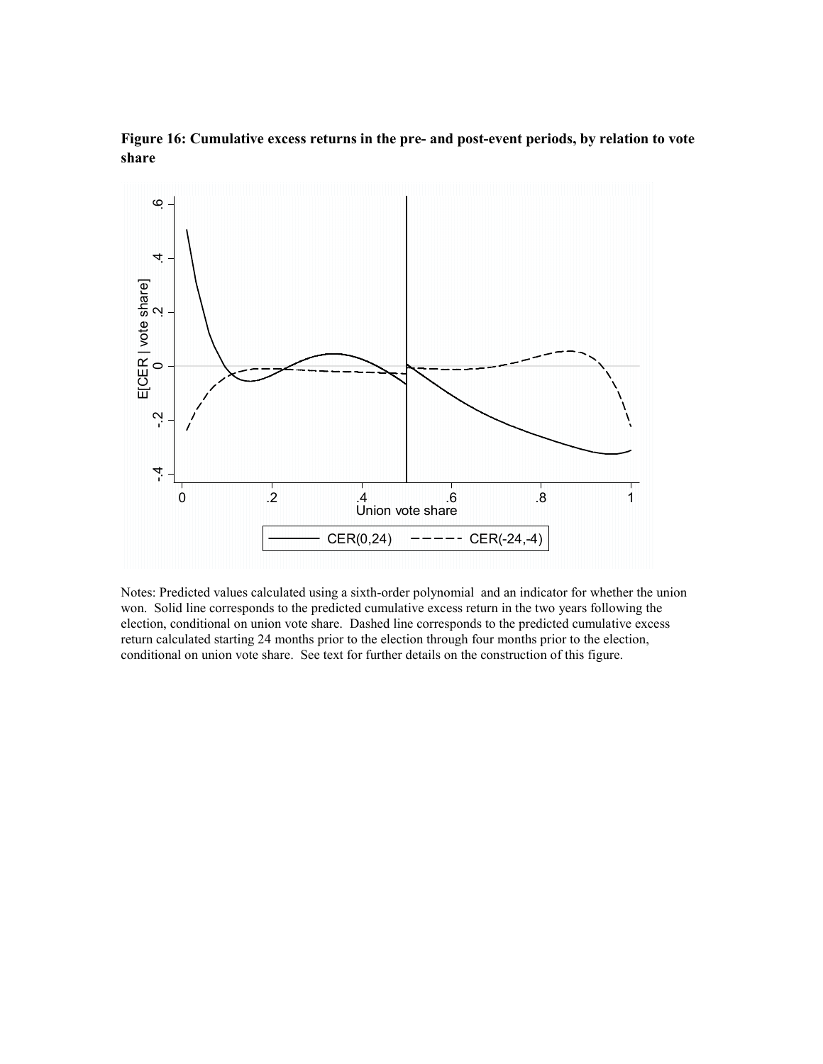**Figure 16: Cumulative excess returns in the pre- and post-event periods, by relation to vote share**

Notes: Predicted values calculated using a sixth-order polynomial and an indicator for whether the union won. Solid line corresponds to the predicted cumulative excess return in the two years following the election, conditional on union vote share. Dashed line corresponds to the predicted cumulative excess return calculated starting 24 months prior to the election through four months prior to the election, conditional on union vote share. See text for further details on the construction of this figure.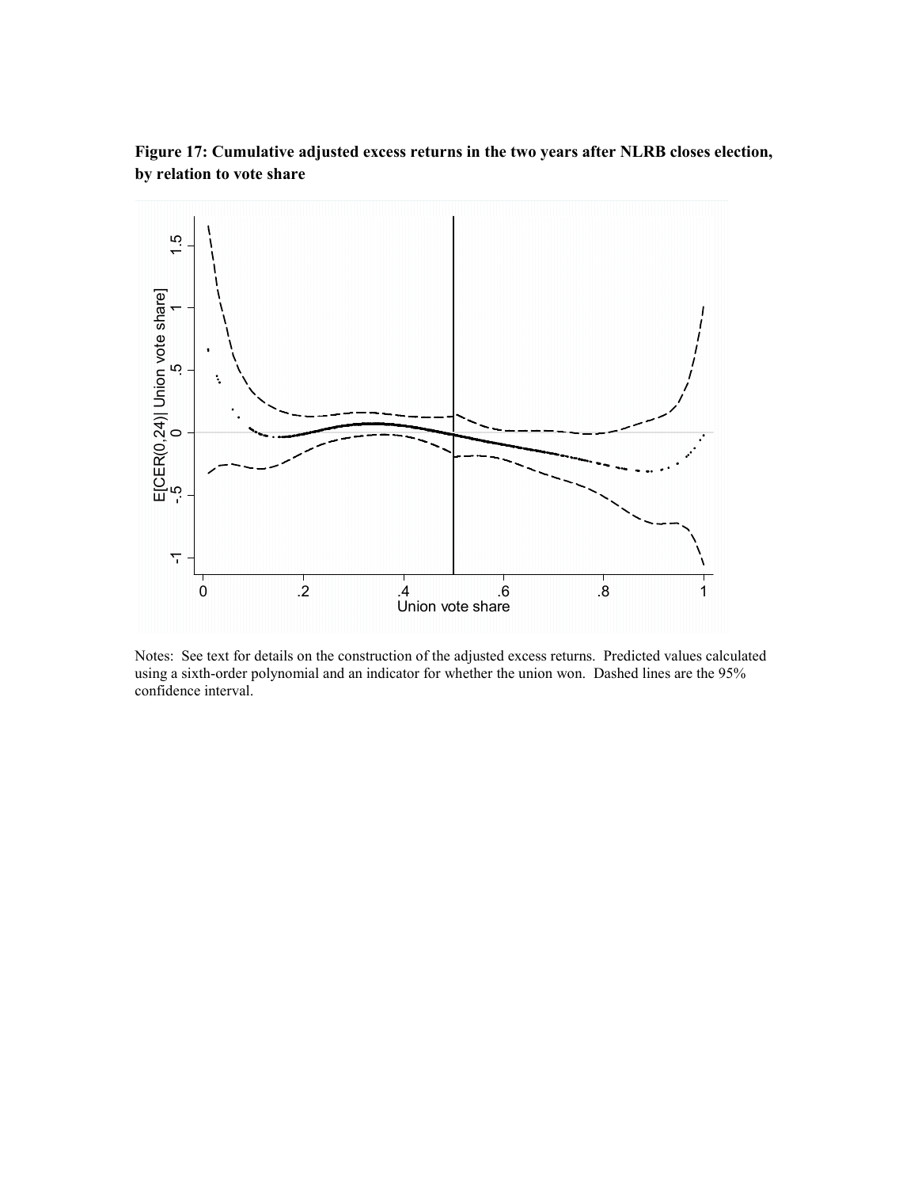**Figure 17: Cumulative adjusted excess returns in the two years after NLRB closes election, by relation to vote share**

Notes: See text for details on the construction of the adjusted excess returns. Predicted values calculated using a sixth-order polynomial and an indicator for whether the union won. Dashed lines are the 95% confidence interval.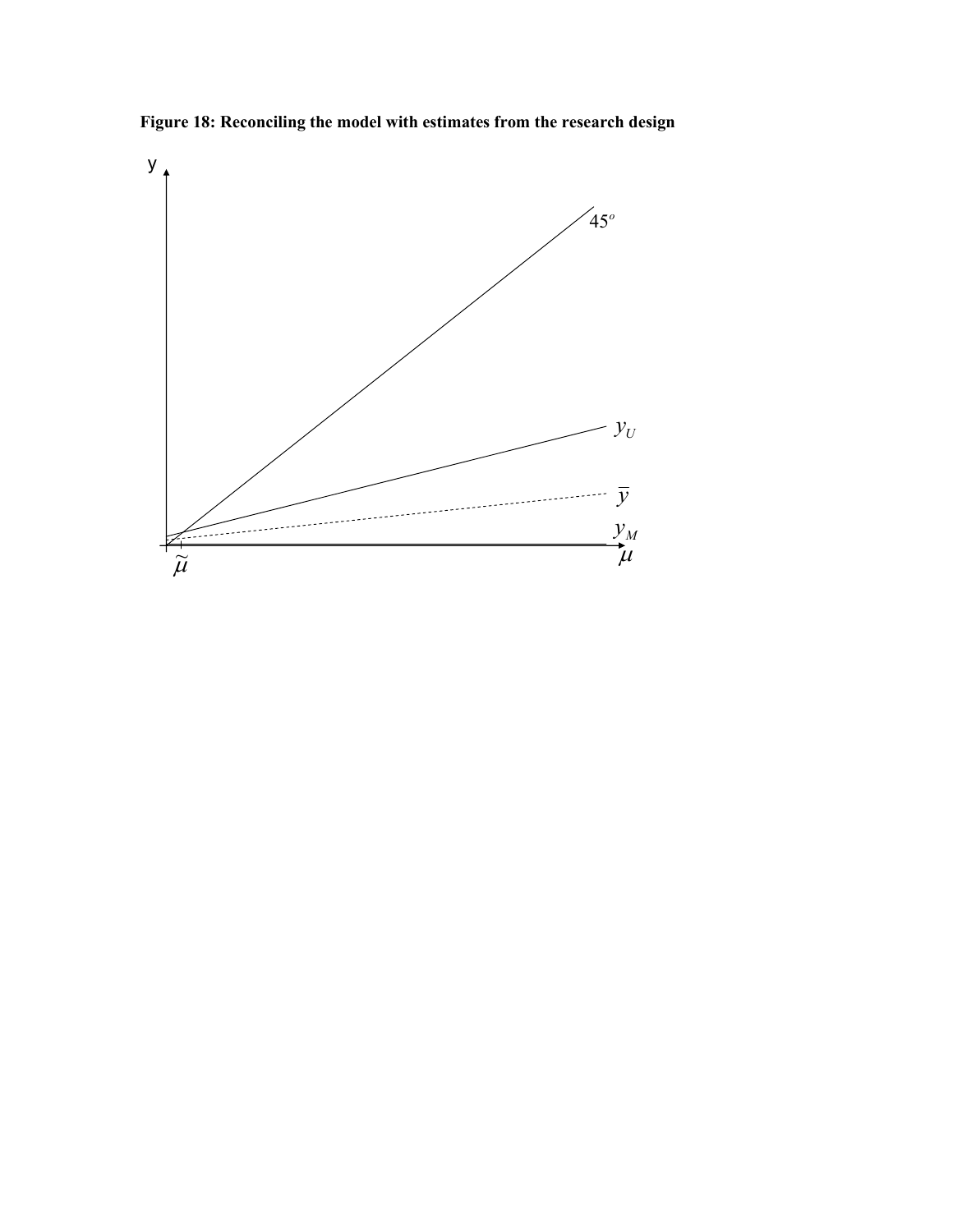**Figure 18: Reconciling the model with estimates from the research design**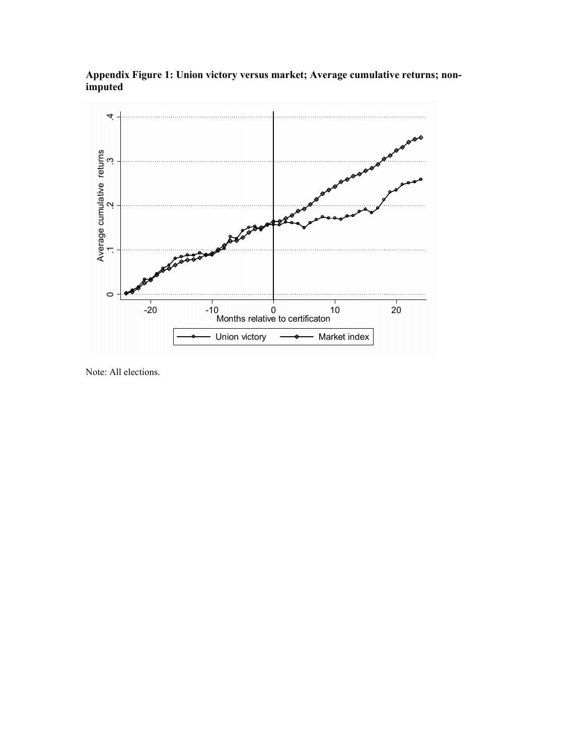**Appendix Figure 1: Union victory versus market; Average cumulative returns; non-imputed**

Note: All elections.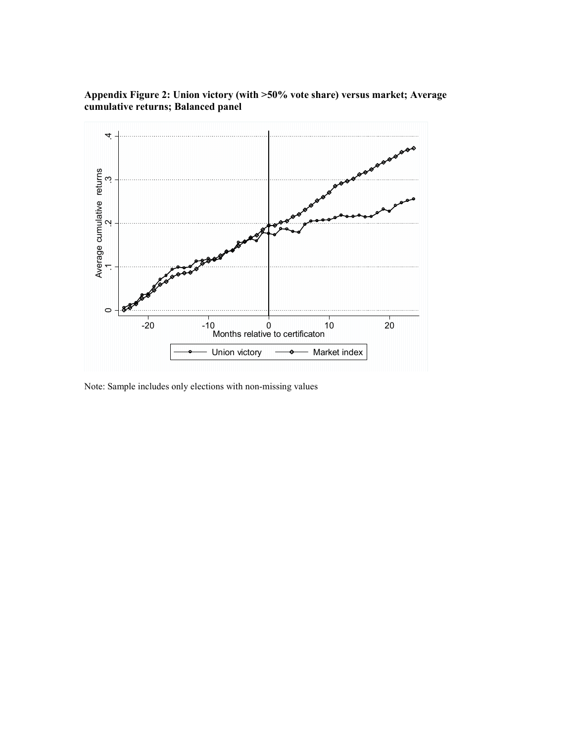**Appendix Figure 2: Union victory (with >50% vote share) versus market; Average cumulative returns; Balanced panel**

Note: Sample includes only elections with non-missing values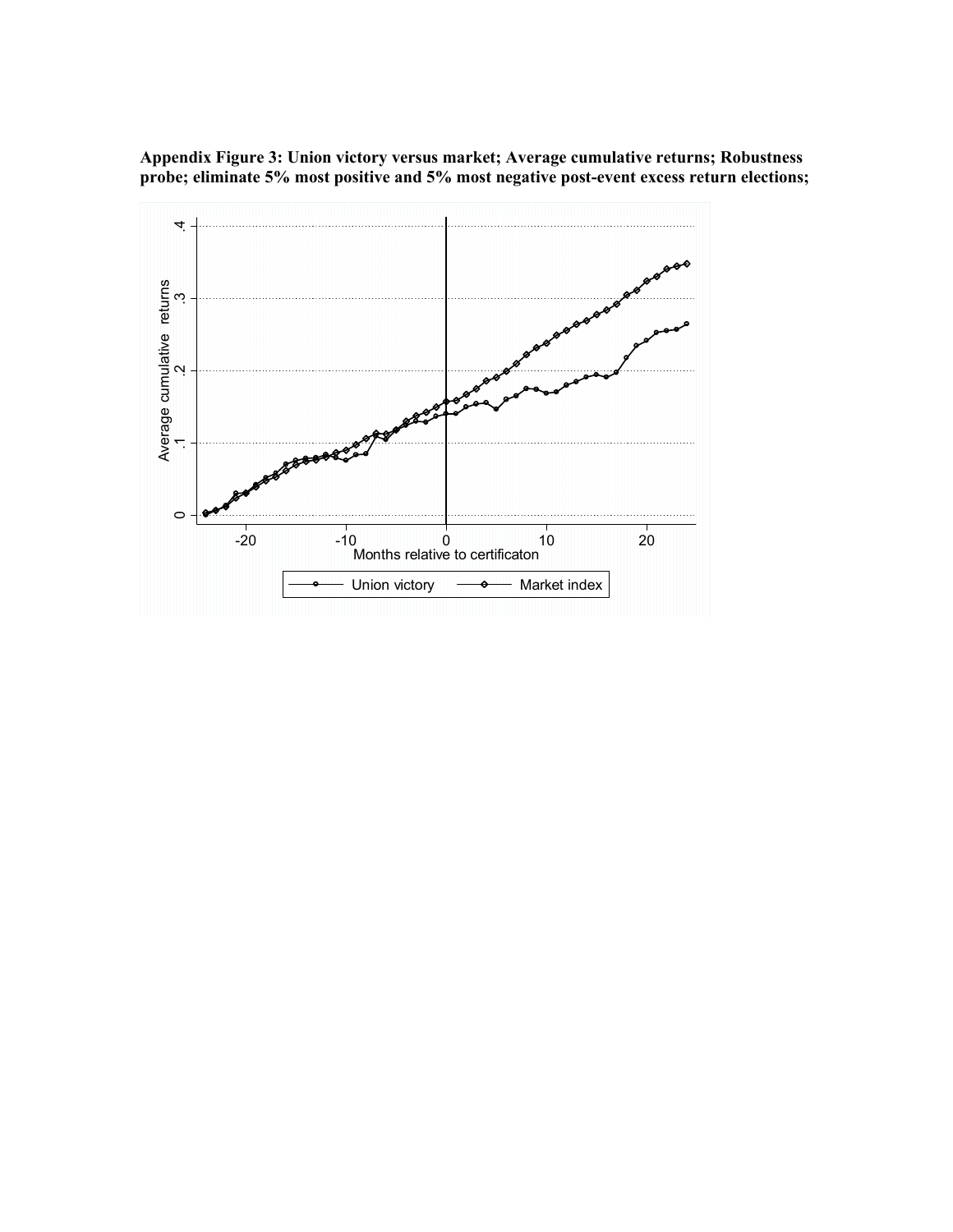**Appendix Figure 3: Union victory versus market; Average cumulative returns; Robustness probe; eliminate 5% most positive and 5% most negative post-event excess return elections;**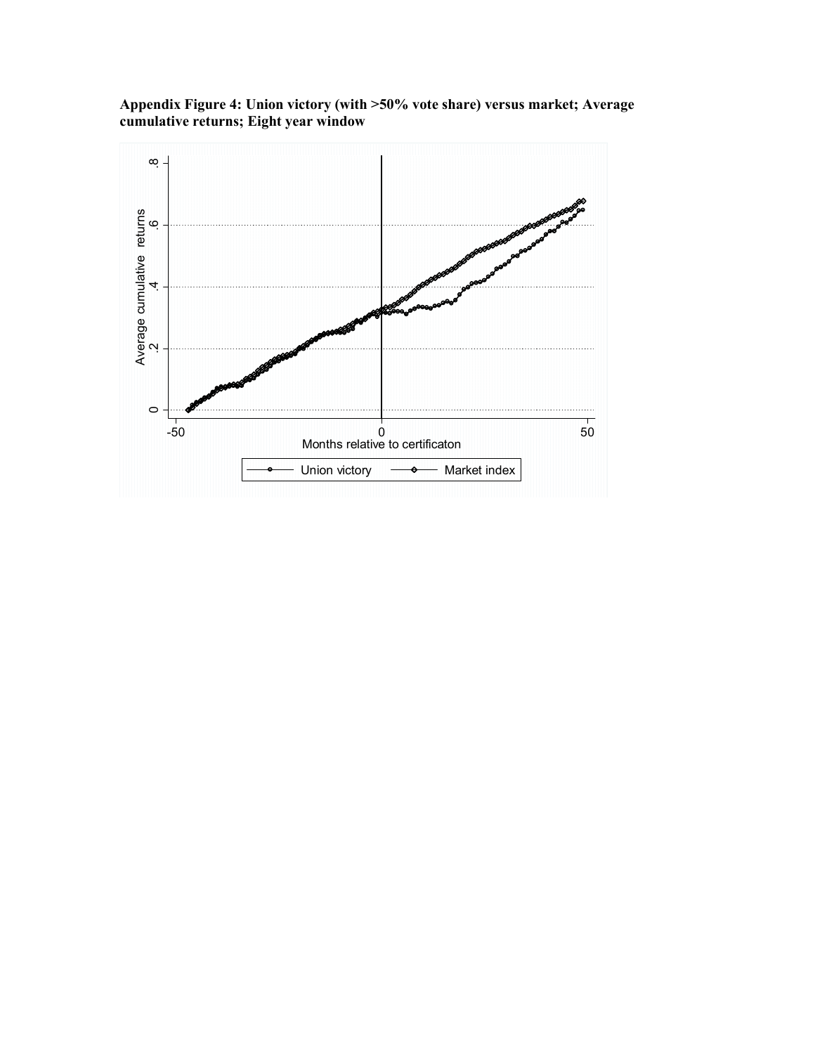**Appendix Figure 4: Union victory (with >50% vote share) versus market; Average cumulative returns; Eight year window**

Average cumulative returns

0

.2

.4

.6

.8

-50

0

50

Months relative to certificaton

Union victory

Market index